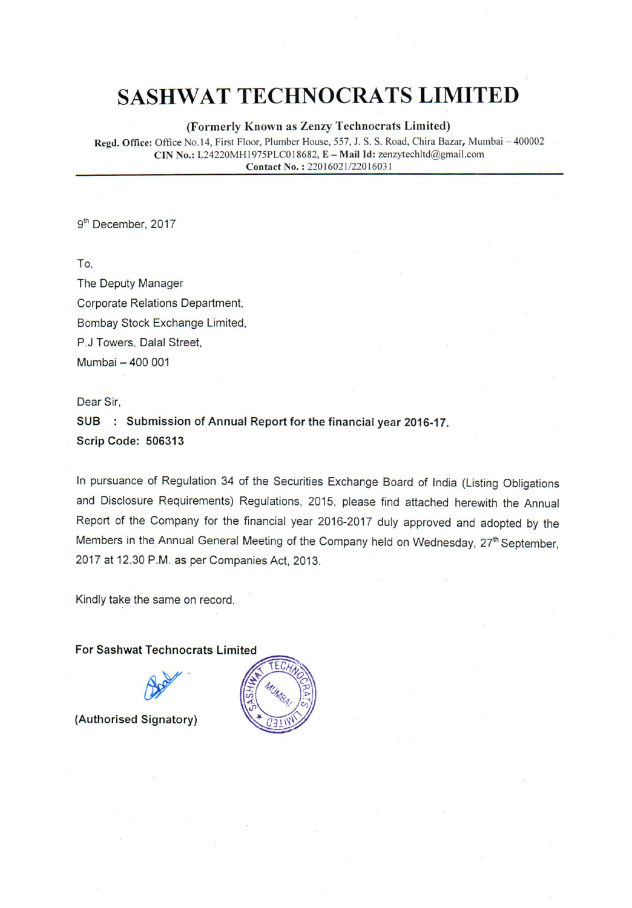# SASHWAT TECHNOCRATS LIMITED

**(Formerly Known as Zenzy Technocrats Limited)**

**Regd. Office:** Office No.14, First Floor, Plumber House, 557, J. S. S. Road, Chira Bazar, Mumbai – 400002
**CIN No.:** L24220MH1975PLC018682, **E – Mail Id:** zenzytechltd@gmail.com
**Contact No. :** 22016021/22016031

9th December, 2017

To,
The Deputy Manager
Corporate Relations Department,
Bombay Stock Exchange Limited,
P.J Towers, Dalal Street,
Mumbai – 400 001

Dear Sir,

**SUB : Submission of Annual Report for the financial year 2016-17.**
**Scrip Code: 506313**

In pursuance of Regulation 34 of the Securities Exchange Board of India (Listing Obligations and Disclosure Requirements) Regulations, 2015, please find attached herewith the Annual Report of the Company for the financial year 2016-2017 duly approved and adopted by the Members in the Annual General Meeting of the Company held on Wednesday, 27th September, 2017 at 12.30 P.M. as per Companies Act, 2013.

Kindly take the same on record.

**For Sashwat Technocrats Limited**

**(Authorised Signatory)**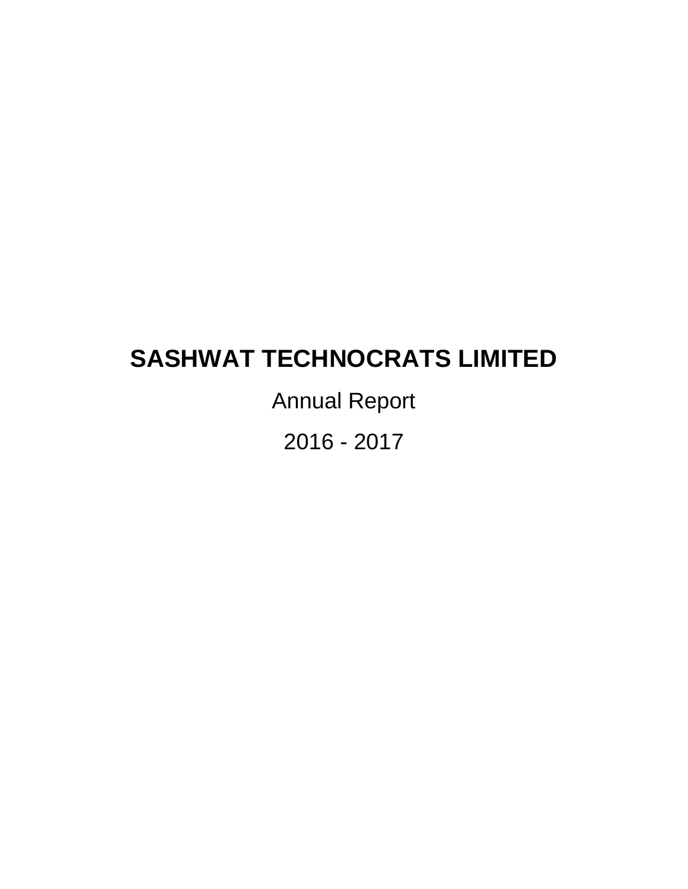# SASHWAT TECHNOCRATS LIMITED

Annual Report

2016 - 2017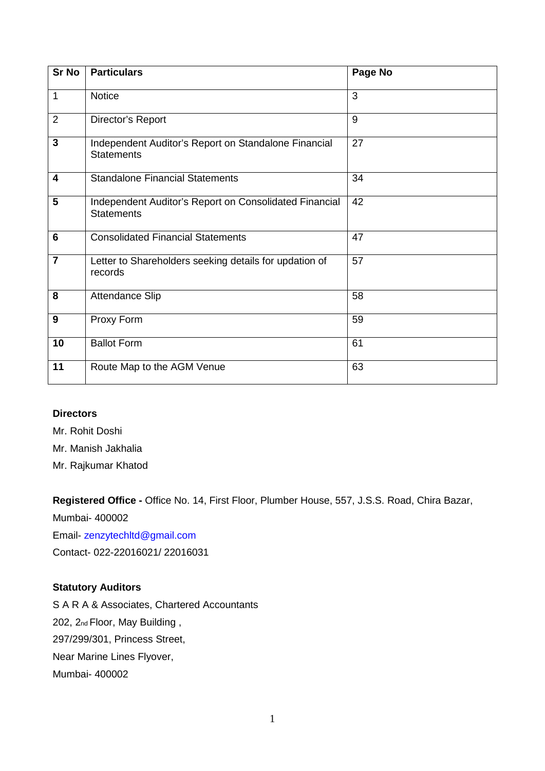| Sr No | Particulars | Page No |
|---|---|---|
| 1 | Notice | 3 |
| 2 | Director's Report | 9 |
| 3 | Independent Auditor's Report on Standalone Financial Statements | 27 |
| 4 | Standalone Financial Statements | 34 |
| 5 | Independent Auditor's Report on Consolidated Financial Statements | 42 |
| 6 | Consolidated Financial Statements | 47 |
| 7 | Letter to Shareholders seeking details for updation of records | 57 |
| 8 | Attendance Slip | 58 |
| 9 | Proxy Form | 59 |
| 10 | Ballot Form | 61 |
| 11 | Route Map to the AGM Venue | 63 |

**Directors**

Mr. Rohit Doshi

Mr. Manish Jakhalia

Mr. Rajkumar Khatod

**Registered Office -** Office No. 14, First Floor, Plumber House, 557, J.S.S. Road, Chira Bazar, Mumbai- 400002

Email- zenzytechltd@gmail.com

Contact- 022-22016021/ 22016031

**Statutory Auditors**

S A R A & Associates, Chartered Accountants

202, 2nd Floor, May Building ,

297/299/301, Princess Street,

Near Marine Lines Flyover,

Mumbai- 400002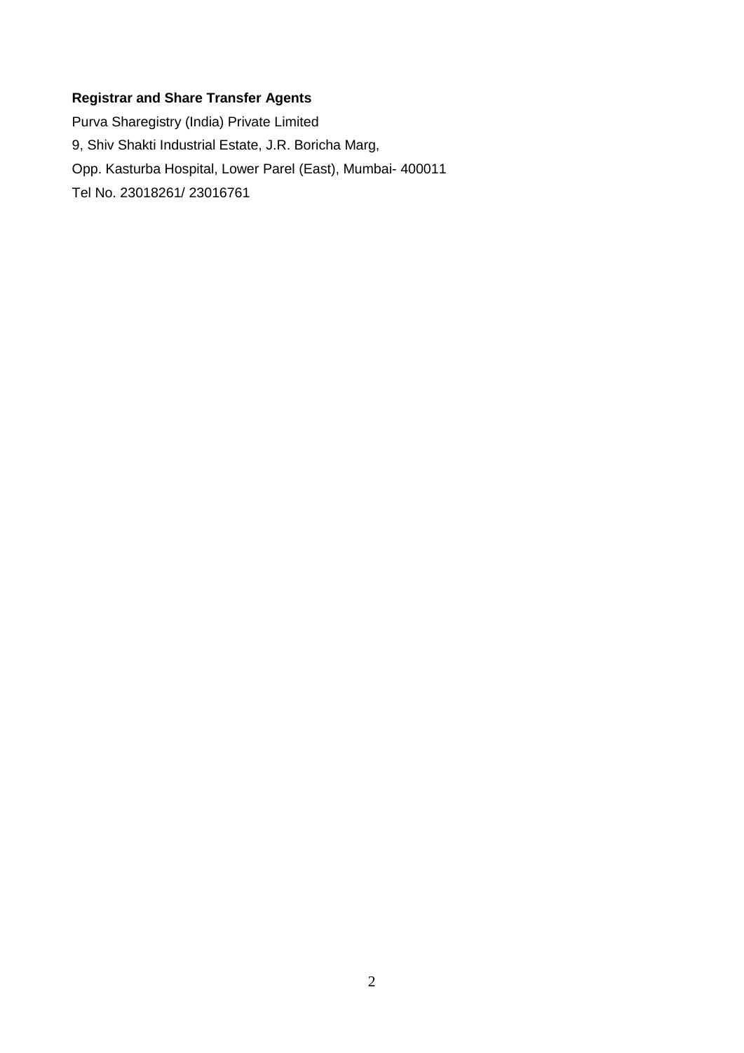**Registrar and Share Transfer Agents**

Purva Sharegistry (India) Private Limited

9, Shiv Shakti Industrial Estate, J.R. Boricha Marg,

Opp. Kasturba Hospital, Lower Parel (East), Mumbai- 400011

Tel No. 23018261/ 23016761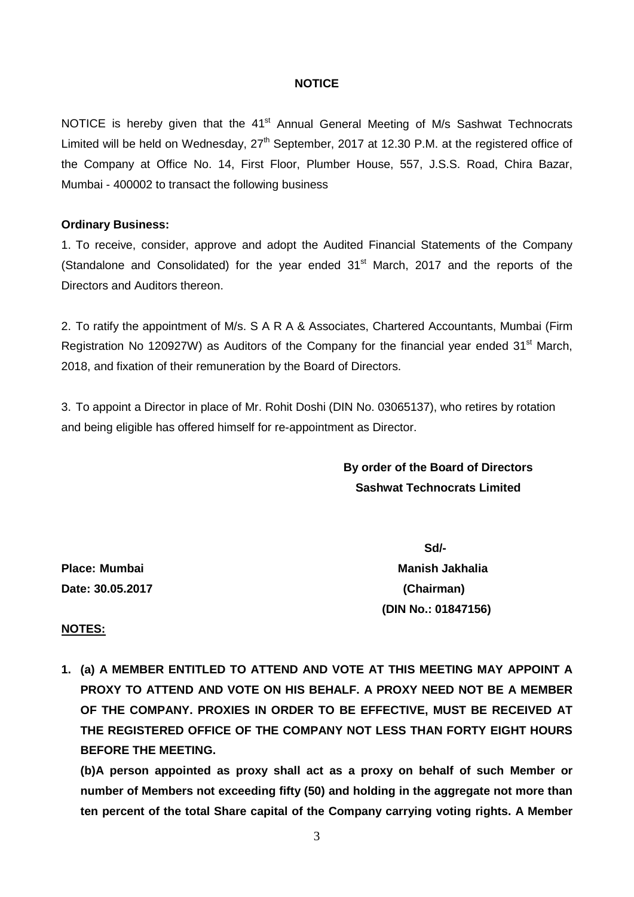## NOTICE

NOTICE is hereby given that the 41st Annual General Meeting of M/s Sashwat Technocrats Limited will be held on Wednesday, 27th September, 2017 at 12.30 P.M. at the registered office of the Company at Office No. 14, First Floor, Plumber House, 557, J.S.S. Road, Chira Bazar, Mumbai - 400002 to transact the following business

**Ordinary Business:**

1. To receive, consider, approve and adopt the Audited Financial Statements of the Company (Standalone and Consolidated) for the year ended 31st March, 2017 and the reports of the Directors and Auditors thereon.

2. To ratify the appointment of M/s. S A R A & Associates, Chartered Accountants, Mumbai (Firm Registration No 120927W) as Auditors of the Company for the financial year ended 31st March, 2018, and fixation of their remuneration by the Board of Directors.

3. To appoint a Director in place of Mr. Rohit Doshi (DIN No. 03065137), who retires by rotation and being eligible has offered himself for re-appointment as Director.

**By order of the Board of Directors**
**Sashwat Technocrats Limited**

**Sd/-**
**Manish Jakhalia**
**(Chairman)**
**(DIN No.: 01847156)**

**Place: Mumbai**
**Date: 30.05.2017**

**NOTES:**

1. **(a) A MEMBER ENTITLED TO ATTEND AND VOTE AT THIS MEETING MAY APPOINT A PROXY TO ATTEND AND VOTE ON HIS BEHALF. A PROXY NEED NOT BE A MEMBER OF THE COMPANY. PROXIES IN ORDER TO BE EFFECTIVE, MUST BE RECEIVED AT THE REGISTERED OFFICE OF THE COMPANY NOT LESS THAN FORTY EIGHT HOURS BEFORE THE MEETING.**

   **(b)A person appointed as proxy shall act as a proxy on behalf of such Member or number of Members not exceeding fifty (50) and holding in the aggregate not more than ten percent of the total Share capital of the Company carrying voting rights. A Member**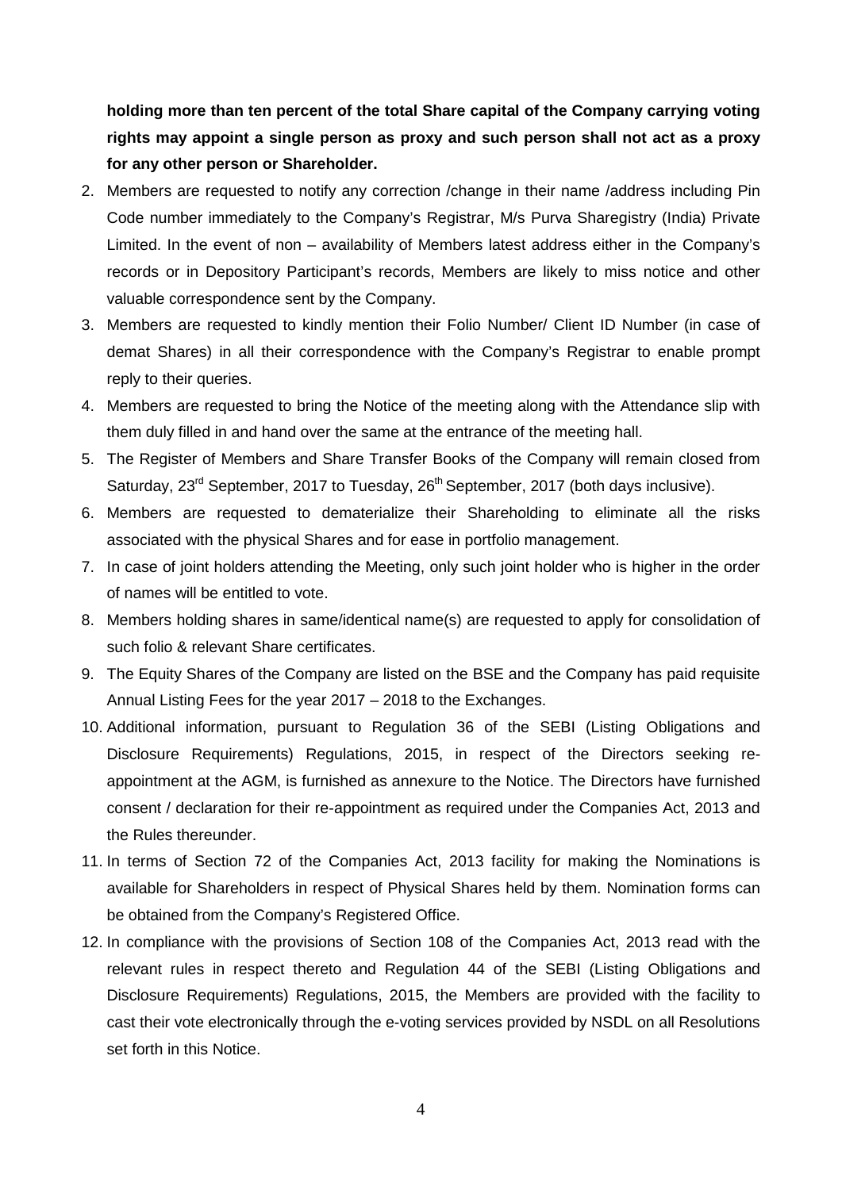**holding more than ten percent of the total Share capital of the Company carrying voting rights may appoint a single person as proxy and such person shall not act as a proxy for any other person or Shareholder.**

2. Members are requested to notify any correction /change in their name /address including Pin Code number immediately to the Company's Registrar, M/s Purva Sharegistry (India) Private Limited. In the event of non – availability of Members latest address either in the Company's records or in Depository Participant's records, Members are likely to miss notice and other valuable correspondence sent by the Company.
3. Members are requested to kindly mention their Folio Number/ Client ID Number (in case of demat Shares) in all their correspondence with the Company's Registrar to enable prompt reply to their queries.
4. Members are requested to bring the Notice of the meeting along with the Attendance slip with them duly filled in and hand over the same at the entrance of the meeting hall.
5. The Register of Members and Share Transfer Books of the Company will remain closed from Saturday, 23rd September, 2017 to Tuesday, 26th September, 2017 (both days inclusive).
6. Members are requested to dematerialize their Shareholding to eliminate all the risks associated with the physical Shares and for ease in portfolio management.
7. In case of joint holders attending the Meeting, only such joint holder who is higher in the order of names will be entitled to vote.
8. Members holding shares in same/identical name(s) are requested to apply for consolidation of such folio & relevant Share certificates.
9. The Equity Shares of the Company are listed on the BSE and the Company has paid requisite Annual Listing Fees for the year 2017 – 2018 to the Exchanges.
10. Additional information, pursuant to Regulation 36 of the SEBI (Listing Obligations and Disclosure Requirements) Regulations, 2015, in respect of the Directors seeking re-appointment at the AGM, is furnished as annexure to the Notice. The Directors have furnished consent / declaration for their re-appointment as required under the Companies Act, 2013 and the Rules thereunder.
11. In terms of Section 72 of the Companies Act, 2013 facility for making the Nominations is available for Shareholders in respect of Physical Shares held by them. Nomination forms can be obtained from the Company's Registered Office.
12. In compliance with the provisions of Section 108 of the Companies Act, 2013 read with the relevant rules in respect thereto and Regulation 44 of the SEBI (Listing Obligations and Disclosure Requirements) Regulations, 2015, the Members are provided with the facility to cast their vote electronically through the e-voting services provided by NSDL on all Resolutions set forth in this Notice.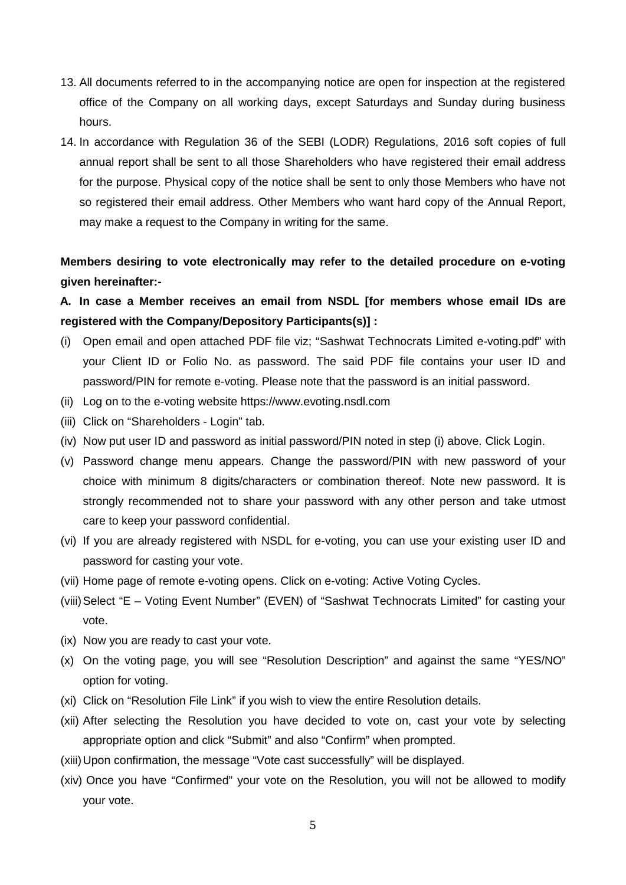13. All documents referred to in the accompanying notice are open for inspection at the registered office of the Company on all working days, except Saturdays and Sunday during business hours.
14. In accordance with Regulation 36 of the SEBI (LODR) Regulations, 2016 soft copies of full annual report shall be sent to all those Shareholders who have registered their email address for the purpose. Physical copy of the notice shall be sent to only those Members who have not so registered their email address. Other Members who want hard copy of the Annual Report, may make a request to the Company in writing for the same.

**Members desiring to vote electronically may refer to the detailed procedure on e-voting given hereinafter:-**

**A. In case a Member receives an email from NSDL [for members whose email IDs are registered with the Company/Depository Participants(s)] :**

(i) Open email and open attached PDF file viz; "Sashwat Technocrats Limited e-voting.pdf" with your Client ID or Folio No. as password. The said PDF file contains your user ID and password/PIN for remote e-voting. Please note that the password is an initial password.

(ii) Log on to the e-voting website https://www.evoting.nsdl.com

(iii) Click on "Shareholders - Login" tab.

(iv) Now put user ID and password as initial password/PIN noted in step (i) above. Click Login.

(v) Password change menu appears. Change the password/PIN with new password of your choice with minimum 8 digits/characters or combination thereof. Note new password. It is strongly recommended not to share your password with any other person and take utmost care to keep your password confidential.

(vi) If you are already registered with NSDL for e-voting, you can use your existing user ID and password for casting your vote.

(vii) Home page of remote e-voting opens. Click on e-voting: Active Voting Cycles.

(viii) Select "E – Voting Event Number" (EVEN) of "Sashwat Technocrats Limited" for casting your vote.

(ix) Now you are ready to cast your vote.

(x) On the voting page, you will see "Resolution Description" and against the same "YES/NO" option for voting.

(xi) Click on "Resolution File Link" if you wish to view the entire Resolution details.

(xii) After selecting the Resolution you have decided to vote on, cast your vote by selecting appropriate option and click "Submit" and also "Confirm" when prompted.

(xiii) Upon confirmation, the message "Vote cast successfully" will be displayed.

(xiv) Once you have "Confirmed" your vote on the Resolution, you will not be allowed to modify your vote.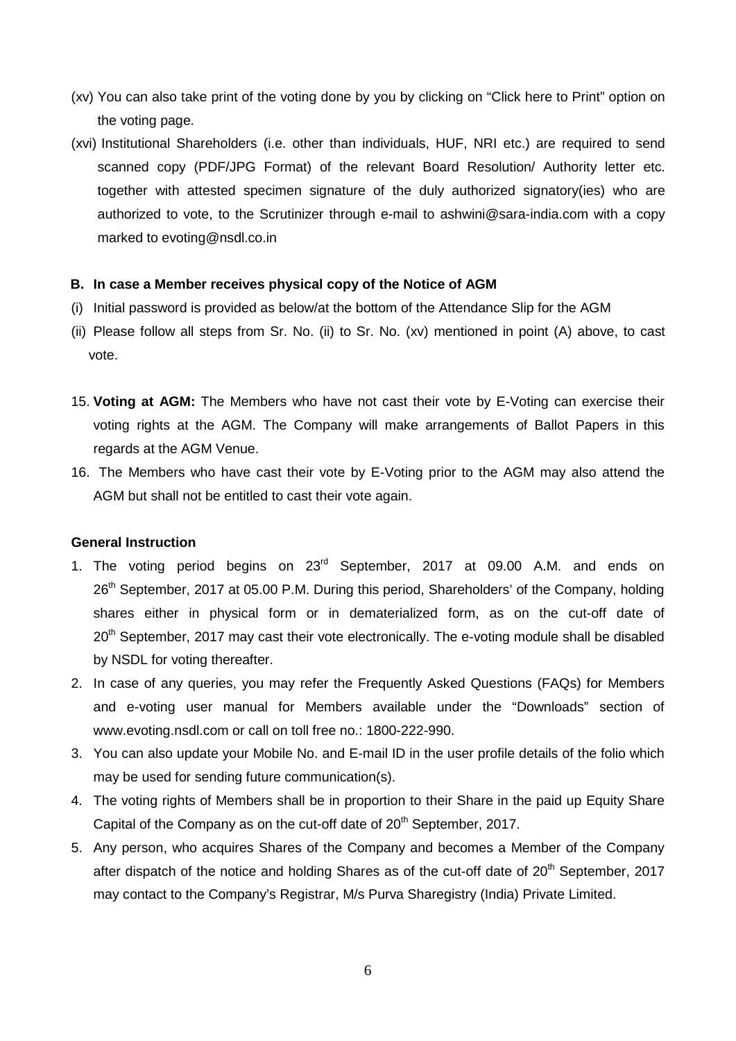(xv) You can also take print of the voting done by you by clicking on "Click here to Print" option on the voting page.

(xvi) Institutional Shareholders (i.e. other than individuals, HUF, NRI etc.) are required to send scanned copy (PDF/JPG Format) of the relevant Board Resolution/ Authority letter etc. together with attested specimen signature of the duly authorized signatory(ies) who are authorized to vote, to the Scrutinizer through e-mail to ashwini@sara-india.com with a copy marked to evoting@nsdl.co.in

**B. In case a Member receives physical copy of the Notice of AGM**

(i) Initial password is provided as below/at the bottom of the Attendance Slip for the AGM

(ii) Please follow all steps from Sr. No. (ii) to Sr. No. (xv) mentioned in point (A) above, to cast vote.

15. **Voting at AGM:** The Members who have not cast their vote by E-Voting can exercise their voting rights at the AGM. The Company will make arrangements of Ballot Papers in this regards at the AGM Venue.

16. The Members who have cast their vote by E-Voting prior to the AGM may also attend the AGM but shall not be entitled to cast their vote again.

**General Instruction**

1. The voting period begins on 23rd September, 2017 at 09.00 A.M. and ends on 26th September, 2017 at 05.00 P.M. During this period, Shareholders' of the Company, holding shares either in physical form or in dematerialized form, as on the cut-off date of 20th September, 2017 may cast their vote electronically. The e-voting module shall be disabled by NSDL for voting thereafter.
2. In case of any queries, you may refer the Frequently Asked Questions (FAQs) for Members and e-voting user manual for Members available under the "Downloads" section of www.evoting.nsdl.com or call on toll free no.: 1800-222-990.
3. You can also update your Mobile No. and E-mail ID in the user profile details of the folio which may be used for sending future communication(s).
4. The voting rights of Members shall be in proportion to their Share in the paid up Equity Share Capital of the Company as on the cut-off date of 20th September, 2017.
5. Any person, who acquires Shares of the Company and becomes a Member of the Company after dispatch of the notice and holding Shares as of the cut-off date of 20th September, 2017 may contact to the Company's Registrar, M/s Purva Sharegistry (India) Private Limited.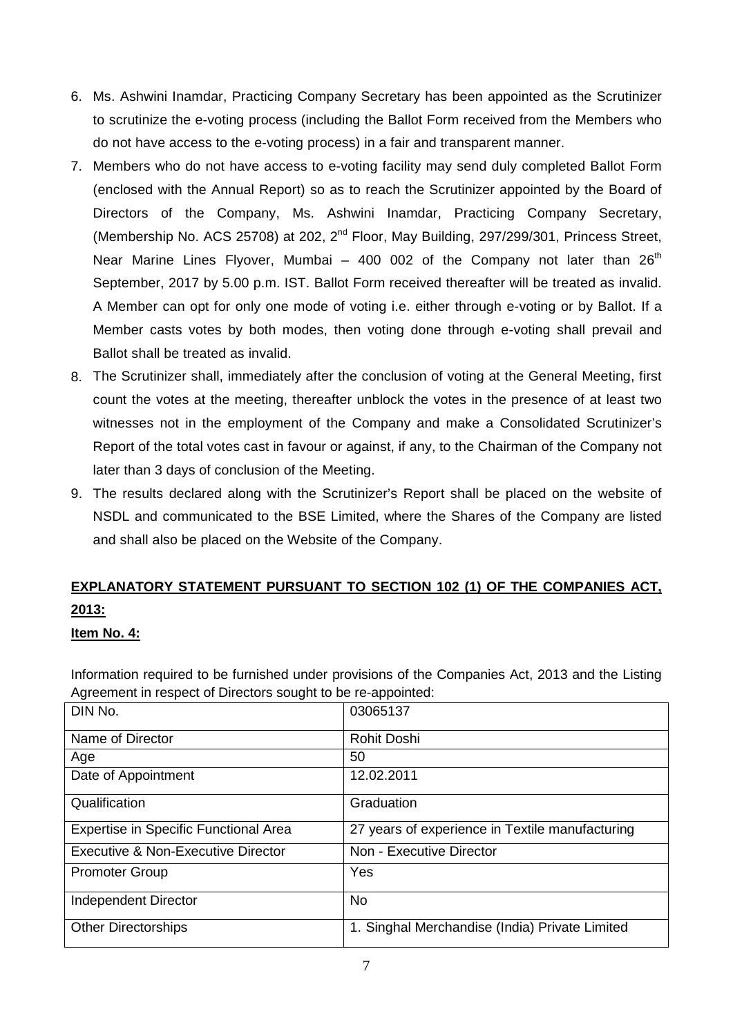6. Ms. Ashwini Inamdar, Practicing Company Secretary has been appointed as the Scrutinizer to scrutinize the e-voting process (including the Ballot Form received from the Members who do not have access to the e-voting process) in a fair and transparent manner.
7. Members who do not have access to e-voting facility may send duly completed Ballot Form (enclosed with the Annual Report) so as to reach the Scrutinizer appointed by the Board of Directors of the Company, Ms. Ashwini Inamdar, Practicing Company Secretary, (Membership No. ACS 25708) at 202, 2nd Floor, May Building, 297/299/301, Princess Street, Near Marine Lines Flyover, Mumbai – 400 002 of the Company not later than 26th September, 2017 by 5.00 p.m. IST. Ballot Form received thereafter will be treated as invalid. A Member can opt for only one mode of voting i.e. either through e-voting or by Ballot. If a Member casts votes by both modes, then voting done through e-voting shall prevail and Ballot shall be treated as invalid.
8. The Scrutinizer shall, immediately after the conclusion of voting at the General Meeting, first count the votes at the meeting, thereafter unblock the votes in the presence of at least two witnesses not in the employment of the Company and make a Consolidated Scrutinizer's Report of the total votes cast in favour or against, if any, to the Chairman of the Company not later than 3 days of conclusion of the Meeting.
9. The results declared along with the Scrutinizer's Report shall be placed on the website of NSDL and communicated to the BSE Limited, where the Shares of the Company are listed and shall also be placed on the Website of the Company.

## **EXPLANATORY STATEMENT PURSUANT TO SECTION 102 (1) OF THE COMPANIES ACT, 2013:**

**Item No. 4:**

Information required to be furnished under provisions of the Companies Act, 2013 and the Listing Agreement in respect of Directors sought to be re-appointed:

| DIN No. | 03065137 |
|---|---|
| Name of Director | Rohit Doshi |
| Age | 50 |
| Date of Appointment | 12.02.2011 |
| Qualification | Graduation |
| Expertise in Specific Functional Area | 27 years of experience in Textile manufacturing |
| Executive & Non-Executive Director | Non - Executive Director |
| Promoter Group | Yes |
| Independent Director | No |
| Other Directorships | 1. Singhal Merchandise (India) Private Limited |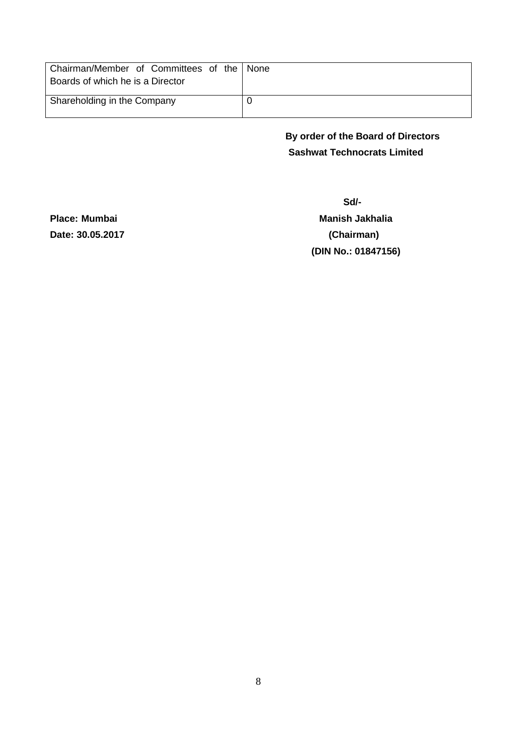| Chairman/Member of Committees of the Boards of which he is a Director | None |
|---|---|
| Shareholding in the Company | 0 |

**By order of the Board of Directors**
**Sashwat Technocrats Limited**

**Sd/-**
**Manish Jakhalia**
**(Chairman)**
**(DIN No.: 01847156)**

**Place: Mumbai**
**Date: 30.05.2017**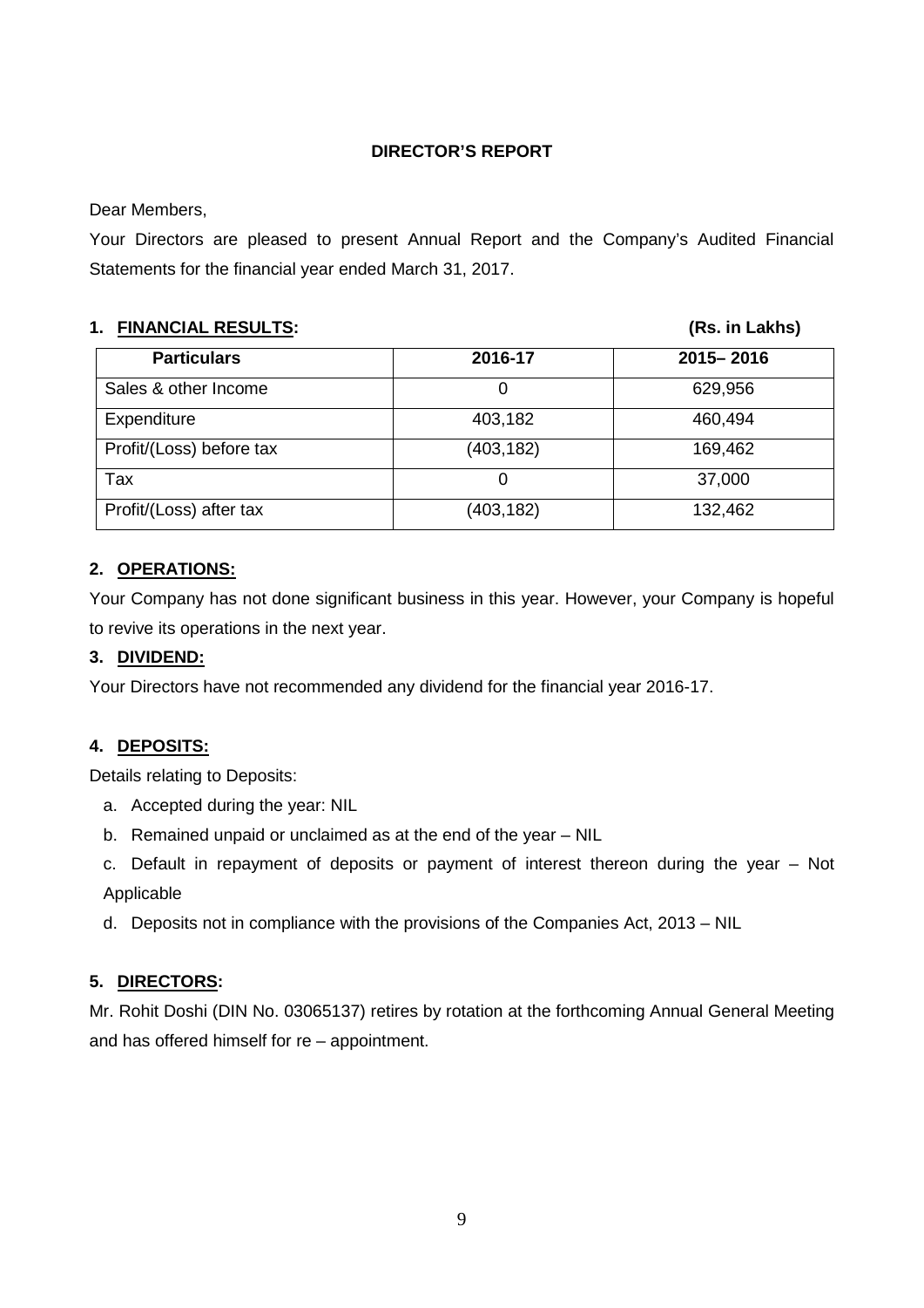# DIRECTOR'S REPORT

Dear Members,

Your Directors are pleased to present Annual Report and the Company's Audited Financial Statements for the financial year ended March 31, 2017.

## 1. FINANCIAL RESULTS: (Rs. in Lakhs)

| Particulars | 2016-17 | 2015– 2016 |
|---|---|---|
| Sales & other Income | 0 | 629,956 |
| Expenditure | 403,182 | 460,494 |
| Profit/(Loss) before tax | (403,182) | 169,462 |
| Tax | 0 | 37,000 |
| Profit/(Loss) after tax | (403,182) | 132,462 |

## 2. OPERATIONS:

Your Company has not done significant business in this year. However, your Company is hopeful to revive its operations in the next year.

## 3. DIVIDEND:

Your Directors have not recommended any dividend for the financial year 2016-17.

## 4. DEPOSITS:

Details relating to Deposits:

a. Accepted during the year: NIL

b. Remained unpaid or unclaimed as at the end of the year – NIL

c. Default in repayment of deposits or payment of interest thereon during the year – Not Applicable

d. Deposits not in compliance with the provisions of the Companies Act, 2013 – NIL

## 5. DIRECTORS:

Mr. Rohit Doshi (DIN No. 03065137) retires by rotation at the forthcoming Annual General Meeting and has offered himself for re – appointment.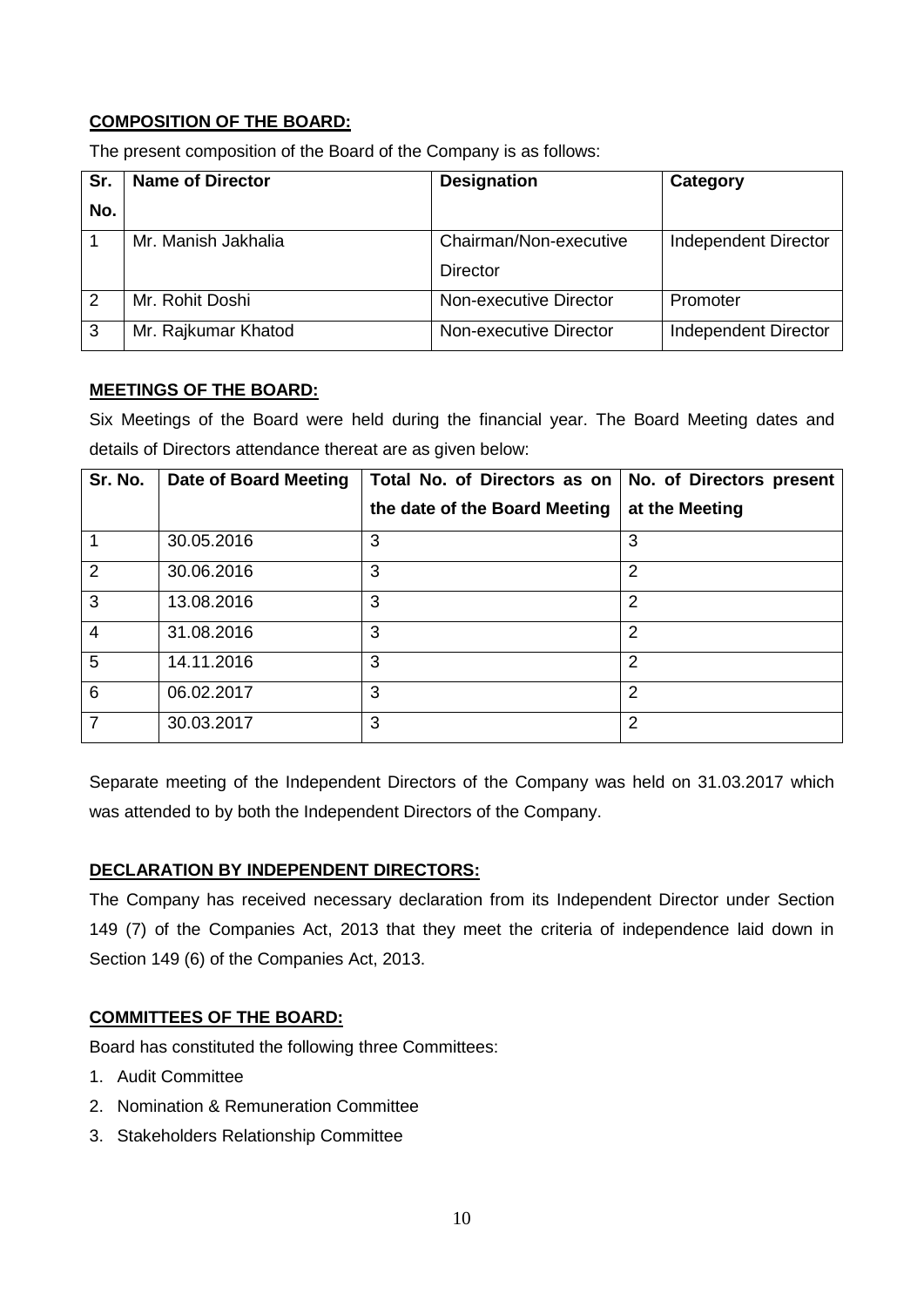**COMPOSITION OF THE BOARD:**

The present composition of the Board of the Company is as follows:

| Sr. No. | Name of Director | Designation | Category |
|---|---|---|---|
| 1 | Mr. Manish Jakhalia | Chairman/Non-executive Director | Independent Director |
| 2 | Mr. Rohit Doshi | Non-executive Director | Promoter |
| 3 | Mr. Rajkumar Khatod | Non-executive Director | Independent Director |

**MEETINGS OF THE BOARD:**

Six Meetings of the Board were held during the financial year. The Board Meeting dates and details of Directors attendance thereat are as given below:

| Sr. No. | Date of Board Meeting | Total No. of Directors as on the date of the Board Meeting | No. of Directors present at the Meeting |
|---|---|---|---|
| 1 | 30.05.2016 | 3 | 3 |
| 2 | 30.06.2016 | 3 | 2 |
| 3 | 13.08.2016 | 3 | 2 |
| 4 | 31.08.2016 | 3 | 2 |
| 5 | 14.11.2016 | 3 | 2 |
| 6 | 06.02.2017 | 3 | 2 |
| 7 | 30.03.2017 | 3 | 2 |

Separate meeting of the Independent Directors of the Company was held on 31.03.2017 which was attended to by both the Independent Directors of the Company.

**DECLARATION BY INDEPENDENT DIRECTORS:**

The Company has received necessary declaration from its Independent Director under Section 149 (7) of the Companies Act, 2013 that they meet the criteria of independence laid down in Section 149 (6) of the Companies Act, 2013.

**COMMITTEES OF THE BOARD:**

Board has constituted the following three Committees:

1. Audit Committee
2. Nomination & Remuneration Committee
3. Stakeholders Relationship Committee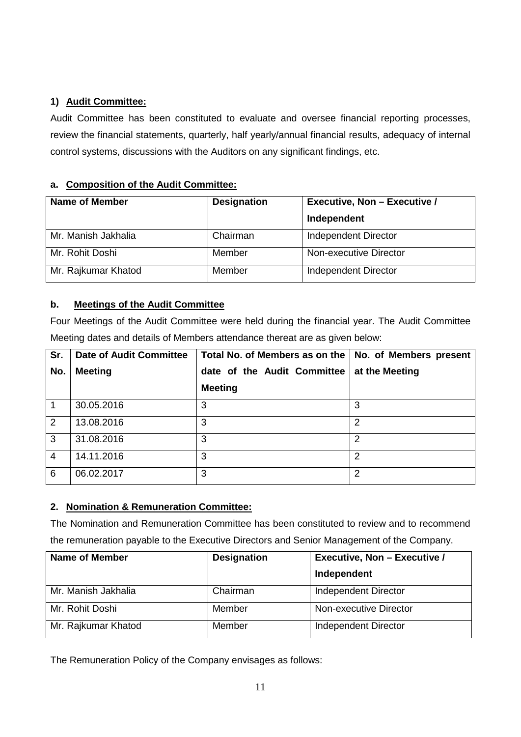## 1) Audit Committee:

Audit Committee has been constituted to evaluate and oversee financial reporting processes, review the financial statements, quarterly, half yearly/annual financial results, adequacy of internal control systems, discussions with the Auditors on any significant findings, etc.

### a. Composition of the Audit Committee:

| Name of Member | Designation | Executive, Non – Executive / Independent |
|---|---|---|
| Mr. Manish Jakhalia | Chairman | Independent Director |
| Mr. Rohit Doshi | Member | Non-executive Director |
| Mr. Rajkumar Khatod | Member | Independent Director |

### b. Meetings of the Audit Committee

Four Meetings of the Audit Committee were held during the financial year. The Audit Committee Meeting dates and details of Members attendance thereat are as given below:

| Sr. No. | Date of Audit Committee Meeting | Total No. of Members as on the date of the Audit Committee Meeting | No. of Members present at the Meeting |
|---|---|---|---|
| 1 | 30.05.2016 | 3 | 3 |
| 2 | 13.08.2016 | 3 | 2 |
| 3 | 31.08.2016 | 3 | 2 |
| 4 | 14.11.2016 | 3 | 2 |
| 6 | 06.02.2017 | 3 | 2 |

## 2. Nomination & Remuneration Committee:

The Nomination and Remuneration Committee has been constituted to review and to recommend the remuneration payable to the Executive Directors and Senior Management of the Company.

| Name of Member | Designation | Executive, Non – Executive / Independent |
|---|---|---|
| Mr. Manish Jakhalia | Chairman | Independent Director |
| Mr. Rohit Doshi | Member | Non-executive Director |
| Mr. Rajkumar Khatod | Member | Independent Director |

The Remuneration Policy of the Company envisages as follows: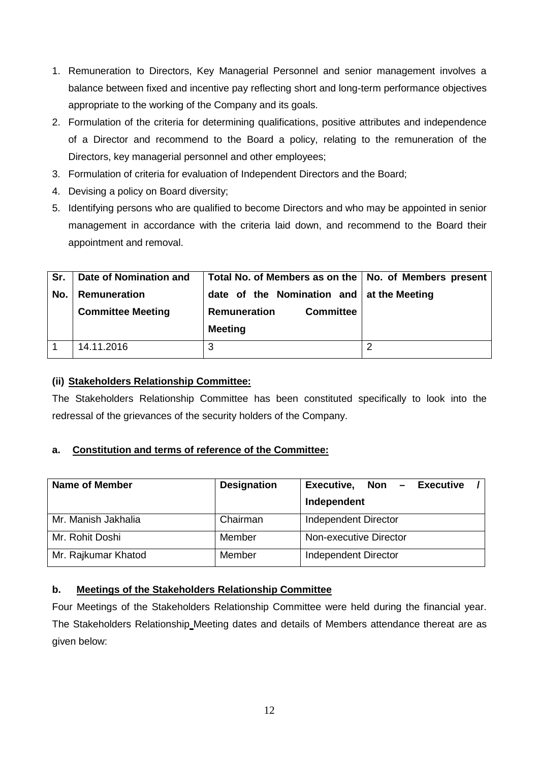1. Remuneration to Directors, Key Managerial Personnel and senior management involves a balance between fixed and incentive pay reflecting short and long-term performance objectives appropriate to the working of the Company and its goals.
2. Formulation of the criteria for determining qualifications, positive attributes and independence of a Director and recommend to the Board a policy, relating to the remuneration of the Directors, key managerial personnel and other employees;
3. Formulation of criteria for evaluation of Independent Directors and the Board;
4. Devising a policy on Board diversity;
5. Identifying persons who are qualified to become Directors and who may be appointed in senior management in accordance with the criteria laid down, and recommend to the Board their appointment and removal.

| Sr. No. | Date of Nomination and Remuneration Committee Meeting | Total No. of Members as on the date of the Nomination and Remuneration Committee Meeting | No. of Members present at the Meeting |
|---|---|---|---|
| 1 | 14.11.2016 | 3 | 2 |

**(ii) Stakeholders Relationship Committee:**

The Stakeholders Relationship Committee has been constituted specifically to look into the redressal of the grievances of the security holders of the Company.

**a. Constitution and terms of reference of the Committee:**

| Name of Member | Designation | Executive, Non – Executive / Independent |
|---|---|---|
| Mr. Manish Jakhalia | Chairman | Independent Director |
| Mr. Rohit Doshi | Member | Non-executive Director |
| Mr. Rajkumar Khatod | Member | Independent Director |

**b. Meetings of the Stakeholders Relationship Committee**

Four Meetings of the Stakeholders Relationship Committee were held during the financial year. The Stakeholders Relationship Meeting dates and details of Members attendance thereat are as given below: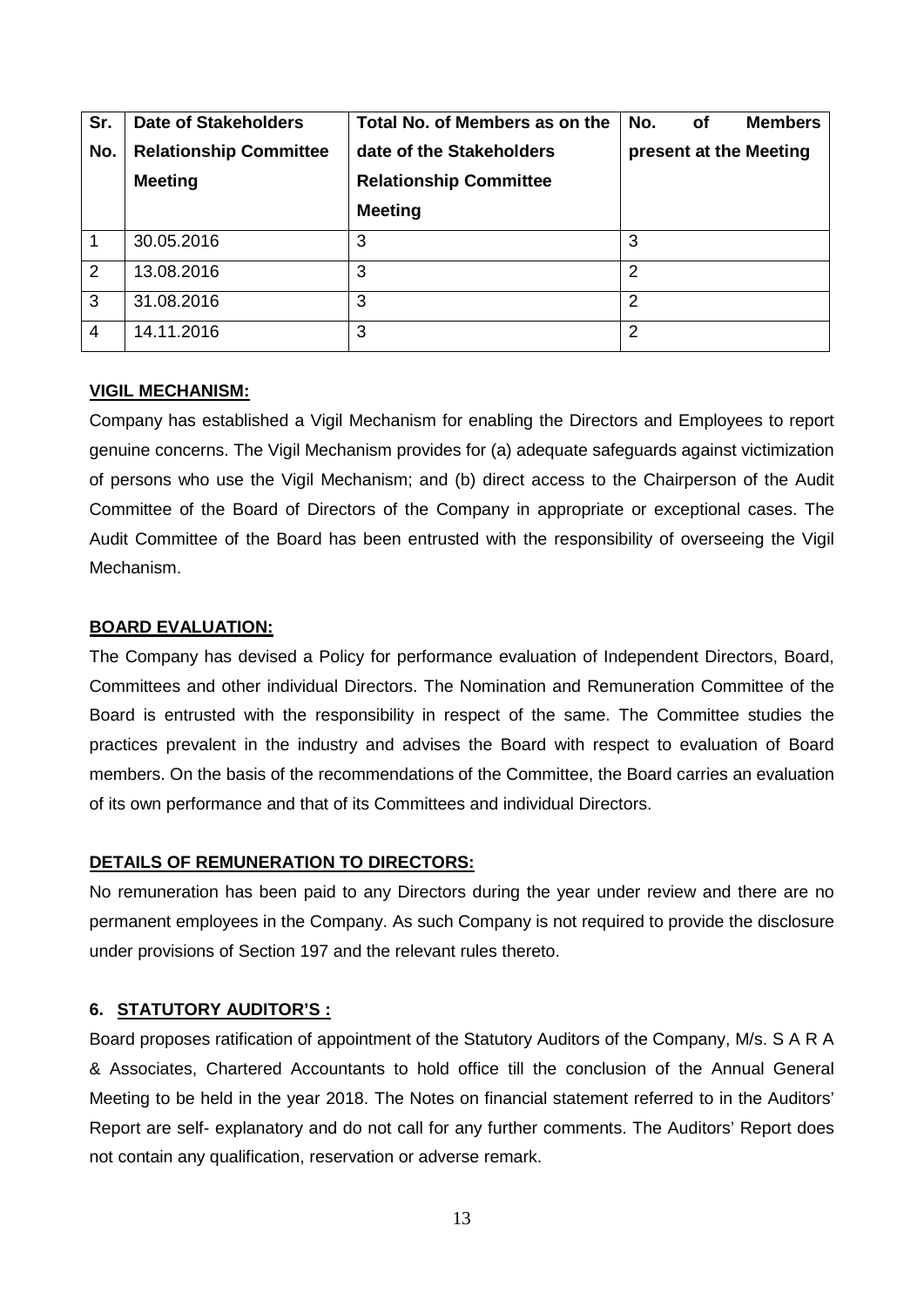| Sr. No. | Date of Stakeholders Relationship Committee Meeting | Total No. of Members as on the date of the Stakeholders Relationship Committee Meeting | No. of Members present at the Meeting |
|---|---|---|---|
| 1 | 30.05.2016 | 3 | 3 |
| 2 | 13.08.2016 | 3 | 2 |
| 3 | 31.08.2016 | 3 | 2 |
| 4 | 14.11.2016 | 3 | 2 |

**VIGIL MECHANISM:**

Company has established a Vigil Mechanism for enabling the Directors and Employees to report genuine concerns. The Vigil Mechanism provides for (a) adequate safeguards against victimization of persons who use the Vigil Mechanism; and (b) direct access to the Chairperson of the Audit Committee of the Board of Directors of the Company in appropriate or exceptional cases. The Audit Committee of the Board has been entrusted with the responsibility of overseeing the Vigil Mechanism.

**BOARD EVALUATION:**

The Company has devised a Policy for performance evaluation of Independent Directors, Board, Committees and other individual Directors. The Nomination and Remuneration Committee of the Board is entrusted with the responsibility in respect of the same. The Committee studies the practices prevalent in the industry and advises the Board with respect to evaluation of Board members. On the basis of the recommendations of the Committee, the Board carries an evaluation of its own performance and that of its Committees and individual Directors.

**DETAILS OF REMUNERATION TO DIRECTORS:**

No remuneration has been paid to any Directors during the year under review and there are no permanent employees in the Company. As such Company is not required to provide the disclosure under provisions of Section 197 and the relevant rules thereto.

**6. STATUTORY AUDITOR'S :**

Board proposes ratification of appointment of the Statutory Auditors of the Company, M/s. S A R A & Associates, Chartered Accountants to hold office till the conclusion of the Annual General Meeting to be held in the year 2018. The Notes on financial statement referred to in the Auditors' Report are self- explanatory and do not call for any further comments. The Auditors' Report does not contain any qualification, reservation or adverse remark.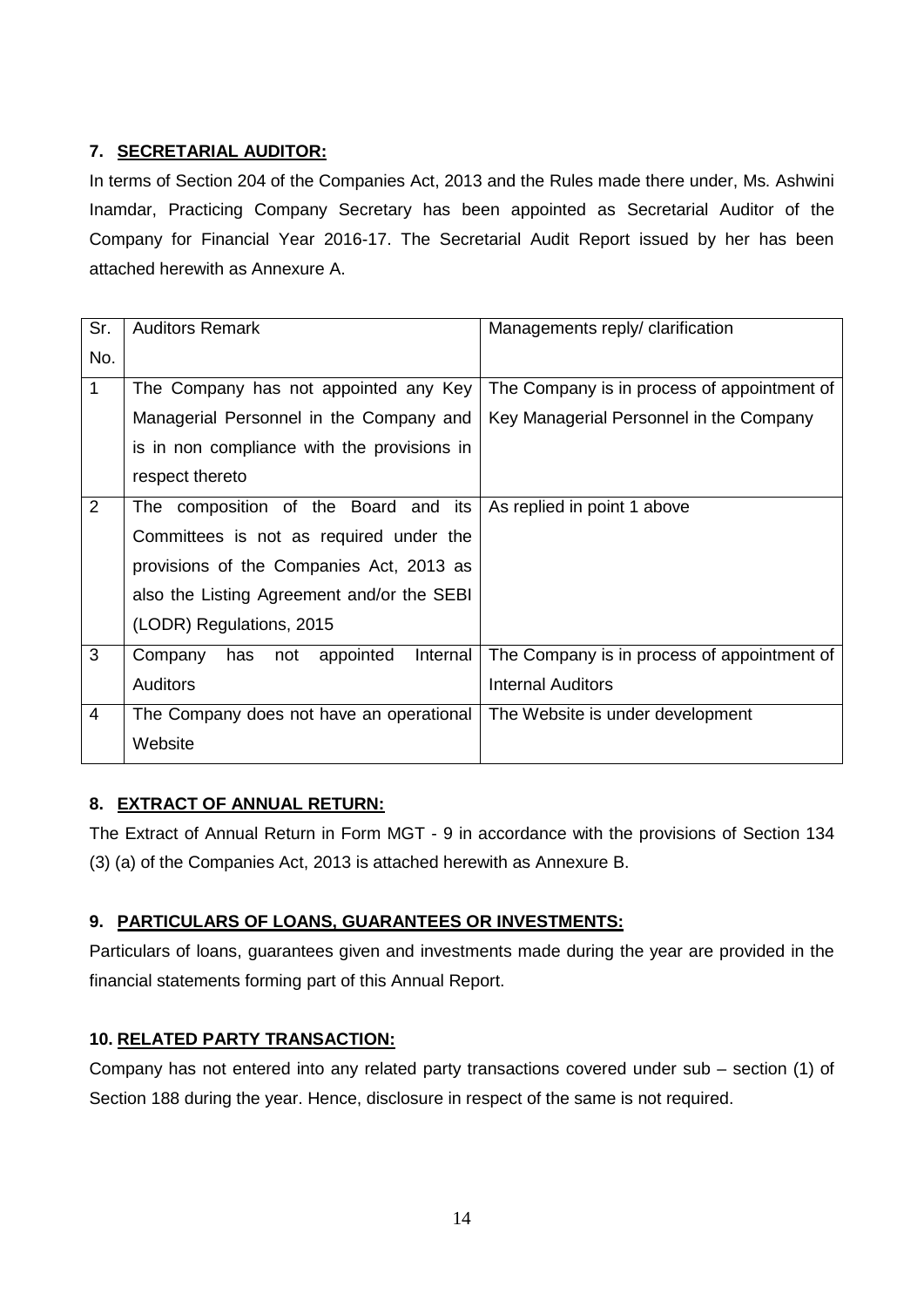### 7. SECRETARIAL AUDITOR:

In terms of Section 204 of the Companies Act, 2013 and the Rules made there under, Ms. Ashwini Inamdar, Practicing Company Secretary has been appointed as Secretarial Auditor of the Company for Financial Year 2016-17. The Secretarial Audit Report issued by her has been attached herewith as Annexure A.

| Sr. No. | Auditors Remark | Managements reply/ clarification |
|---|---|---|
| 1 | The Company has not appointed any Key Managerial Personnel in the Company and is in non compliance with the provisions in respect thereto | The Company is in process of appointment of Key Managerial Personnel in the Company |
| 2 | The composition of the Board and its Committees is not as required under the provisions of the Companies Act, 2013 as also the Listing Agreement and/or the SEBI (LODR) Regulations, 2015 | As replied in point 1 above |
| 3 | Company has not appointed Internal Auditors | The Company is in process of appointment of Internal Auditors |
| 4 | The Company does not have an operational Website | The Website is under development |

### 8. EXTRACT OF ANNUAL RETURN:

The Extract of Annual Return in Form MGT - 9 in accordance with the provisions of Section 134 (3) (a) of the Companies Act, 2013 is attached herewith as Annexure B.

### 9. PARTICULARS OF LOANS, GUARANTEES OR INVESTMENTS:

Particulars of loans, guarantees given and investments made during the year are provided in the financial statements forming part of this Annual Report.

### 10. RELATED PARTY TRANSACTION:

Company has not entered into any related party transactions covered under sub – section (1) of Section 188 during the year. Hence, disclosure in respect of the same is not required.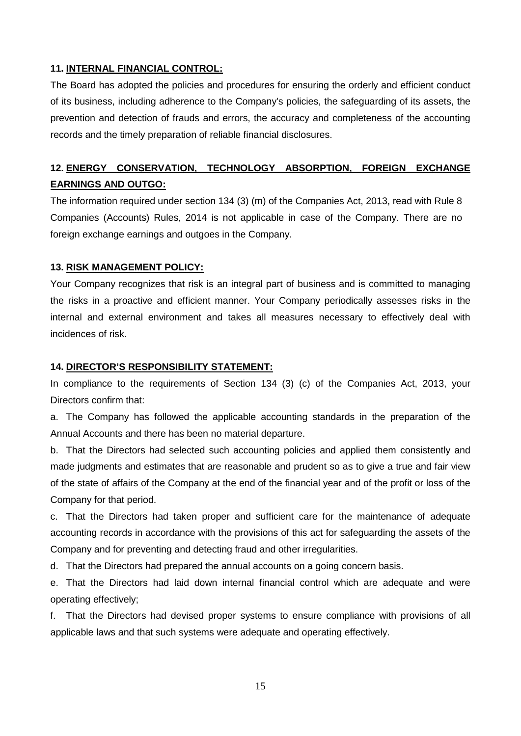**11. INTERNAL FINANCIAL CONTROL:**

The Board has adopted the policies and procedures for ensuring the orderly and efficient conduct of its business, including adherence to the Company's policies, the safeguarding of its assets, the prevention and detection of frauds and errors, the accuracy and completeness of the accounting records and the timely preparation of reliable financial disclosures.

**12. ENERGY CONSERVATION, TECHNOLOGY ABSORPTION, FOREIGN EXCHANGE EARNINGS AND OUTGO:**

The information required under section 134 (3) (m) of the Companies Act, 2013, read with Rule 8 Companies (Accounts) Rules, 2014 is not applicable in case of the Company. There are no foreign exchange earnings and outgoes in the Company.

**13. RISK MANAGEMENT POLICY:**

Your Company recognizes that risk is an integral part of business and is committed to managing the risks in a proactive and efficient manner. Your Company periodically assesses risks in the internal and external environment and takes all measures necessary to effectively deal with incidences of risk.

**14. DIRECTOR'S RESPONSIBILITY STATEMENT:**

In compliance to the requirements of Section 134 (3) (c) of the Companies Act, 2013, your Directors confirm that:

a. The Company has followed the applicable accounting standards in the preparation of the Annual Accounts and there has been no material departure.

b. That the Directors had selected such accounting policies and applied them consistently and made judgments and estimates that are reasonable and prudent so as to give a true and fair view of the state of affairs of the Company at the end of the financial year and of the profit or loss of the Company for that period.

c. That the Directors had taken proper and sufficient care for the maintenance of adequate accounting records in accordance with the provisions of this act for safeguarding the assets of the Company and for preventing and detecting fraud and other irregularities.

d. That the Directors had prepared the annual accounts on a going concern basis.

e. That the Directors had laid down internal financial control which are adequate and were operating effectively;

f. That the Directors had devised proper systems to ensure compliance with provisions of all applicable laws and that such systems were adequate and operating effectively.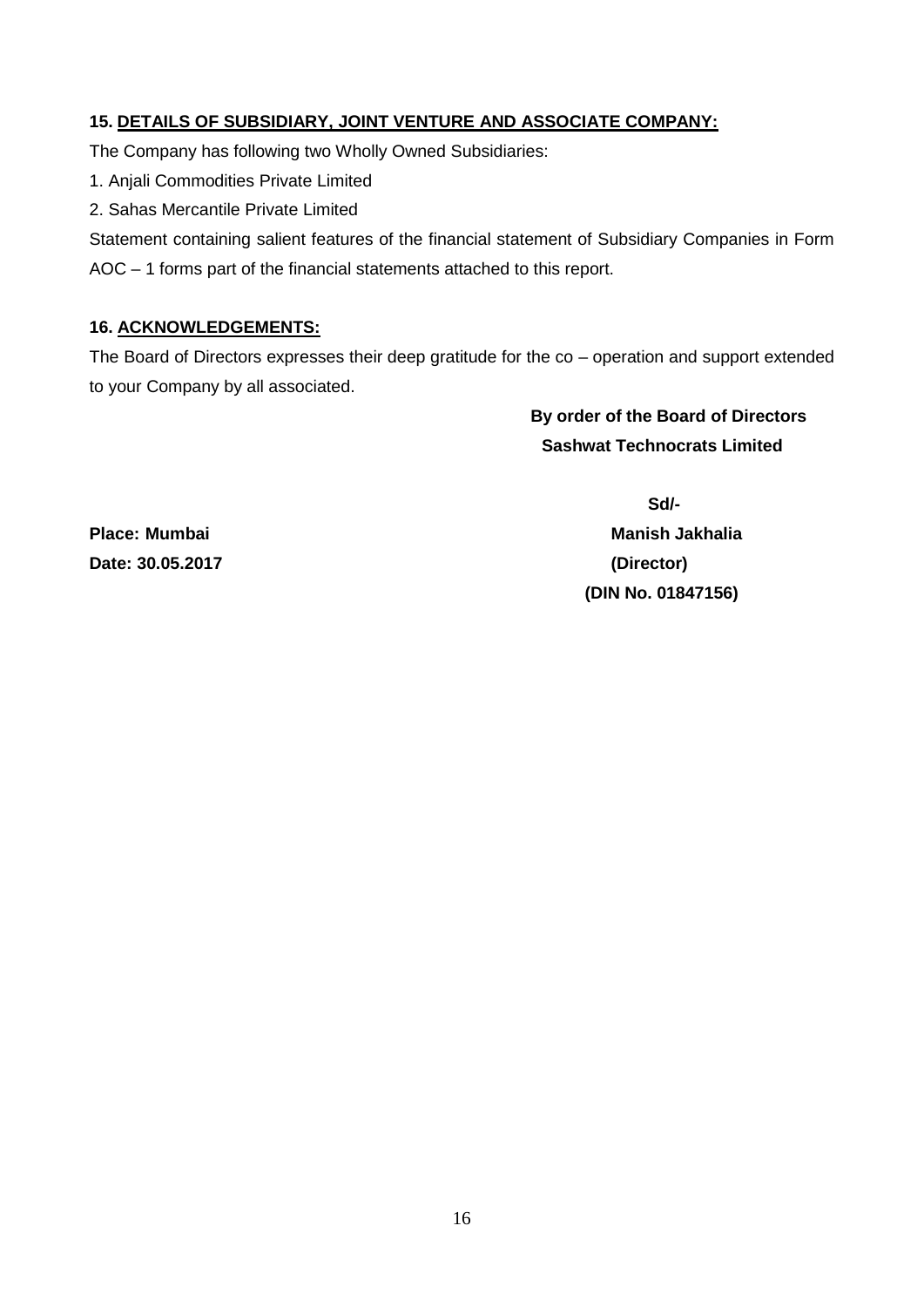### 15. <u>DETAILS OF SUBSIDIARY, JOINT VENTURE AND ASSOCIATE COMPANY:</u>

The Company has following two Wholly Owned Subsidiaries:

1. Anjali Commodities Private Limited
2. Sahas Mercantile Private Limited

Statement containing salient features of the financial statement of Subsidiary Companies in Form AOC – 1 forms part of the financial statements attached to this report.

### 16. <u>ACKNOWLEDGEMENTS:</u>

The Board of Directors expresses their deep gratitude for the co – operation and support extended to your Company by all associated.

**By order of the Board of Directors**
**Sashwat Technocrats Limited**

**Sd/-**
**Manish Jakhalia**
**(Director)**
**(DIN No. 01847156)**

**Place: Mumbai**
**Date: 30.05.2017**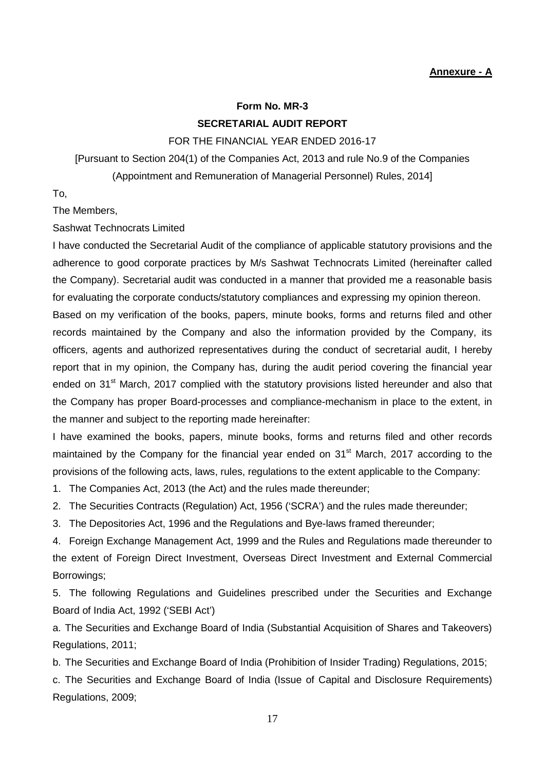**Annexure - A**

**Form No. MR-3**

**SECRETARIAL AUDIT REPORT**

FOR THE FINANCIAL YEAR ENDED 2016-17

[Pursuant to Section 204(1) of the Companies Act, 2013 and rule No.9 of the Companies (Appointment and Remuneration of Managerial Personnel) Rules, 2014]

To,

The Members,

Sashwat Technocrats Limited

I have conducted the Secretarial Audit of the compliance of applicable statutory provisions and the adherence to good corporate practices by M/s Sashwat Technocrats Limited (hereinafter called the Company). Secretarial audit was conducted in a manner that provided me a reasonable basis for evaluating the corporate conducts/statutory compliances and expressing my opinion thereon.

Based on my verification of the books, papers, minute books, forms and returns filed and other records maintained by the Company and also the information provided by the Company, its officers, agents and authorized representatives during the conduct of secretarial audit, I hereby report that in my opinion, the Company has, during the audit period covering the financial year ended on 31st March, 2017 complied with the statutory provisions listed hereunder and also that the Company has proper Board-processes and compliance-mechanism in place to the extent, in the manner and subject to the reporting made hereinafter:

I have examined the books, papers, minute books, forms and returns filed and other records maintained by the Company for the financial year ended on 31st March, 2017 according to the provisions of the following acts, laws, rules, regulations to the extent applicable to the Company:

1. The Companies Act, 2013 (the Act) and the rules made thereunder;
2. The Securities Contracts (Regulation) Act, 1956 ('SCRA') and the rules made thereunder;
3. The Depositories Act, 1996 and the Regulations and Bye-laws framed thereunder;
4. Foreign Exchange Management Act, 1999 and the Rules and Regulations made thereunder to the extent of Foreign Direct Investment, Overseas Direct Investment and External Commercial Borrowings;
5. The following Regulations and Guidelines prescribed under the Securities and Exchange Board of India Act, 1992 ('SEBI Act')

a. The Securities and Exchange Board of India (Substantial Acquisition of Shares and Takeovers) Regulations, 2011;

b. The Securities and Exchange Board of India (Prohibition of Insider Trading) Regulations, 2015;

c. The Securities and Exchange Board of India (Issue of Capital and Disclosure Requirements) Regulations, 2009;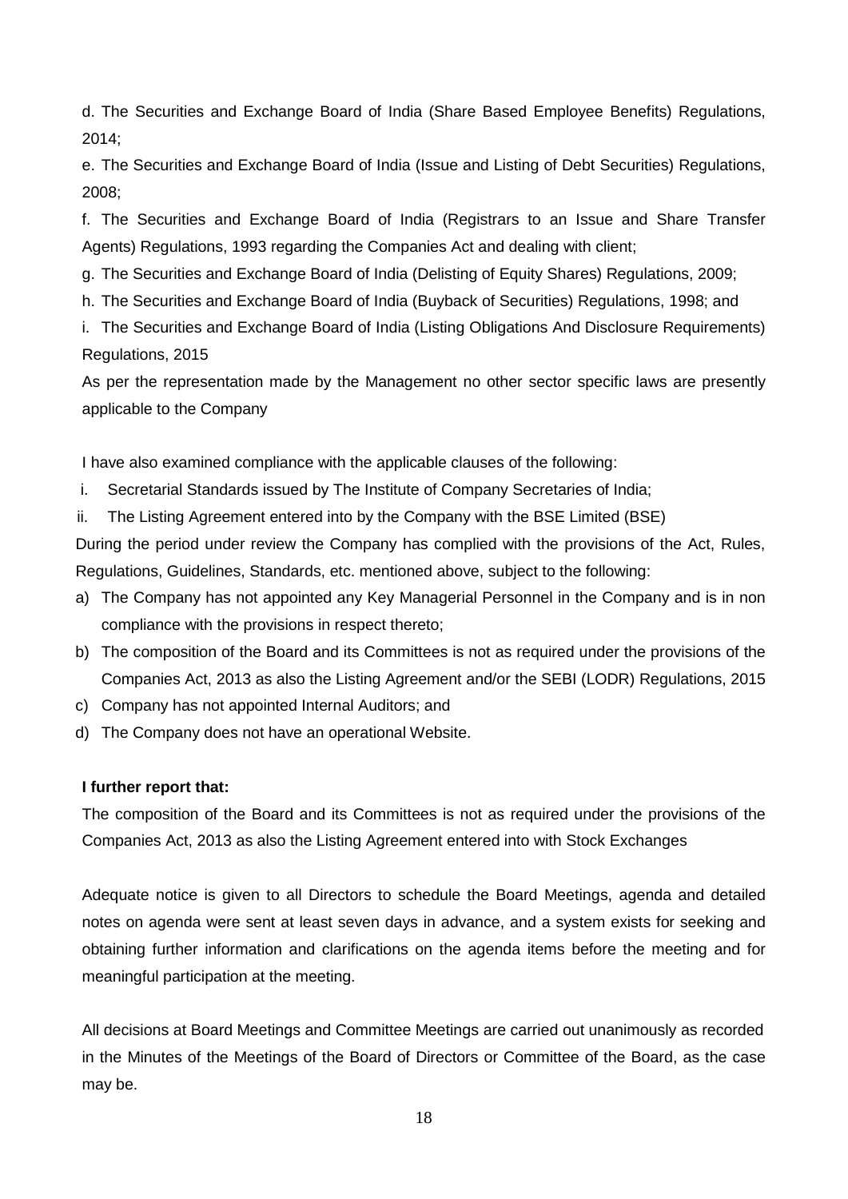d. The Securities and Exchange Board of India (Share Based Employee Benefits) Regulations, 2014;

e. The Securities and Exchange Board of India (Issue and Listing of Debt Securities) Regulations, 2008;

f. The Securities and Exchange Board of India (Registrars to an Issue and Share Transfer Agents) Regulations, 1993 regarding the Companies Act and dealing with client;

g. The Securities and Exchange Board of India (Delisting of Equity Shares) Regulations, 2009;

h. The Securities and Exchange Board of India (Buyback of Securities) Regulations, 1998; and

i. The Securities and Exchange Board of India (Listing Obligations And Disclosure Requirements) Regulations, 2015

As per the representation made by the Management no other sector specific laws are presently applicable to the Company

I have also examined compliance with the applicable clauses of the following:

i. Secretarial Standards issued by The Institute of Company Secretaries of India;
ii. The Listing Agreement entered into by the Company with the BSE Limited (BSE)

During the period under review the Company has complied with the provisions of the Act, Rules, Regulations, Guidelines, Standards, etc. mentioned above, subject to the following:

a) The Company has not appointed any Key Managerial Personnel in the Company and is in non compliance with the provisions in respect thereto;
b) The composition of the Board and its Committees is not as required under the provisions of the Companies Act, 2013 as also the Listing Agreement and/or the SEBI (LODR) Regulations, 2015
c) Company has not appointed Internal Auditors; and
d) The Company does not have an operational Website.

**I further report that:**

The composition of the Board and its Committees is not as required under the provisions of the Companies Act, 2013 as also the Listing Agreement entered into with Stock Exchanges

Adequate notice is given to all Directors to schedule the Board Meetings, agenda and detailed notes on agenda were sent at least seven days in advance, and a system exists for seeking and obtaining further information and clarifications on the agenda items before the meeting and for meaningful participation at the meeting.

All decisions at Board Meetings and Committee Meetings are carried out unanimously as recorded in the Minutes of the Meetings of the Board of Directors or Committee of the Board, as the case may be.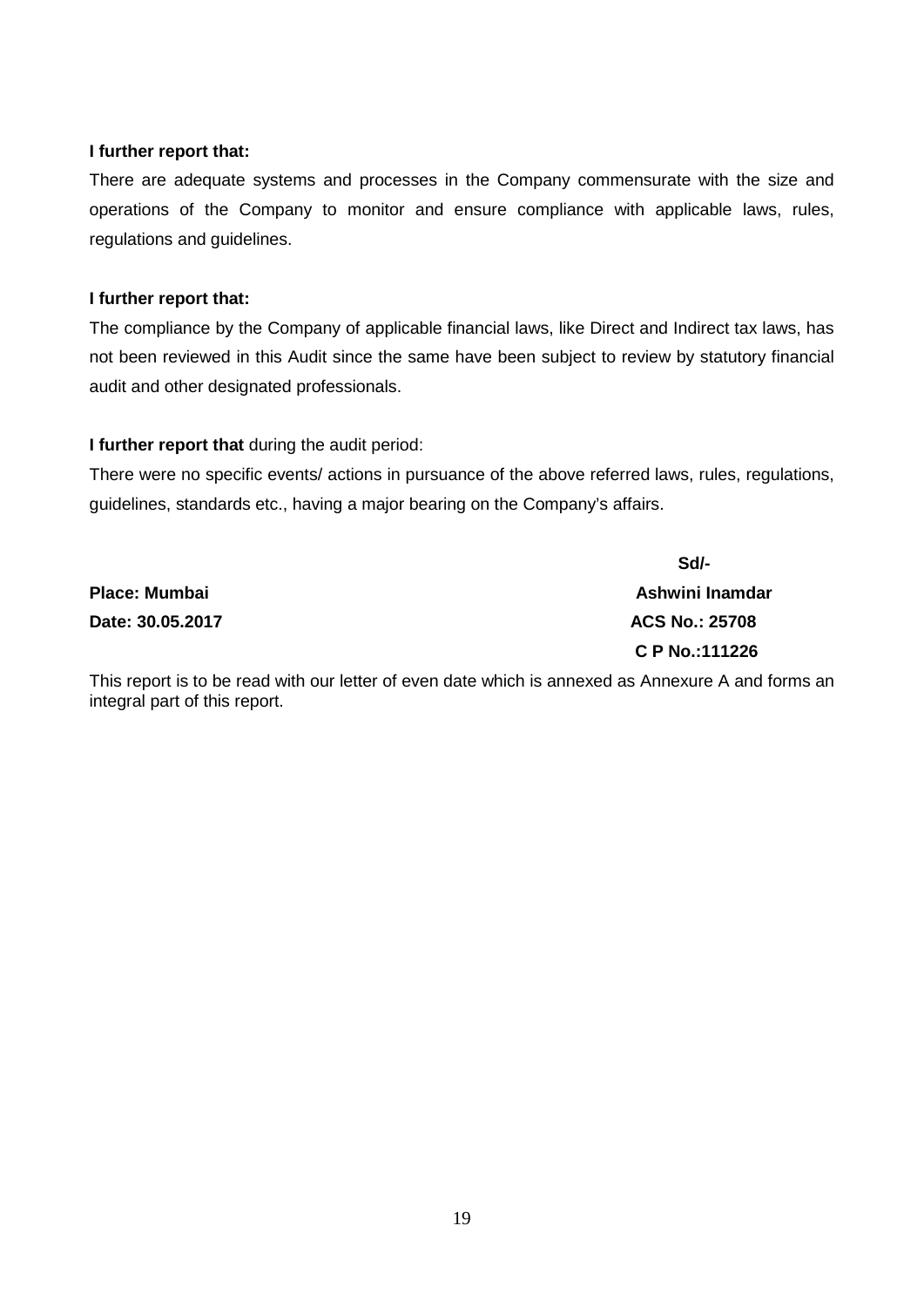**I further report that:**

There are adequate systems and processes in the Company commensurate with the size and operations of the Company to monitor and ensure compliance with applicable laws, rules, regulations and guidelines.

**I further report that:**

The compliance by the Company of applicable financial laws, like Direct and Indirect tax laws, has not been reviewed in this Audit since the same have been subject to review by statutory financial audit and other designated professionals.

**I further report that** during the audit period:

There were no specific events/ actions in pursuance of the above referred laws, rules, regulations, guidelines, standards etc., having a major bearing on the Company's affairs.

**Sd/-**

**Place: Mumbai** **Ashwini Inamdar**

**Date: 30.05.2017** **ACS No.: 25708**

**C P No.:111226**

This report is to be read with our letter of even date which is annexed as Annexure A and forms an integral part of this report.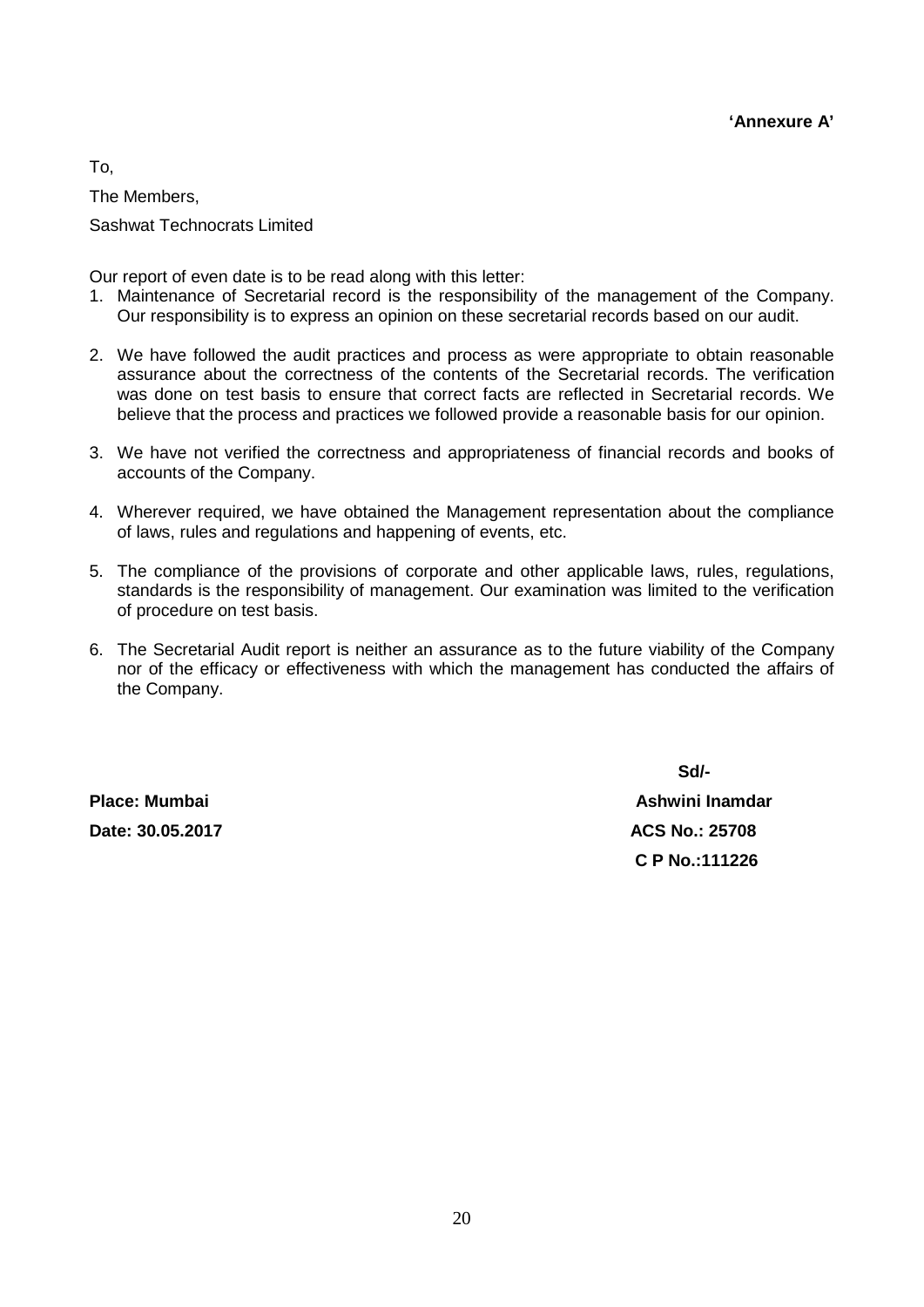**'Annexure A'**

To,

The Members,

Sashwat Technocrats Limited

Our report of even date is to be read along with this letter:

1. Maintenance of Secretarial record is the responsibility of the management of the Company. Our responsibility is to express an opinion on these secretarial records based on our audit.

2. We have followed the audit practices and process as were appropriate to obtain reasonable assurance about the correctness of the contents of the Secretarial records. The verification was done on test basis to ensure that correct facts are reflected in Secretarial records. We believe that the process and practices we followed provide a reasonable basis for our opinion.

3. We have not verified the correctness and appropriateness of financial records and books of accounts of the Company.

4. Wherever required, we have obtained the Management representation about the compliance of laws, rules and regulations and happening of events, etc.

5. The compliance of the provisions of corporate and other applicable laws, rules, regulations, standards is the responsibility of management. Our examination was limited to the verification of procedure on test basis.

6. The Secretarial Audit report is neither an assurance as to the future viability of the Company nor of the efficacy or effectiveness with which the management has conducted the affairs of the Company.

**Sd/-**

**Place: Mumbai** **Ashwini Inamdar**

**Date: 30.05.2017** **ACS No.: 25708**

**C P No.:111226**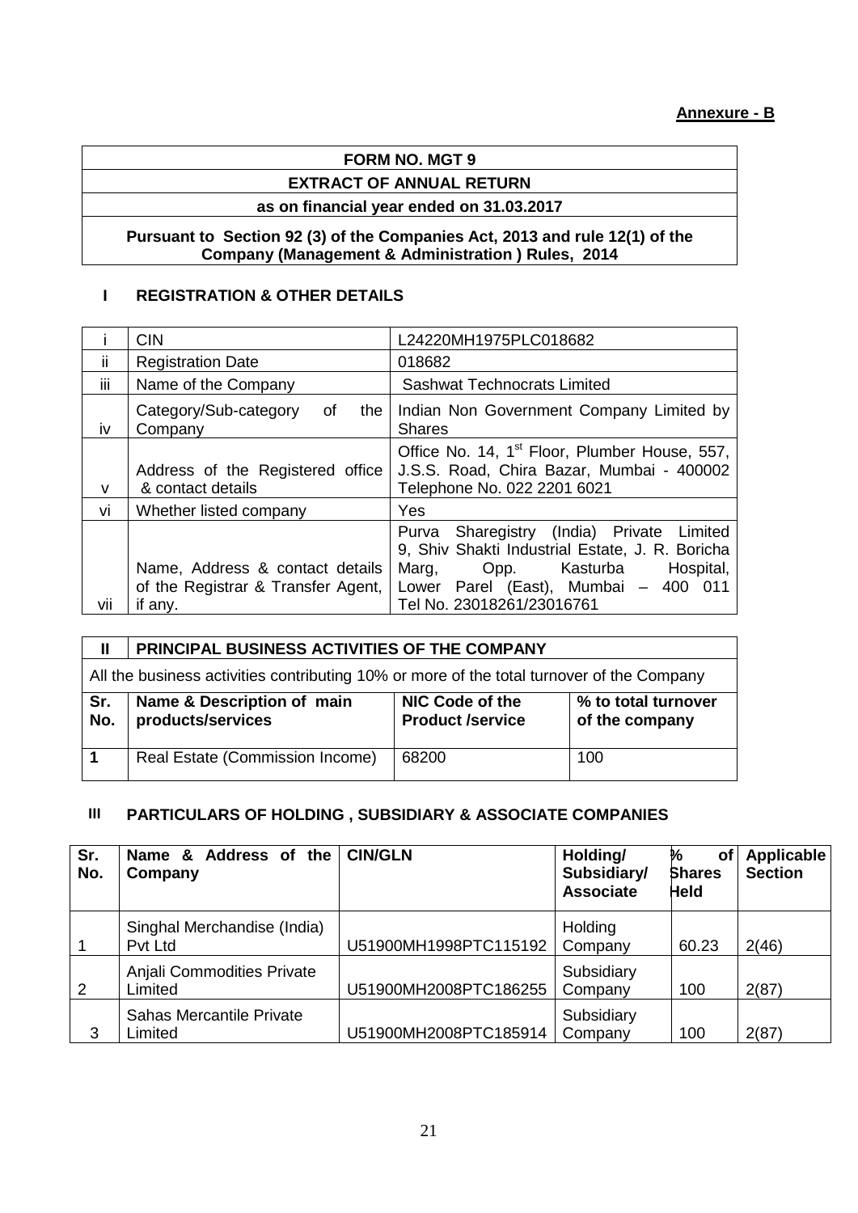**Annexure - B**

| FORM NO. MGT 9 |
|---|
| **EXTRACT OF ANNUAL RETURN** |
| **as on financial year ended on 31.03.2017** |
| **Pursuant to Section 92 (3) of the Companies Act, 2013 and rule 12(1) of the Company (Management & Administration ) Rules, 2014** |

## I REGISTRATION & OTHER DETAILS

| | | |
|---|---|---|
| i | CIN | L24220MH1975PLC018682 |
| ii | Registration Date | 018682 |
| iii | Name of the Company | Sashwat Technocrats Limited |
| iv | Category/Sub-category of the Company | Indian Non Government Company Limited by Shares |
| v | Address of the Registered office & contact details | Office No. 14, 1st Floor, Plumber House, 557, J.S.S. Road, Chira Bazar, Mumbai - 400002 Telephone No. 022 2201 6021 |
| vi | Whether listed company | Yes |
| vii | Name, Address & contact details of the Registrar & Transfer Agent, if any. | Purva Sharegistry (India) Private Limited 9, Shiv Shakti Industrial Estate, J. R. Boricha Marg, Opp. Kasturba Hospital, Lower Parel (East), Mumbai – 400 011 Tel No. 23018261/23016761 |

## II PRINCIPAL BUSINESS ACTIVITIES OF THE COMPANY

All the business activities contributing 10% or more of the total turnover of the Company

| Sr. No. | Name & Description of main products/services | NIC Code of the Product /service | % to total turnover of the company |
|---|---|---|---|
| 1 | Real Estate (Commission Income) | 68200 | 100 |

## III PARTICULARS OF HOLDING , SUBSIDIARY & ASSOCIATE COMPANIES

| Sr. No. | Name & Address of the Company | CIN/GLN | Holding/ Subsidiary/ Associate | % of Shares Held | Applicable Section |
|---|---|---|---|---|---|
| 1 | Singhal Merchandise (India) Pvt Ltd | U51900MH1998PTC115192 | Holding Company | 60.23 | 2(46) |
| 2 | Anjali Commodities Private Limited | U51900MH2008PTC186255 | Subsidiary Company | 100 | 2(87) |
| 3 | Sahas Mercantile Private Limited | U51900MH2008PTC185914 | Subsidiary Company | 100 | 2(87) |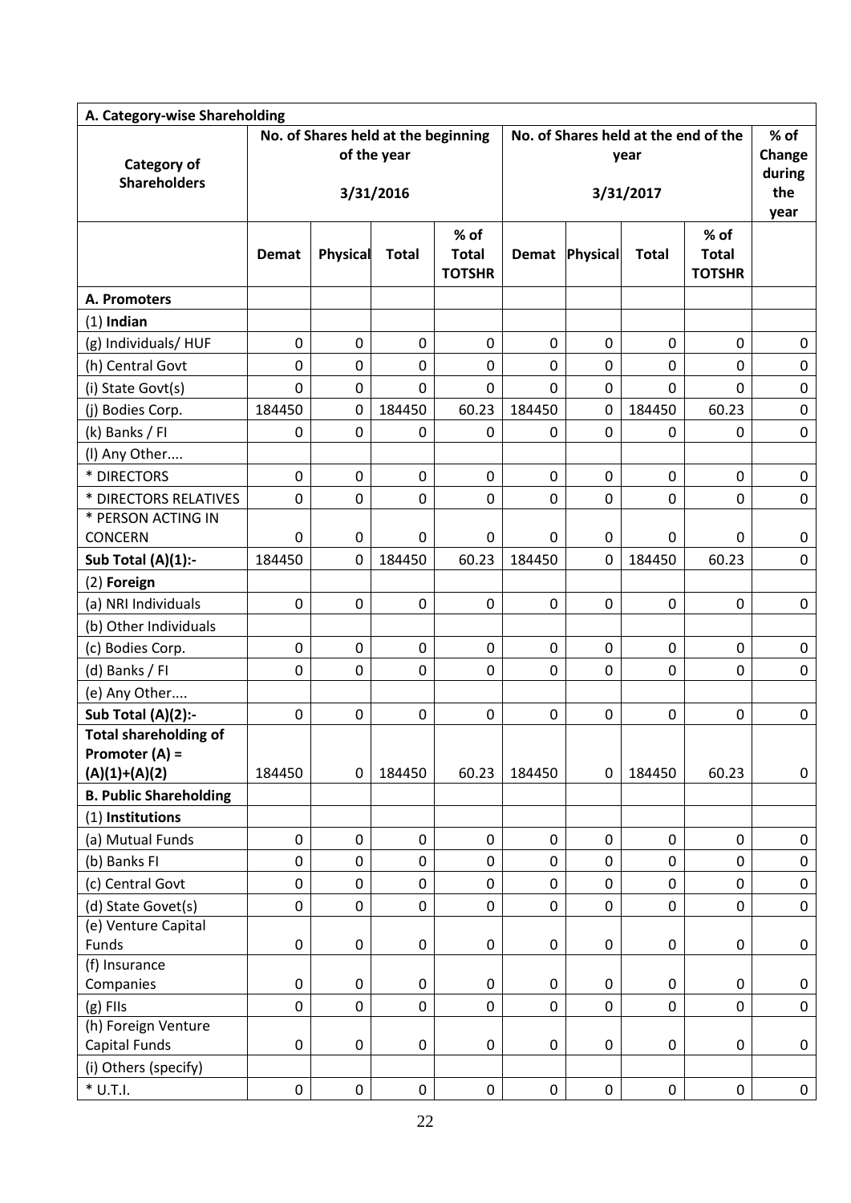| A. Category-wise Shareholding | | | | | | | | | |
|---|---|---|---|---|---|---|---|---|---|
| **Category of Shareholders** | **No. of Shares held at the beginning of the year 3/31/2016** | | | | **No. of Shares held at the end of the year 3/31/2017** | | | | **% of Change during the year** |
| | **Demat** | **Physical** | **Total** | **% of Total TOTSHR** | **Demat** | **Physical** | **Total** | **% of Total TOTSHR** | |
| **A. Promoters** | | | | | | | | | |
| (1) **Indian** | | | | | | | | | |
| (g) Individuals/ HUF | 0 | 0 | 0 | 0 | 0 | 0 | 0 | 0 | 0 |
| (h) Central Govt | 0 | 0 | 0 | 0 | 0 | 0 | 0 | 0 | 0 |
| (i) State Govt(s) | 0 | 0 | 0 | 0 | 0 | 0 | 0 | 0 | 0 |
| (j) Bodies Corp. | 184450 | 0 | 184450 | 60.23 | 184450 | 0 | 184450 | 60.23 | 0 |
| (k) Banks / FI | 0 | 0 | 0 | 0 | 0 | 0 | 0 | 0 | 0 |
| (l) Any Other.... | | | | | | | | | |
| * DIRECTORS | 0 | 0 | 0 | 0 | 0 | 0 | 0 | 0 | 0 |
| * DIRECTORS RELATIVES | 0 | 0 | 0 | 0 | 0 | 0 | 0 | 0 | 0 |
| * PERSON ACTING IN CONCERN | 0 | 0 | 0 | 0 | 0 | 0 | 0 | 0 | 0 |
| **Sub Total (A)(1):-** | 184450 | 0 | 184450 | 60.23 | 184450 | 0 | 184450 | 60.23 | 0 |
| (2) **Foreign** | | | | | | | | | |
| (a) NRI Individuals | 0 | 0 | 0 | 0 | 0 | 0 | 0 | 0 | 0 |
| (b) Other Individuals | | | | | | | | | |
| (c) Bodies Corp. | 0 | 0 | 0 | 0 | 0 | 0 | 0 | 0 | 0 |
| (d) Banks / FI | 0 | 0 | 0 | 0 | 0 | 0 | 0 | 0 | 0 |
| (e) Any Other.... | | | | | | | | | |
| **Sub Total (A)(2):-** | 0 | 0 | 0 | 0 | 0 | 0 | 0 | 0 | 0 |
| **Total shareholding of Promoter (A) = (A)(1)+(A)(2)** | 184450 | 0 | 184450 | 60.23 | 184450 | 0 | 184450 | 60.23 | 0 |
| **B. Public Shareholding** | | | | | | | | | |
| (1) **Institutions** | | | | | | | | | |
| (a) Mutual Funds | 0 | 0 | 0 | 0 | 0 | 0 | 0 | 0 | 0 |
| (b) Banks FI | 0 | 0 | 0 | 0 | 0 | 0 | 0 | 0 | 0 |
| (c) Central Govt | 0 | 0 | 0 | 0 | 0 | 0 | 0 | 0 | 0 |
| (d) State Govet(s) | 0 | 0 | 0 | 0 | 0 | 0 | 0 | 0 | 0 |
| (e) Venture Capital Funds | 0 | 0 | 0 | 0 | 0 | 0 | 0 | 0 | 0 |
| (f) Insurance Companies | 0 | 0 | 0 | 0 | 0 | 0 | 0 | 0 | 0 |
| (g) FIIs | 0 | 0 | 0 | 0 | 0 | 0 | 0 | 0 | 0 |
| (h) Foreign Venture Capital Funds | 0 | 0 | 0 | 0 | 0 | 0 | 0 | 0 | 0 |
| (i) Others (specify) | | | | | | | | | |
| * U.T.I. | 0 | 0 | 0 | 0 | 0 | 0 | 0 | 0 | 0 |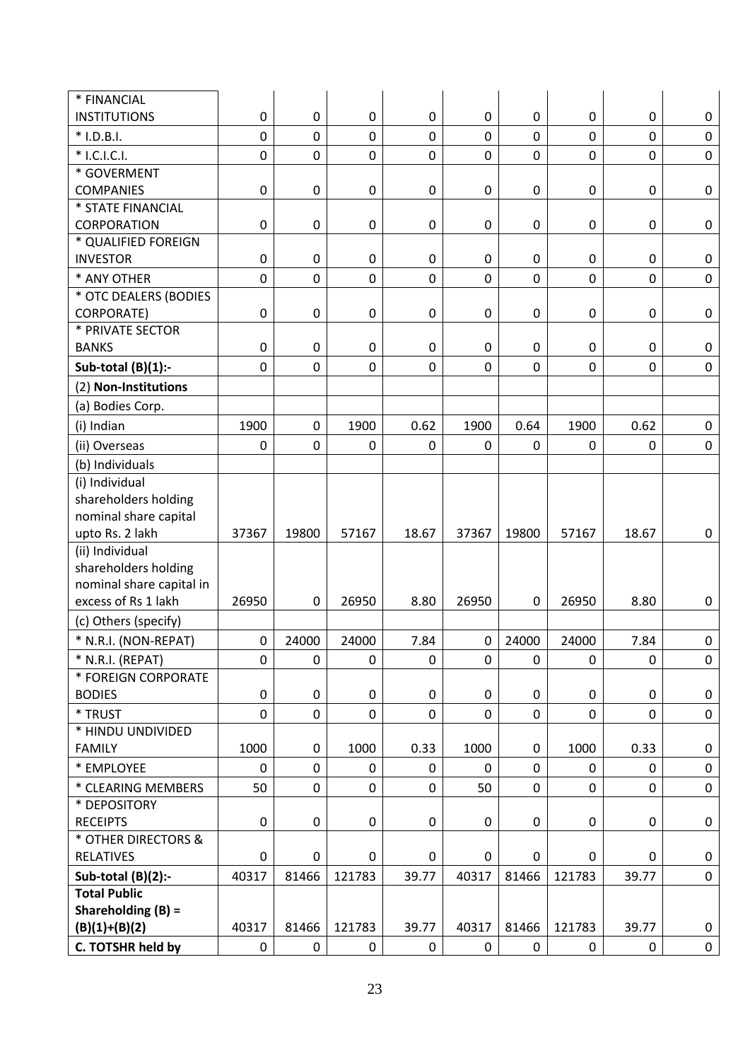| * FINANCIAL INSTITUTIONS | 0 | 0 | 0 | 0 | 0 | 0 | 0 | 0 | 0 |
|---|---|---|---|---|---|---|---|---|---|
| * I.D.B.I. | 0 | 0 | 0 | 0 | 0 | 0 | 0 | 0 | 0 |
| * I.C.I.C.I. | 0 | 0 | 0 | 0 | 0 | 0 | 0 | 0 | 0 |
| * GOVERMENT COMPANIES | 0 | 0 | 0 | 0 | 0 | 0 | 0 | 0 | 0 |
| * STATE FINANCIAL CORPORATION | 0 | 0 | 0 | 0 | 0 | 0 | 0 | 0 | 0 |
| * QUALIFIED FOREIGN INVESTOR | 0 | 0 | 0 | 0 | 0 | 0 | 0 | 0 | 0 |
| * ANY OTHER | 0 | 0 | 0 | 0 | 0 | 0 | 0 | 0 | 0 |
| * OTC DEALERS (BODIES CORPORATE) | 0 | 0 | 0 | 0 | 0 | 0 | 0 | 0 | 0 |
| * PRIVATE SECTOR BANKS | 0 | 0 | 0 | 0 | 0 | 0 | 0 | 0 | 0 |
| **Sub-total (B)(1):-** | 0 | 0 | 0 | 0 | 0 | 0 | 0 | 0 | 0 |
| (2) **Non-Institutions** | | | | | | | | | |
| (a) Bodies Corp. | | | | | | | | | |
| (i) Indian | 1900 | 0 | 1900 | 0.62 | 1900 | 0.64 | 1900 | 0.62 | 0 |
| (ii) Overseas | 0 | 0 | 0 | 0 | 0 | 0 | 0 | 0 | 0 |
| (b) Individuals | | | | | | | | | |
| (i) Individual shareholders holding nominal share capital upto Rs. 2 lakh | 37367 | 19800 | 57167 | 18.67 | 37367 | 19800 | 57167 | 18.67 | 0 |
| (ii) Individual shareholders holding nominal share capital in excess of Rs 1 lakh | 26950 | 0 | 26950 | 8.80 | 26950 | 0 | 26950 | 8.80 | 0 |
| (c) Others (specify) | | | | | | | | | |
| * N.R.I. (NON-REPAT) | 0 | 24000 | 24000 | 7.84 | 0 | 24000 | 24000 | 7.84 | 0 |
| * N.R.I. (REPAT) | 0 | 0 | 0 | 0 | 0 | 0 | 0 | 0 | 0 |
| * FOREIGN CORPORATE BODIES | 0 | 0 | 0 | 0 | 0 | 0 | 0 | 0 | 0 |
| * TRUST | 0 | 0 | 0 | 0 | 0 | 0 | 0 | 0 | 0 |
| * HINDU UNDIVIDED FAMILY | 1000 | 0 | 1000 | 0.33 | 1000 | 0 | 1000 | 0.33 | 0 |
| * EMPLOYEE | 0 | 0 | 0 | 0 | 0 | 0 | 0 | 0 | 0 |
| * CLEARING MEMBERS | 50 | 0 | 0 | 0 | 50 | 0 | 0 | 0 | 0 |
| * DEPOSITORY RECEIPTS | 0 | 0 | 0 | 0 | 0 | 0 | 0 | 0 | 0 |
| * OTHER DIRECTORS & RELATIVES | 0 | 0 | 0 | 0 | 0 | 0 | 0 | 0 | 0 |
| **Sub-total (B)(2):-** | 40317 | 81466 | 121783 | 39.77 | 40317 | 81466 | 121783 | 39.77 | 0 |
| **Total Public Shareholding (B) = (B)(1)+(B)(2)** | 40317 | 81466 | 121783 | 39.77 | 40317 | 81466 | 121783 | 39.77 | 0 |
| **C. TOTSHR held by** | 0 | 0 | 0 | 0 | 0 | 0 | 0 | 0 | 0 |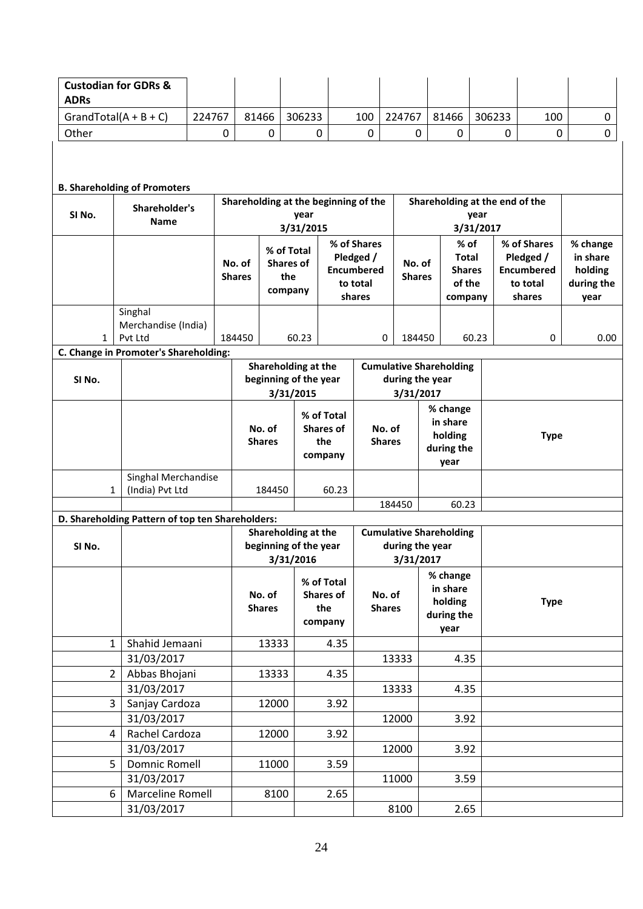| Custodian for GDRs & ADRs | | | | | | | | | |
|---|---|---|---|---|---|---|---|---|---|
| GrandTotal(A + B + C) | 224767 | 81466 | 306233 | 100 | 224767 | 81466 | 306233 | 100 | 0 |
| Other | 0 | 0 | 0 | 0 | 0 | 0 | 0 | 0 | 0 |

**B. Shareholding of Promoters**

| SI No. | Shareholder's Name | Shareholding at the beginning of the year 3/31/2015 | | | Shareholding at the end of the year 3/31/2017 | | | |
|---|---|---|---|---|---|---|---|---|
| | | No. of Shares | % of Total Shares of the company | % of Shares Pledged / Encumbered to total shares | No. of Shares | % of Total Shares of the company | % of Shares Pledged / Encumbered to total shares | % change in share holding during the year |
| 1 | Singhal Merchandise (India) Pvt Ltd | 184450 | 60.23 | 0 | 184450 | 60.23 | 0 | 0.00 |

**C. Change in Promoter's Shareholding:**

| SI No. | | Shareholding at the beginning of the year 3/31/2015 | | Cumulative Shareholding during the year 3/31/2017 | | |
|---|---|---|---|---|---|---|
| | | No. of Shares | % of Total Shares of the company | No. of Shares | % change in share holding during the year | Type |
| 1 | Singhal Merchandise (India) Pvt Ltd | 184450 | 60.23 | | | |
| | | | | 184450 | 60.23 | |

**D. Shareholding Pattern of top ten Shareholders:**

| SI No. | | Shareholding at the beginning of the year 3/31/2016 | | Cumulative Shareholding during the year 3/31/2017 | | |
|---|---|---|---|---|---|---|
| | | No. of Shares | % of Total Shares of the company | No. of Shares | % change in share holding during the year | Type |
| 1 | Shahid Jemaani | 13333 | 4.35 | | | |
| | 31/03/2017 | | | 13333 | 4.35 | |
| 2 | Abbas Bhojani | 13333 | 4.35 | | | |
| | 31/03/2017 | | | 13333 | 4.35 | |
| 3 | Sanjay Cardoza | 12000 | 3.92 | | | |
| | 31/03/2017 | | | 12000 | 3.92 | |
| 4 | Rachel Cardoza | 12000 | 3.92 | | | |
| | 31/03/2017 | | | 12000 | 3.92 | |
| 5 | Domnic Romell | 11000 | 3.59 | | | |
| | 31/03/2017 | | | 11000 | 3.59 | |
| 6 | Marceline Romell | 8100 | 2.65 | | | |
| | 31/03/2017 | | | 8100 | 2.65 | |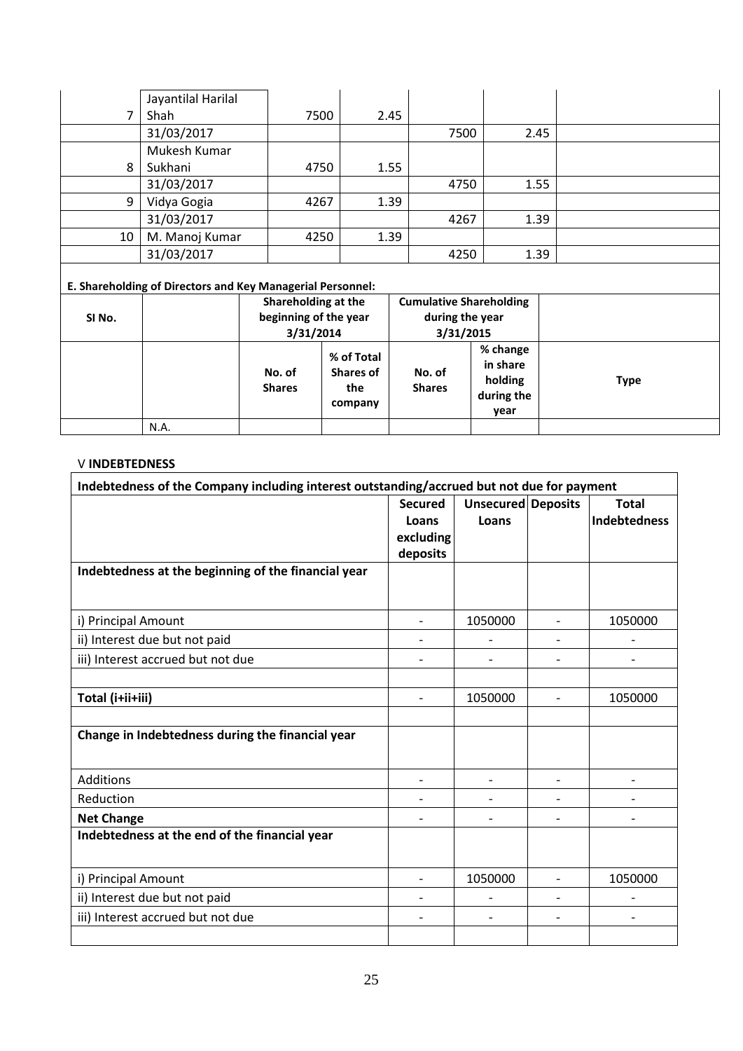| | | | | | | |
|---|---|---|---|---|---|---|
| 7 | Jayantilal Harilal Shah | 7500 | 2.45 | | | |
| | 31/03/2017 | | | 7500 | 2.45 | |
| 8 | Mukesh Kumar Sukhani | 4750 | 1.55 | | | |
| | 31/03/2017 | | | 4750 | 1.55 | |
| 9 | Vidya Gogia | 4267 | 1.39 | | | |
| | 31/03/2017 | | | 4267 | 1.39 | |
| 10 | M. Manoj Kumar | 4250 | 1.39 | | | |
| | 31/03/2017 | | | 4250 | 1.39 | |

**E. Shareholding of Directors and Key Managerial Personnel:**

| SI No. | | Shareholding at the beginning of the year 3/31/2014 | | Cumulative Shareholding during the year 3/31/2015 | | |
|---|---|---|---|---|---|---|
| | | No. of Shares | % of Total Shares of the company | No. of Shares | % change in share holding during the year | Type |
| | N.A. | | | | | |

V **INDEBTEDNESS**

| Indebtedness of the Company including interest outstanding/accrued but not due for payment | | | | |
|---|---|---|---|---|
| | **Secured Loans excluding deposits** | **Unsecured Loans** | **Deposits** | **Total Indebtedness** |
| **Indebtedness at the beginning of the financial year** | | | | |
| i) Principal Amount | - | 1050000 | - | 1050000 |
| ii) Interest due but not paid | - | - | - | - |
| iii) Interest accrued but not due | - | - | - | - |
| | | | | |
| **Total (i+ii+iii)** | - | 1050000 | - | 1050000 |
| | | | | |
| **Change in Indebtedness during the financial year** | | | | |
| Additions | - | - | - | - |
| Reduction | - | - | - | - |
| **Net Change** | - | - | - | - |
| **Indebtedness at the end of the financial year** | | | | |
| i) Principal Amount | - | 1050000 | - | 1050000 |
| ii) Interest due but not paid | - | - | - | - |
| iii) Interest accrued but not due | - | - | - | - |
| | | | | |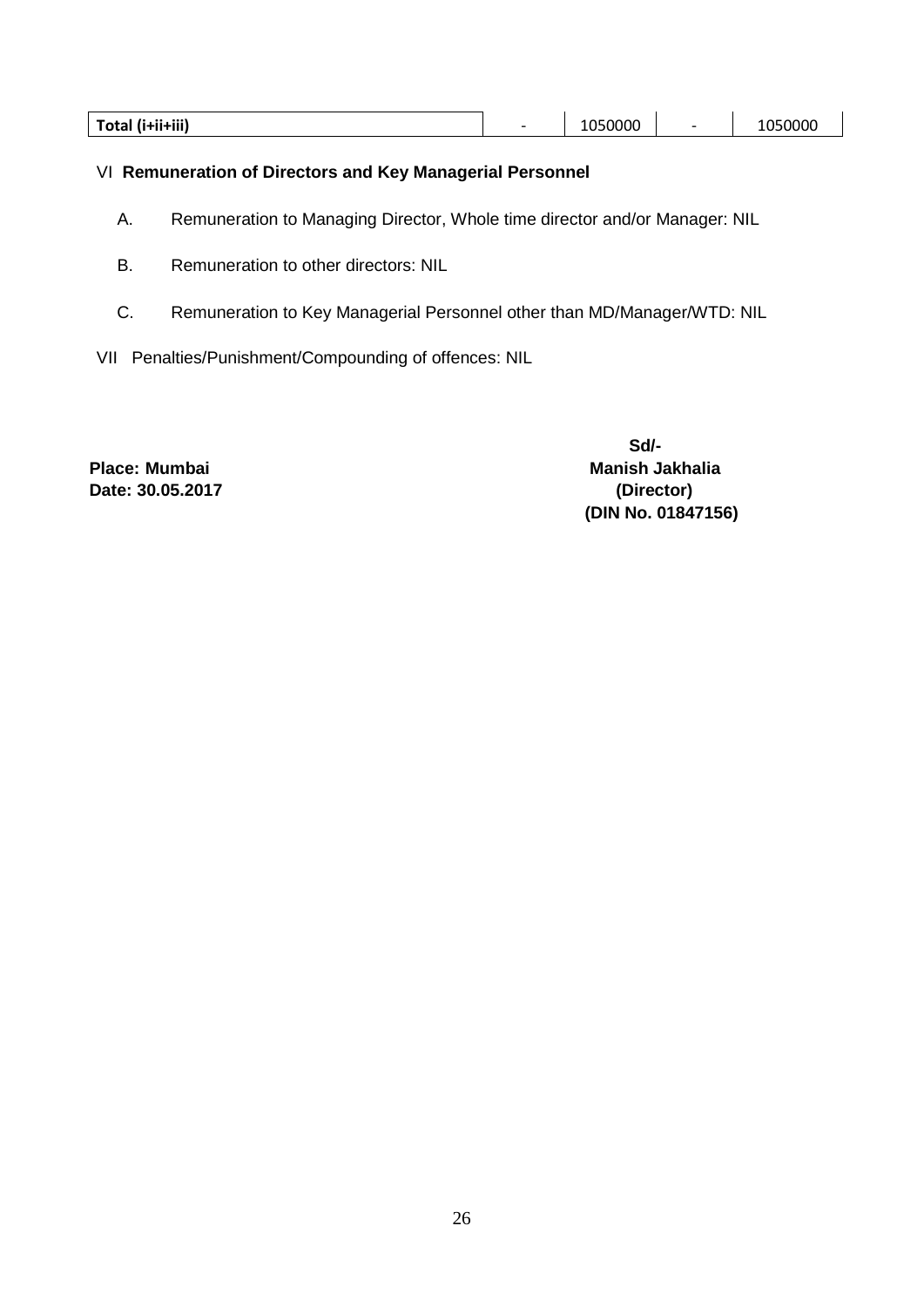| Total (i+ii+iii) | - | 1050000 | - | 1050000 |
| --- | --- | --- | --- | --- |

VI **Remuneration of Directors and Key Managerial Personnel**

A. Remuneration to Managing Director, Whole time director and/or Manager: NIL

B. Remuneration to other directors: NIL

C. Remuneration to Key Managerial Personnel other than MD/Manager/WTD: NIL

VII Penalties/Punishment/Compounding of offences: NIL

**Place: Mumbai**
**Date: 30.05.2017**

**Sd/-**
**Manish Jakhalia**
**(Director)**
**(DIN No. 01847156)**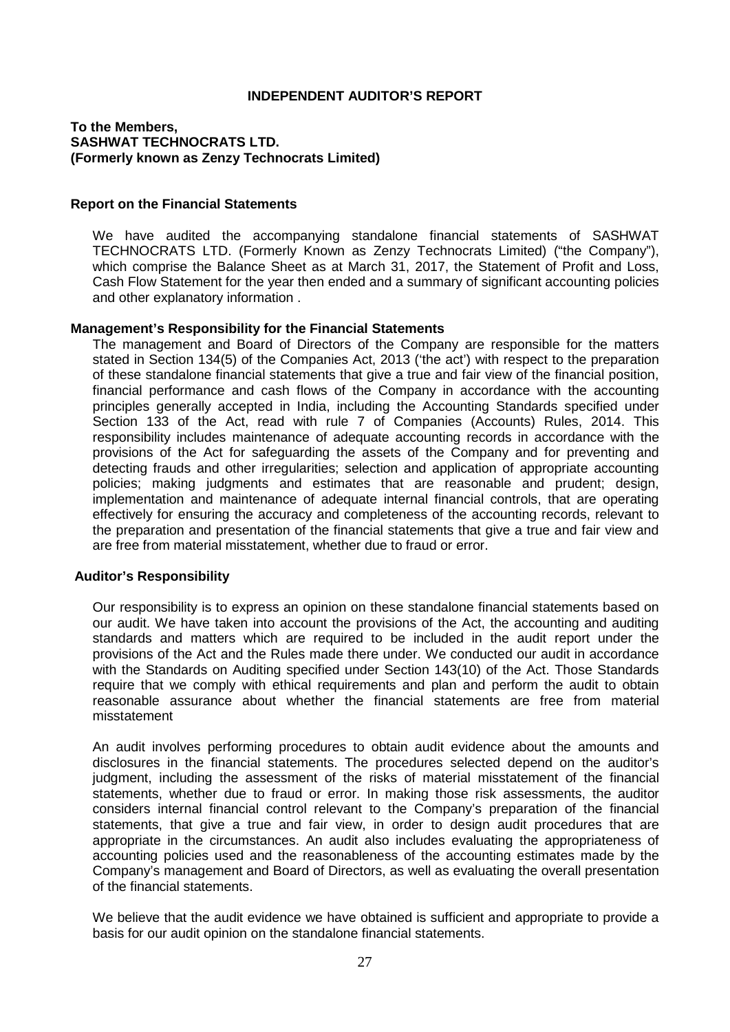# INDEPENDENT AUDITOR'S REPORT

**To the Members,**
**SASHWAT TECHNOCRATS LTD.**
**(Formerly known as Zenzy Technocrats Limited)**

## Report on the Financial Statements

We have audited the accompanying standalone financial statements of SASHWAT TECHNOCRATS LTD. (Formerly Known as Zenzy Technocrats Limited) ("the Company"), which comprise the Balance Sheet as at March 31, 2017, the Statement of Profit and Loss, Cash Flow Statement for the year then ended and a summary of significant accounting policies and other explanatory information .

## Management's Responsibility for the Financial Statements

The management and Board of Directors of the Company are responsible for the matters stated in Section 134(5) of the Companies Act, 2013 ('the act') with respect to the preparation of these standalone financial statements that give a true and fair view of the financial position, financial performance and cash flows of the Company in accordance with the accounting principles generally accepted in India, including the Accounting Standards specified under Section 133 of the Act, read with rule 7 of Companies (Accounts) Rules, 2014. This responsibility includes maintenance of adequate accounting records in accordance with the provisions of the Act for safeguarding the assets of the Company and for preventing and detecting frauds and other irregularities; selection and application of appropriate accounting policies; making judgments and estimates that are reasonable and prudent; design, implementation and maintenance of adequate internal financial controls, that are operating effectively for ensuring the accuracy and completeness of the accounting records, relevant to the preparation and presentation of the financial statements that give a true and fair view and are free from material misstatement, whether due to fraud or error.

## Auditor's Responsibility

Our responsibility is to express an opinion on these standalone financial statements based on our audit. We have taken into account the provisions of the Act, the accounting and auditing standards and matters which are required to be included in the audit report under the provisions of the Act and the Rules made there under. We conducted our audit in accordance with the Standards on Auditing specified under Section 143(10) of the Act. Those Standards require that we comply with ethical requirements and plan and perform the audit to obtain reasonable assurance about whether the financial statements are free from material misstatement

An audit involves performing procedures to obtain audit evidence about the amounts and disclosures in the financial statements. The procedures selected depend on the auditor's judgment, including the assessment of the risks of material misstatement of the financial statements, whether due to fraud or error. In making those risk assessments, the auditor considers internal financial control relevant to the Company's preparation of the financial statements, that give a true and fair view, in order to design audit procedures that are appropriate in the circumstances. An audit also includes evaluating the appropriateness of accounting policies used and the reasonableness of the accounting estimates made by the Company's management and Board of Directors, as well as evaluating the overall presentation of the financial statements.

We believe that the audit evidence we have obtained is sufficient and appropriate to provide a basis for our audit opinion on the standalone financial statements.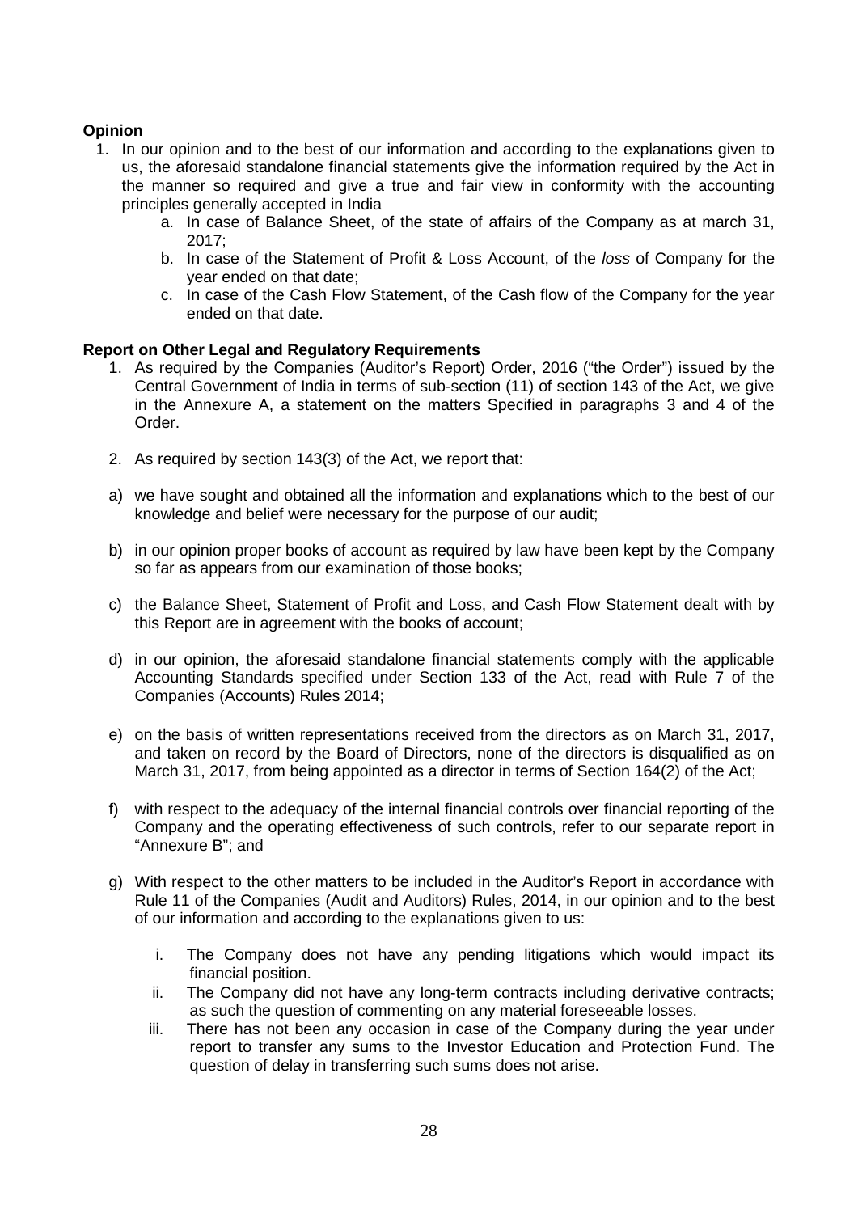**Opinion**

1. In our opinion and to the best of our information and according to the explanations given to us, the aforesaid standalone financial statements give the information required by the Act in the manner so required and give a true and fair view in conformity with the accounting principles generally accepted in India
   a. In case of Balance Sheet, of the state of affairs of the Company as at march 31, 2017;
   b. In case of the Statement of Profit & Loss Account, of the *loss* of Company for the year ended on that date;
   c. In case of the Cash Flow Statement, of the Cash flow of the Company for the year ended on that date.

**Report on Other Legal and Regulatory Requirements**

1. As required by the Companies (Auditor's Report) Order, 2016 ("the Order") issued by the Central Government of India in terms of sub-section (11) of section 143 of the Act, we give in the Annexure A, a statement on the matters Specified in paragraphs 3 and 4 of the Order.

2. As required by section 143(3) of the Act, we report that:

a) we have sought and obtained all the information and explanations which to the best of our knowledge and belief were necessary for the purpose of our audit;

b) in our opinion proper books of account as required by law have been kept by the Company so far as appears from our examination of those books;

c) the Balance Sheet, Statement of Profit and Loss, and Cash Flow Statement dealt with by this Report are in agreement with the books of account;

d) in our opinion, the aforesaid standalone financial statements comply with the applicable Accounting Standards specified under Section 133 of the Act, read with Rule 7 of the Companies (Accounts) Rules 2014;

e) on the basis of written representations received from the directors as on March 31, 2017, and taken on record by the Board of Directors, none of the directors is disqualified as on March 31, 2017, from being appointed as a director in terms of Section 164(2) of the Act;

f) with respect to the adequacy of the internal financial controls over financial reporting of the Company and the operating effectiveness of such controls, refer to our separate report in "Annexure B"; and

g) With respect to the other matters to be included in the Auditor's Report in accordance with Rule 11 of the Companies (Audit and Auditors) Rules, 2014, in our opinion and to the best of our information and according to the explanations given to us:

   i. The Company does not have any pending litigations which would impact its financial position.
   ii. The Company did not have any long-term contracts including derivative contracts; as such the question of commenting on any material foreseeable losses.
   iii. There has not been any occasion in case of the Company during the year under report to transfer any sums to the Investor Education and Protection Fund. The question of delay in transferring such sums does not arise.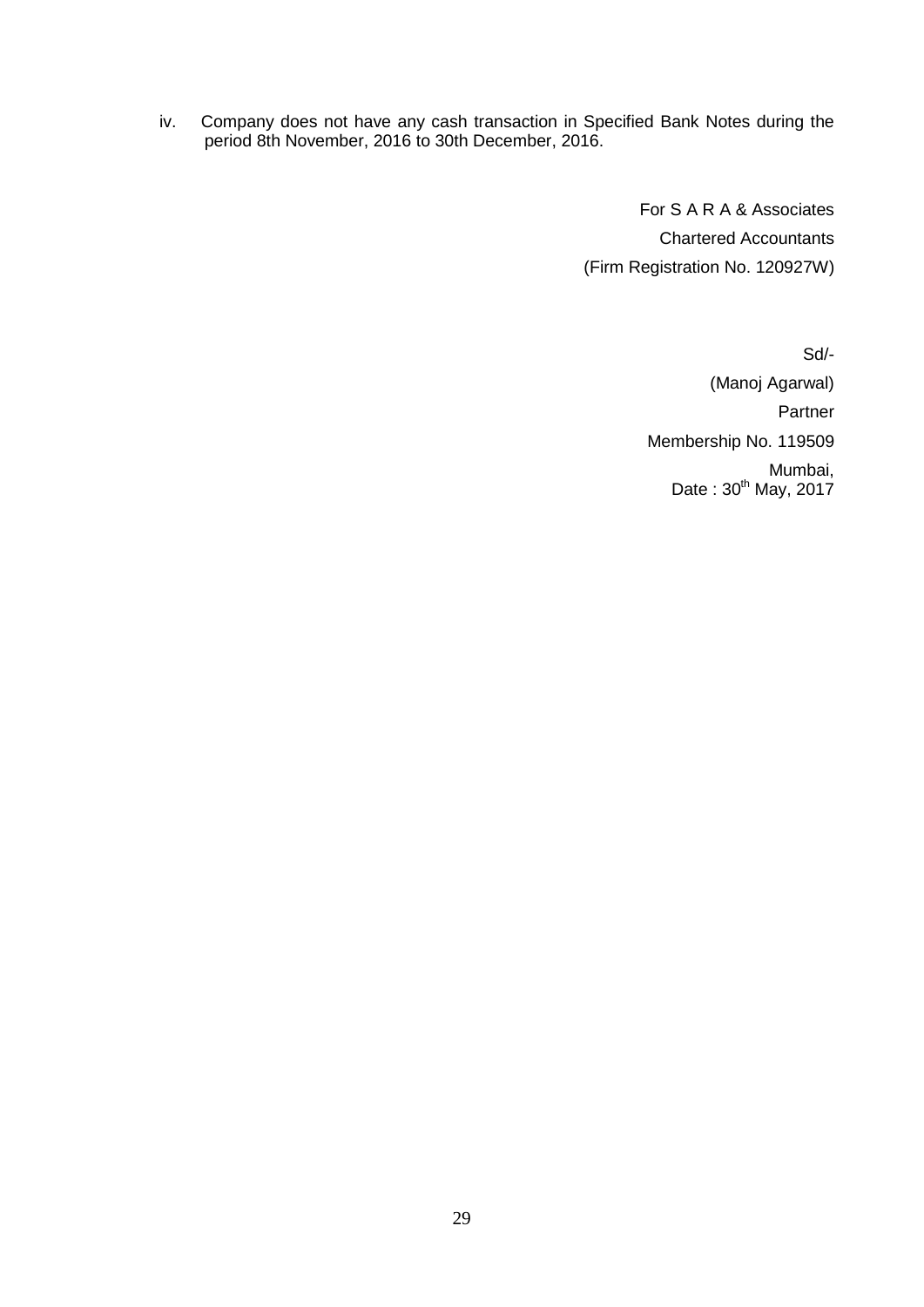iv. Company does not have any cash transaction in Specified Bank Notes during the period 8th November, 2016 to 30th December, 2016.

For S A R A & Associates
Chartered Accountants
(Firm Registration No. 120927W)

Sd/-
(Manoj Agarwal)
Partner
Membership No. 119509
Mumbai,
Date : 30th May, 2017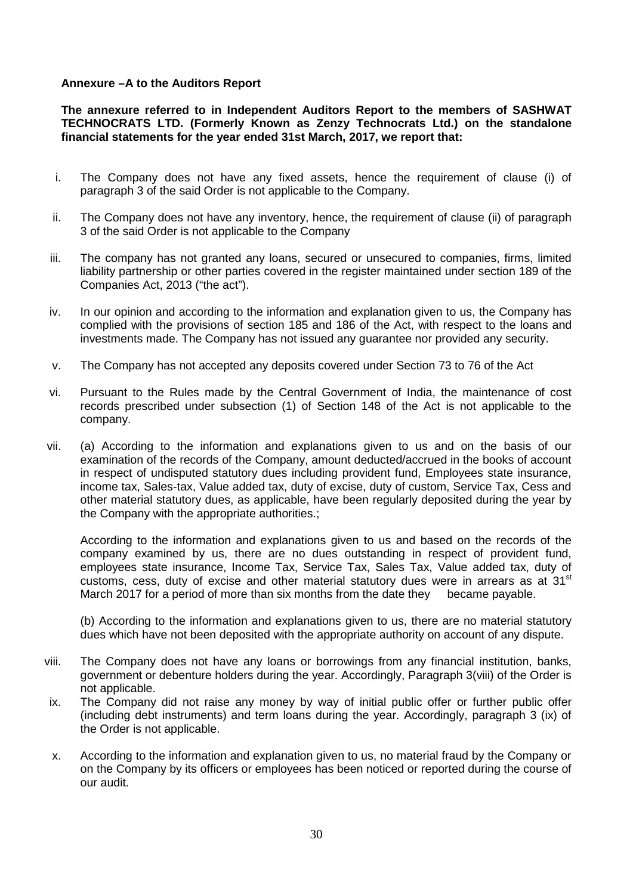**Annexure –A to the Auditors Report**

**The annexure referred to in Independent Auditors Report to the members of SASHWAT TECHNOCRATS LTD. (Formerly Known as Zenzy Technocrats Ltd.) on the standalone financial statements for the year ended 31st March, 2017, we report that:**

i. The Company does not have any fixed assets, hence the requirement of clause (i) of paragraph 3 of the said Order is not applicable to the Company.

ii. The Company does not have any inventory, hence, the requirement of clause (ii) of paragraph 3 of the said Order is not applicable to the Company

iii. The company has not granted any loans, secured or unsecured to companies, firms, limited liability partnership or other parties covered in the register maintained under section 189 of the Companies Act, 2013 ("the act").

iv. In our opinion and according to the information and explanation given to us, the Company has complied with the provisions of section 185 and 186 of the Act, with respect to the loans and investments made. The Company has not issued any guarantee nor provided any security.

v. The Company has not accepted any deposits covered under Section 73 to 76 of the Act

vi. Pursuant to the Rules made by the Central Government of India, the maintenance of cost records prescribed under subsection (1) of Section 148 of the Act is not applicable to the company.

vii. (a) According to the information and explanations given to us and on the basis of our examination of the records of the Company, amount deducted/accrued in the books of account in respect of undisputed statutory dues including provident fund, Employees state insurance, income tax, Sales-tax, Value added tax, duty of excise, duty of custom, Service Tax, Cess and other material statutory dues, as applicable, have been regularly deposited during the year by the Company with the appropriate authorities.;

   According to the information and explanations given to us and based on the records of the company examined by us, there are no dues outstanding in respect of provident fund, employees state insurance, Income Tax, Service Tax, Sales Tax, Value added tax, duty of customs, cess, duty of excise and other material statutory dues were in arrears as at 31st March 2017 for a period of more than six months from the date they became payable.

   (b) According to the information and explanations given to us, there are no material statutory dues which have not been deposited with the appropriate authority on account of any dispute.

viii. The Company does not have any loans or borrowings from any financial institution, banks, government or debenture holders during the year. Accordingly, Paragraph 3(viii) of the Order is not applicable.

ix. The Company did not raise any money by way of initial public offer or further public offer (including debt instruments) and term loans during the year. Accordingly, paragraph 3 (ix) of the Order is not applicable.

x. According to the information and explanation given to us, no material fraud by the Company or on the Company by its officers or employees has been noticed or reported during the course of our audit.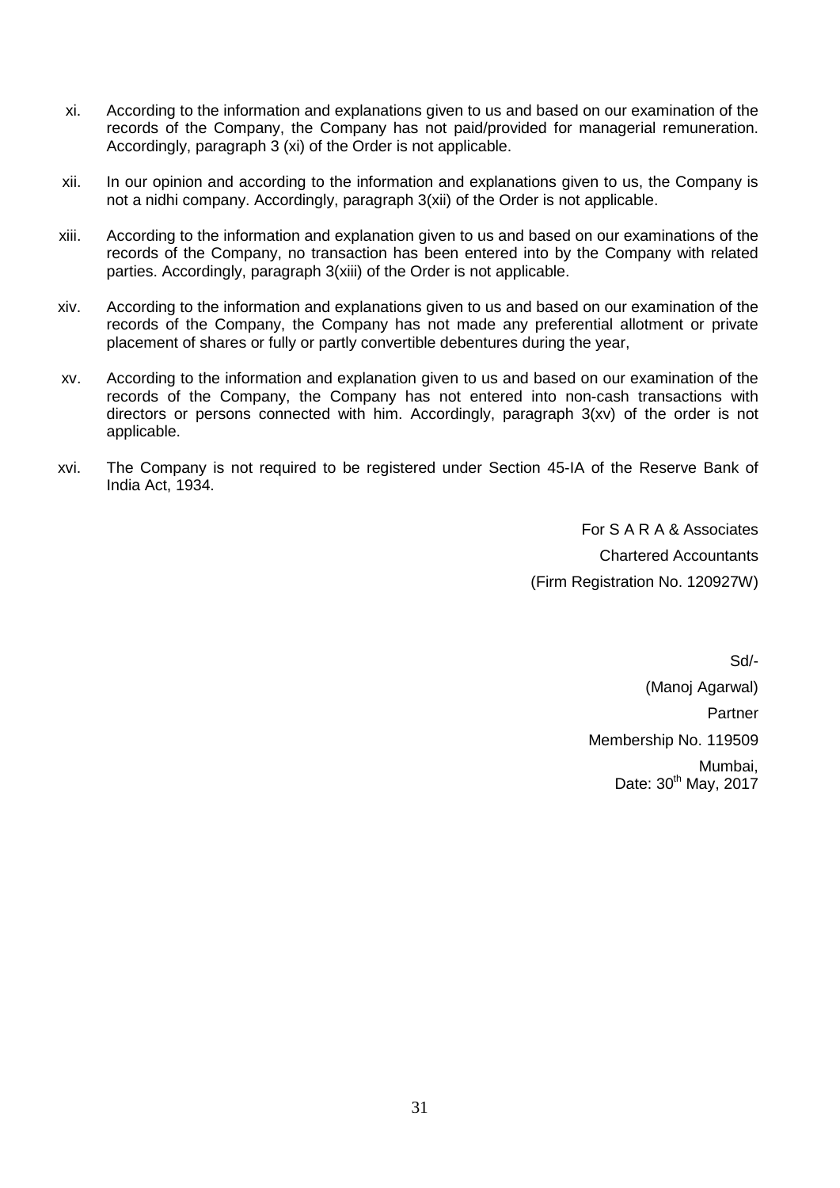xi. According to the information and explanations given to us and based on our examination of the records of the Company, the Company has not paid/provided for managerial remuneration. Accordingly, paragraph 3 (xi) of the Order is not applicable.

xii. In our opinion and according to the information and explanations given to us, the Company is not a nidhi company. Accordingly, paragraph 3(xii) of the Order is not applicable.

xiii. According to the information and explanation given to us and based on our examinations of the records of the Company, no transaction has been entered into by the Company with related parties. Accordingly, paragraph 3(xiii) of the Order is not applicable.

xiv. According to the information and explanations given to us and based on our examination of the records of the Company, the Company has not made any preferential allotment or private placement of shares or fully or partly convertible debentures during the year,

xv. According to the information and explanation given to us and based on our examination of the records of the Company, the Company has not entered into non-cash transactions with directors or persons connected with him. Accordingly, paragraph 3(xv) of the order is not applicable.

xvi. The Company is not required to be registered under Section 45-IA of the Reserve Bank of India Act, 1934.

For S A R A & Associates

Chartered Accountants

(Firm Registration No. 120927W)

Sd/-

(Manoj Agarwal)

Partner

Membership No. 119509

Mumbai,

Date: 30th May, 2017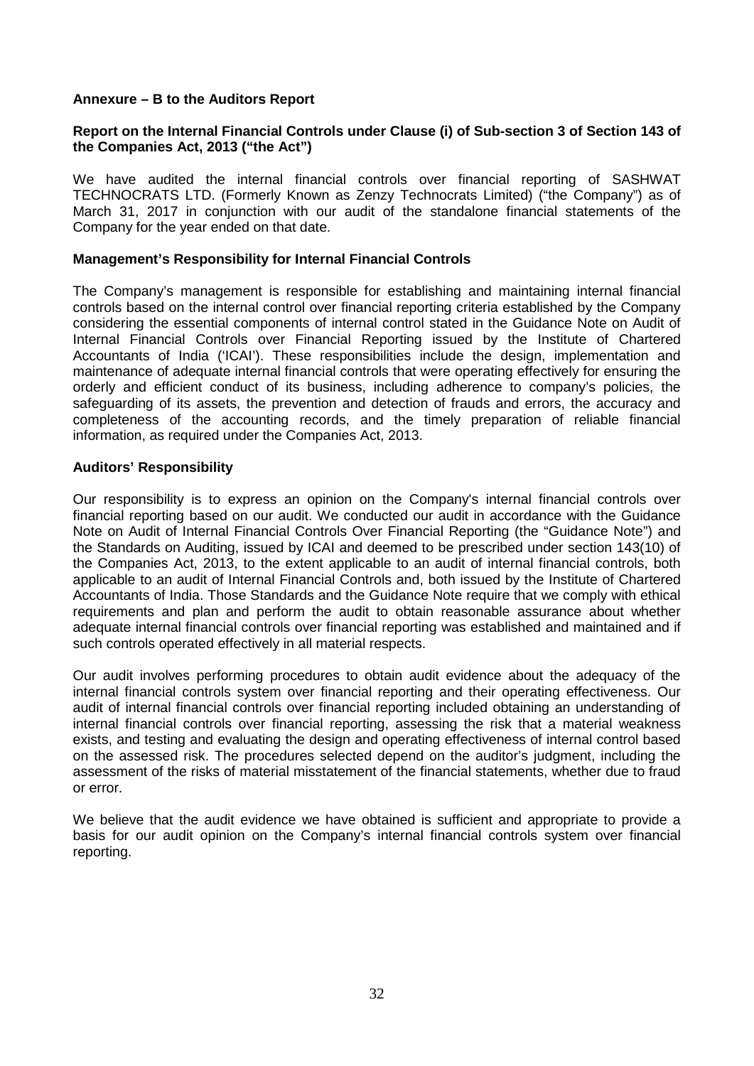**Annexure – B to the Auditors Report**

**Report on the Internal Financial Controls under Clause (i) of Sub-section 3 of Section 143 of the Companies Act, 2013 ("the Act")**

We have audited the internal financial controls over financial reporting of SASHWAT TECHNOCRATS LTD. (Formerly Known as Zenzy Technocrats Limited) ("the Company") as of March 31, 2017 in conjunction with our audit of the standalone financial statements of the Company for the year ended on that date.

**Management's Responsibility for Internal Financial Controls**

The Company's management is responsible for establishing and maintaining internal financial controls based on the internal control over financial reporting criteria established by the Company considering the essential components of internal control stated in the Guidance Note on Audit of Internal Financial Controls over Financial Reporting issued by the Institute of Chartered Accountants of India ('ICAI'). These responsibilities include the design, implementation and maintenance of adequate internal financial controls that were operating effectively for ensuring the orderly and efficient conduct of its business, including adherence to company's policies, the safeguarding of its assets, the prevention and detection of frauds and errors, the accuracy and completeness of the accounting records, and the timely preparation of reliable financial information, as required under the Companies Act, 2013.

**Auditors' Responsibility**

Our responsibility is to express an opinion on the Company's internal financial controls over financial reporting based on our audit. We conducted our audit in accordance with the Guidance Note on Audit of Internal Financial Controls Over Financial Reporting (the "Guidance Note") and the Standards on Auditing, issued by ICAI and deemed to be prescribed under section 143(10) of the Companies Act, 2013, to the extent applicable to an audit of internal financial controls, both applicable to an audit of Internal Financial Controls and, both issued by the Institute of Chartered Accountants of India. Those Standards and the Guidance Note require that we comply with ethical requirements and plan and perform the audit to obtain reasonable assurance about whether adequate internal financial controls over financial reporting was established and maintained and if such controls operated effectively in all material respects.

Our audit involves performing procedures to obtain audit evidence about the adequacy of the internal financial controls system over financial reporting and their operating effectiveness. Our audit of internal financial controls over financial reporting included obtaining an understanding of internal financial controls over financial reporting, assessing the risk that a material weakness exists, and testing and evaluating the design and operating effectiveness of internal control based on the assessed risk. The procedures selected depend on the auditor's judgment, including the assessment of the risks of material misstatement of the financial statements, whether due to fraud or error.

We believe that the audit evidence we have obtained is sufficient and appropriate to provide a basis for our audit opinion on the Company's internal financial controls system over financial reporting.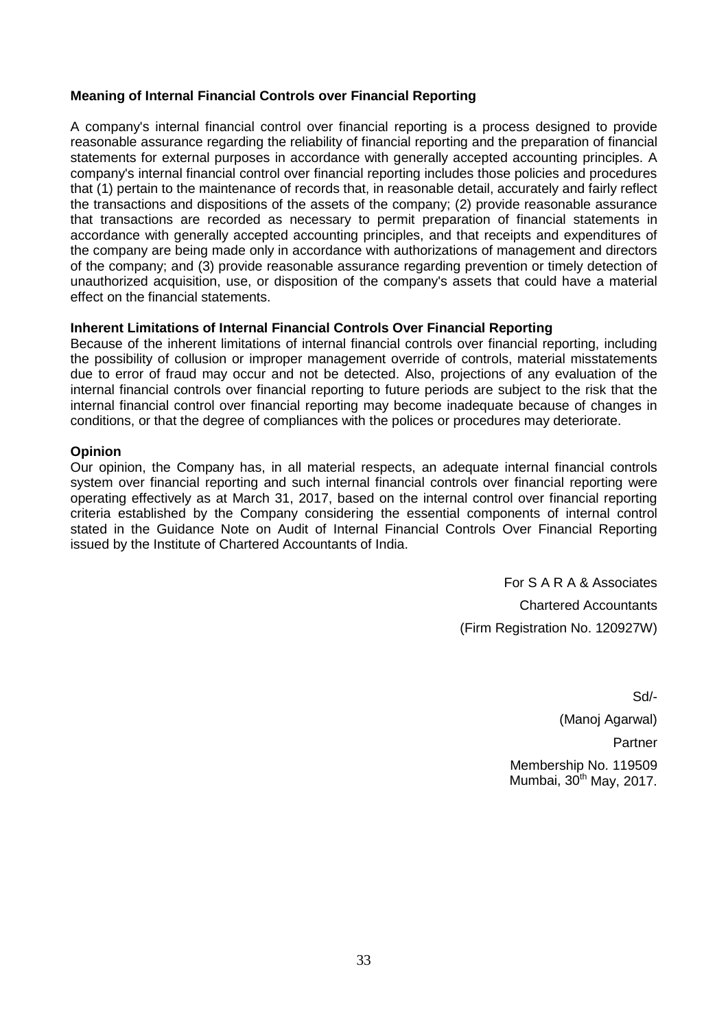**Meaning of Internal Financial Controls over Financial Reporting**

A company's internal financial control over financial reporting is a process designed to provide reasonable assurance regarding the reliability of financial reporting and the preparation of financial statements for external purposes in accordance with generally accepted accounting principles. A company's internal financial control over financial reporting includes those policies and procedures that (1) pertain to the maintenance of records that, in reasonable detail, accurately and fairly reflect the transactions and dispositions of the assets of the company; (2) provide reasonable assurance that transactions are recorded as necessary to permit preparation of financial statements in accordance with generally accepted accounting principles, and that receipts and expenditures of the company are being made only in accordance with authorizations of management and directors of the company; and (3) provide reasonable assurance regarding prevention or timely detection of unauthorized acquisition, use, or disposition of the company's assets that could have a material effect on the financial statements.

**Inherent Limitations of Internal Financial Controls Over Financial Reporting**

Because of the inherent limitations of internal financial controls over financial reporting, including the possibility of collusion or improper management override of controls, material misstatements due to error of fraud may occur and not be detected. Also, projections of any evaluation of the internal financial controls over financial reporting to future periods are subject to the risk that the internal financial control over financial reporting may become inadequate because of changes in conditions, or that the degree of compliances with the polices or procedures may deteriorate.

**Opinion**

Our opinion, the Company has, in all material respects, an adequate internal financial controls system over financial reporting and such internal financial controls over financial reporting were operating effectively as at March 31, 2017, based on the internal control over financial reporting criteria established by the Company considering the essential components of internal control stated in the Guidance Note on Audit of Internal Financial Controls Over Financial Reporting issued by the Institute of Chartered Accountants of India.

For S A R A & Associates

Chartered Accountants

(Firm Registration No. 120927W)

Sd/-

(Manoj Agarwal)

Partner

Membership No. 119509

Mumbai, 30th May, 2017.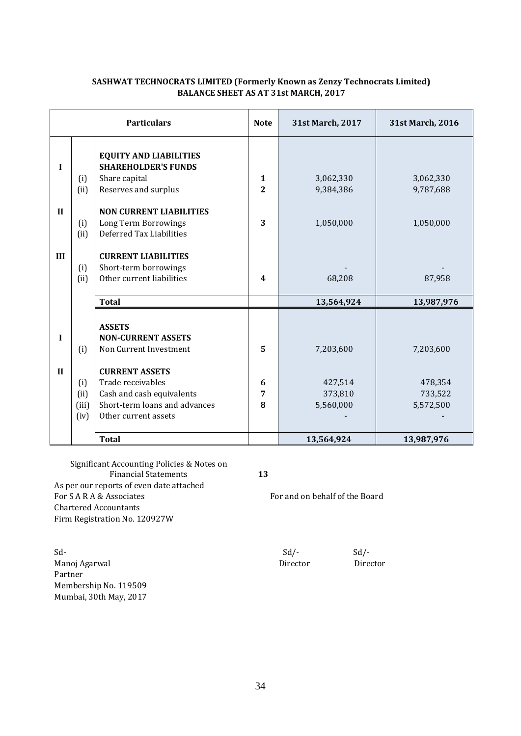**SASHWAT TECHNOCRATS LIMITED (Formerly Known as Zenzy Technocrats Limited)**
**BALANCE SHEET AS AT 31st MARCH, 2017**

| Particulars | | | Note | 31st March, 2017 | 31st March, 2016 |
|---|---|---|---|---|---|
| | | **EQUITY AND LIABILITIES** | | | |
| I | | **SHAREHOLDER'S FUNDS** | | | |
| | (i) | Share capital | 1 | 3,062,330 | 3,062,330 |
| | (ii) | Reserves and surplus | 2 | 9,384,386 | 9,787,688 |
| II | | **NON CURRENT LIABILITIES** | | | |
| | (i) | Long Term Borrowings | 3 | 1,050,000 | 1,050,000 |
| | (ii) | Deferred Tax Liabilities | | | |
| III | | **CURRENT LIABILITIES** | | | |
| | (i) | Short-term borrowings | | - | - |
| | (ii) | Other current liabilities | 4 | 68,208 | 87,958 |
| | | **Total** | | **13,564,924** | **13,987,976** |
| | | **ASSETS** | | | |
| I | | **NON-CURRENT ASSETS** | | | |
| | (i) | Non Current Investment | 5 | 7,203,600 | 7,203,600 |
| II | | **CURRENT ASSETS** | | | |
| | (i) | Trade receivables | 6 | 427,514 | 478,354 |
| | (ii) | Cash and cash equivalents | 7 | 373,810 | 733,522 |
| | (iii) | Short-term loans and advances | 8 | 5,560,000 | 5,572,500 |
| | (iv) | Other current assets | | - | - |
| | | **Total** | | **13,564,924** | **13,987,976** |

Significant Accounting Policies & Notes on Financial Statements **13**

As per our reports of even date attached
For S A R A & Associates
Chartered Accountants
Firm Registration No. 120927W

For and on behalf of the Board

Sd-
Manoj Agarwal
Partner
Membership No. 119509
Mumbai, 30th May, 2017

Sd/-
Director

Sd/-
Director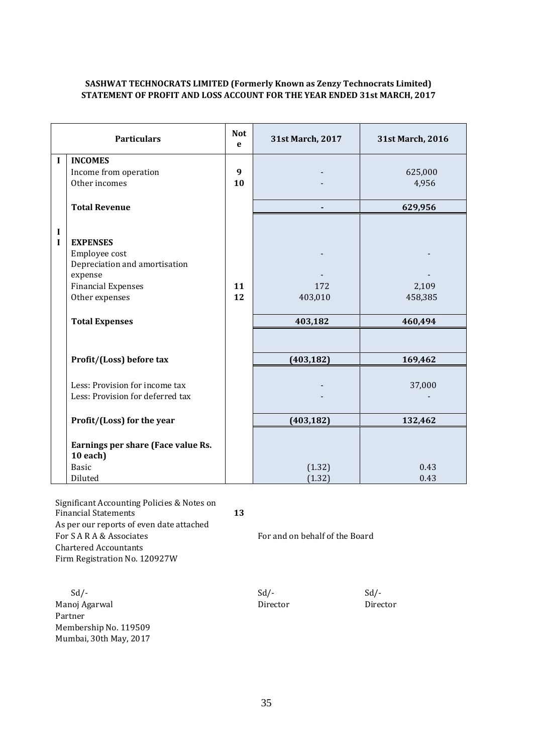**SASHWAT TECHNOCRATS LIMITED (Formerly Known as Zenzy Technocrats Limited)**
**STATEMENT OF PROFIT AND LOSS ACCOUNT FOR THE YEAR ENDED 31st MARCH, 2017**

| | Particulars | Note | 31st March, 2017 | 31st March, 2016 |
|---|---|---|---|---|
| I | **INCOMES** | | | |
| | Income from operation | 9 | - | 625,000 |
| | Other incomes | 10 | - | 4,956 |
| | **Total Revenue** | | **-** | **629,956** |
| II | **EXPENSES** | | | |
| | Employee cost | | - | - |
| | Depreciation and amortisation expense | | - | - |
| | Financial Expenses | 11 | 172 | 2,109 |
| | Other expenses | 12 | 403,010 | 458,385 |
| | **Total Expenses** | | **403,182** | **460,494** |
| | **Profit/(Loss) before tax** | | **(403,182)** | **169,462** |
| | Less: Provision for income tax | | - | 37,000 |
| | Less: Provision for deferred tax | | - | - |
| | **Profit/(Loss) for the year** | | **(403,182)** | **132,462** |
| | **Earnings per share (Face value Rs. 10 each)** | | | |
| | Basic | | (1.32) | 0.43 |
| | Diluted | | (1.32) | 0.43 |

Significant Accounting Policies & Notes on Financial Statements **13**

As per our reports of even date attached

For S A R A & Associates
Chartered Accountants
Firm Registration No. 120927W

For and on behalf of the Board

Sd/-
Manoj Agarwal
Partner
Membership No. 119509
Mumbai, 30th May, 2017

Sd/-
Director

Sd/-
Director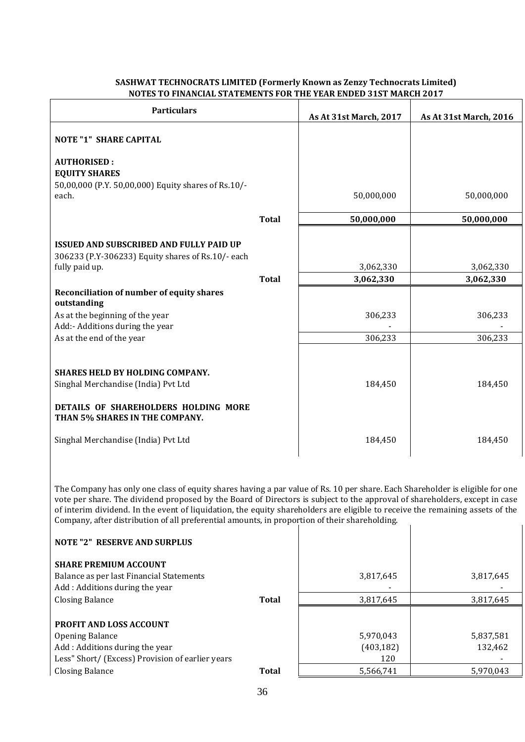**SASHWAT TECHNOCRATS LIMITED (Formerly Known as Zenzy Technocrats Limited)**
**NOTES TO FINANCIAL STATEMENTS FOR THE YEAR ENDED 31ST MARCH 2017**

| Particulars | | As At 31st March, 2017 | As At 31st March, 2016 |
|---|---|---|---|
| **NOTE "1" SHARE CAPITAL** | | | |
| **AUTHORISED :** | | | |
| **EQUITY SHARES** | | | |
| 50,00,000 (P.Y. 50,00,000) Equity shares of Rs.10/- each. | | 50,000,000 | 50,000,000 |
| | **Total** | **50,000,000** | **50,000,000** |
| **ISSUED AND SUBSCRIBED AND FULLY PAID UP** | | | |
| 306233 (P.Y-306233) Equity shares of Rs.10/- each fully paid up. | | 3,062,330 | 3,062,330 |
| | **Total** | **3,062,330** | **3,062,330** |
| **Reconciliation of number of equity shares outstanding** | | | |
| As at the beginning of the year | | 306,233 | 306,233 |
| Add:- Additions during the year | | - | - |
| As at the end of the year | | 306,233 | 306,233 |
| **SHARES HELD BY HOLDING COMPANY.** | | | |
| Singhal Merchandise (India) Pvt Ltd | | 184,450 | 184,450 |
| **DETAILS OF SHAREHOLDERS HOLDING MORE THAN 5% SHARES IN THE COMPANY.** | | | |
| Singhal Merchandise (India) Pvt Ltd | | 184,450 | 184,450 |

The Company has only one class of equity shares having a par value of Rs. 10 per share. Each Shareholder is eligible for one vote per share. The dividend proposed by the Board of Directors is subject to the approval of shareholders, except in case of interim dividend. In the event of liquidation, the equity shareholders are eligible to receive the remaining assets of the Company, after distribution of all preferential amounts, in proportion of their shareholding.

| Particulars | | As At 31st March, 2017 | As At 31st March, 2016 |
|---|---|---|---|
| **NOTE "2" RESERVE AND SURPLUS** | | | |
| **SHARE PREMIUM ACCOUNT** | | | |
| Balance as per last Financial Statements | | 3,817,645 | 3,817,645 |
| Add : Additions during the year | | - | - |
| Closing Balance | **Total** | 3,817,645 | 3,817,645 |
| **PROFIT AND LOSS ACCOUNT** | | | |
| Opening Balance | | 5,970,043 | 5,837,581 |
| Add : Additions during the year | | (403,182) | 132,462 |
| Less" Short/ (Excess) Provision of earlier years | | 120 | - |
| Closing Balance | **Total** | 5,566,741 | 5,970,043 |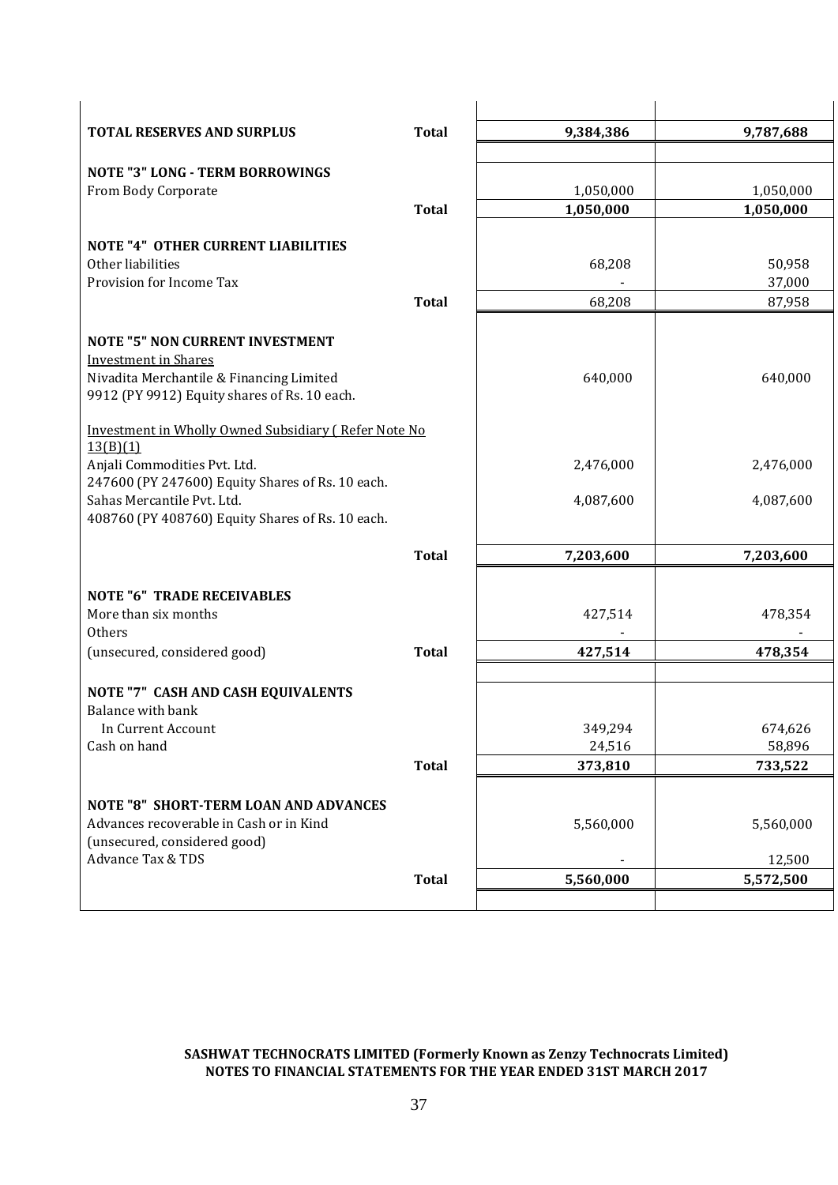| | | | |
|---|---|---|---|
| **TOTAL RESERVES AND SURPLUS** | **Total** | **9,384,386** | **9,787,688** |
| | | | |
| **NOTE "3" LONG - TERM BORROWINGS** | | | |
| From Body Corporate | | 1,050,000 | 1,050,000 |
| | **Total** | **1,050,000** | **1,050,000** |
| | | | |
| **NOTE "4" OTHER CURRENT LIABILITIES** | | | |
| Other liabilities | | 68,208 | 50,958 |
| Provision for Income Tax | | - | 37,000 |
| | **Total** | 68,208 | 87,958 |
| | | | |
| **NOTE "5" NON CURRENT INVESTMENT** | | | |
| Investment in Shares | | | |
| Nivadita Merchantile & Financing Limited<br>9912 (PY 9912) Equity shares of Rs. 10 each. | | 640,000 | 640,000 |
| | | | |
| Investment in Wholly Owned Subsidiary ( Refer Note No 13(B)(1) | | | |
| Anjali Commodities Pvt. Ltd.<br>247600 (PY 247600) Equity Shares of Rs. 10 each. | | 2,476,000 | 2,476,000 |
| Sahas Mercantile Pvt. Ltd.<br>408760 (PY 408760) Equity Shares of Rs. 10 each. | | 4,087,600 | 4,087,600 |
| | | | |
| | **Total** | **7,203,600** | **7,203,600** |
| | | | |
| **NOTE "6" TRADE RECEIVABLES** | | | |
| More than six months | | 427,514 | 478,354 |
| Others | | - | - |
| (unsecured, considered good) | **Total** | **427,514** | **478,354** |
| | | | |
| **NOTE "7" CASH AND CASH EQUIVALENTS** | | | |
| Balance with bank | | | |
| In Current Account | | 349,294 | 674,626 |
| Cash on hand | | 24,516 | 58,896 |
| | **Total** | **373,810** | **733,522** |
| | | | |
| **NOTE "8" SHORT-TERM LOAN AND ADVANCES** | | | |
| Advances recoverable in Cash or in Kind<br>(unsecured, considered good) | | 5,560,000 | 5,560,000 |
| Advance Tax & TDS | | - | 12,500 |
| | **Total** | **5,560,000** | **5,572,500** |

**SASHWAT TECHNOCRATS LIMITED (Formerly Known as Zenzy Technocrats Limited)**
**NOTES TO FINANCIAL STATEMENTS FOR THE YEAR ENDED 31ST MARCH 2017**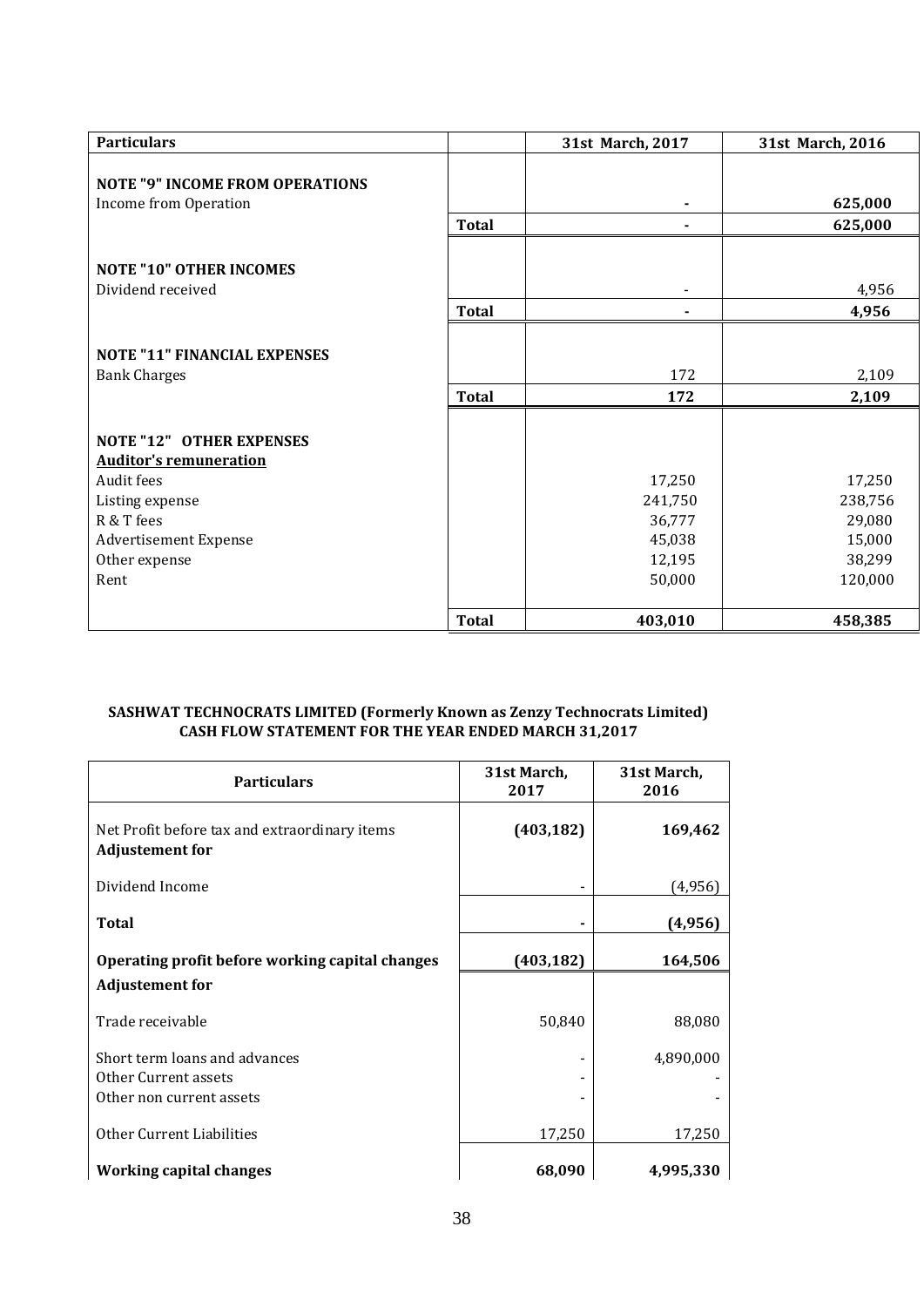| Particulars | | 31st March, 2017 | 31st March, 2016 |
|---|---|---|---|
| **NOTE "9" INCOME FROM OPERATIONS** | | | |
| Income from Operation | | **-** | **625,000** |
| | **Total** | **-** | **625,000** |
| **NOTE "10" OTHER INCOMES** | | | |
| Dividend received | | - | 4,956 |
| | **Total** | **-** | **4,956** |
| **NOTE "11" FINANCIAL EXPENSES** | | | |
| Bank Charges | | 172 | 2,109 |
| | **Total** | **172** | **2,109** |
| **NOTE "12" OTHER EXPENSES** | | | |
| **Auditor's remuneration** | | | |
| Audit fees | | 17,250 | 17,250 |
| Listing expense | | 241,750 | 238,756 |
| R & T fees | | 36,777 | 29,080 |
| Advertisement Expense | | 45,038 | 15,000 |
| Other expense | | 12,195 | 38,299 |
| Rent | | 50,000 | 120,000 |
| | **Total** | **403,010** | **458,385** |

**SASHWAT TECHNOCRATS LIMITED (Formerly Known as Zenzy Technocrats Limited)**
**CASH FLOW STATEMENT FOR THE YEAR ENDED MARCH 31,2017**

| Particulars | 31st March, 2017 | 31st March, 2016 |
|---|---|---|
| Net Profit before tax and extraordinary items | **(403,182)** | **169,462** |
| **Adjustement for** | | |
| Dividend Income | - | (4,956) |
| **Total** | **-** | **(4,956)** |
| **Operating profit before working capital changes** | **(403,182)** | **164,506** |
| **Adjustement for** | | |
| Trade receivable | 50,840 | 88,080 |
| Short term loans and advances | - | 4,890,000 |
| Other Current assets | - | - |
| Other non current assets | - | - |
| Other Current Liabilities | 17,250 | 17,250 |
| **Working capital changes** | **68,090** | **4,995,330** |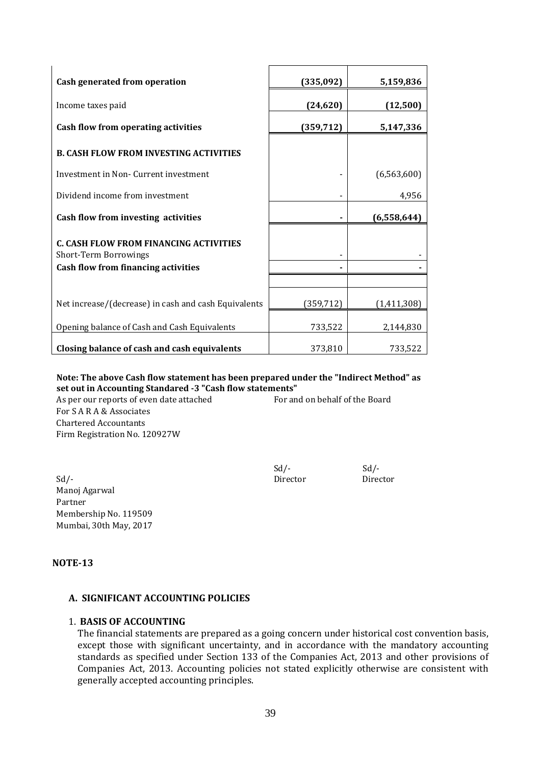| | | |
|---|---|---|
| **Cash generated from operation** | **(335,092)** | **5,159,836** |
| Income taxes paid | **(24,620)** | **(12,500)** |
| **Cash flow from operating activities** | **(359,712)** | **5,147,336** |
| **B. CASH FLOW FROM INVESTING ACTIVITIES** | | |
| Investment in Non- Current investment | - | (6,563,600) |
| Dividend income from investment | - | 4,956 |
| **Cash flow from investing activities** | **-** | **(6,558,644)** |
| **C. CASH FLOW FROM FINANCING ACTIVITIES** | | |
| Short-Term Borrowings | - | - |
| **Cash flow from financing activities** | **-** | **-** |
| | | |
| Net increase/(decrease) in cash and cash Equivalents | (359,712) | (1,411,308) |
| Opening balance of Cash and Cash Equivalents | 733,522 | 2,144,830 |
| **Closing balance of cash and cash equivalents** | 373,810 | 733,522 |

**Note: The above Cash flow statement has been prepared under the "Indirect Method" as set out in Accounting Standared -3 "Cash flow statements"**

As per our reports of even date attached
For S A R A & Associates
Chartered Accountants
Firm Registration No. 120927W

For and on behalf of the Board

Sd/-
Manoj Agarwal
Partner
Membership No. 119509
Mumbai, 30th May, 2017

Sd/-
Director

Sd/-
Director

**NOTE-13**

**A. SIGNIFICANT ACCOUNTING POLICIES**

1. **BASIS OF ACCOUNTING**

   The financial statements are prepared as a going concern under historical cost convention basis, except those with significant uncertainty, and in accordance with the mandatory accounting standards as specified under Section 133 of the Companies Act, 2013 and other provisions of Companies Act, 2013. Accounting policies not stated explicitly otherwise are consistent with generally accepted accounting principles.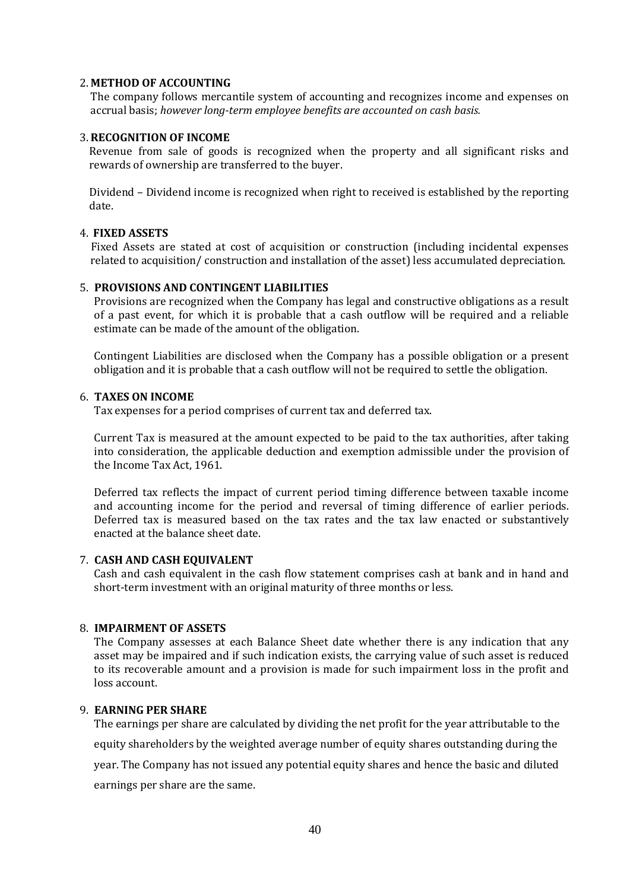## 2. METHOD OF ACCOUNTING

The company follows mercantile system of accounting and recognizes income and expenses on accrual basis; *however long-term employee benefits are accounted on cash basis.*

## 3. RECOGNITION OF INCOME

Revenue from sale of goods is recognized when the property and all significant risks and rewards of ownership are transferred to the buyer.

Dividend – Dividend income is recognized when right to received is established by the reporting date.

## 4. FIXED ASSETS

Fixed Assets are stated at cost of acquisition or construction (including incidental expenses related to acquisition/ construction and installation of the asset) less accumulated depreciation.

## 5. PROVISIONS AND CONTINGENT LIABILITIES

Provisions are recognized when the Company has legal and constructive obligations as a result of a past event, for which it is probable that a cash outflow will be required and a reliable estimate can be made of the amount of the obligation.

Contingent Liabilities are disclosed when the Company has a possible obligation or a present obligation and it is probable that a cash outflow will not be required to settle the obligation.

## 6. TAXES ON INCOME

Tax expenses for a period comprises of current tax and deferred tax.

Current Tax is measured at the amount expected to be paid to the tax authorities, after taking into consideration, the applicable deduction and exemption admissible under the provision of the Income Tax Act, 1961.

Deferred tax reflects the impact of current period timing difference between taxable income and accounting income for the period and reversal of timing difference of earlier periods. Deferred tax is measured based on the tax rates and the tax law enacted or substantively enacted at the balance sheet date.

## 7. CASH AND CASH EQUIVALENT

Cash and cash equivalent in the cash flow statement comprises cash at bank and in hand and short-term investment with an original maturity of three months or less.

## 8. IMPAIRMENT OF ASSETS

The Company assesses at each Balance Sheet date whether there is any indication that any asset may be impaired and if such indication exists, the carrying value of such asset is reduced to its recoverable amount and a provision is made for such impairment loss in the profit and loss account.

## 9. EARNING PER SHARE

The earnings per share are calculated by dividing the net profit for the year attributable to the equity shareholders by the weighted average number of equity shares outstanding during the year. The Company has not issued any potential equity shares and hence the basic and diluted earnings per share are the same.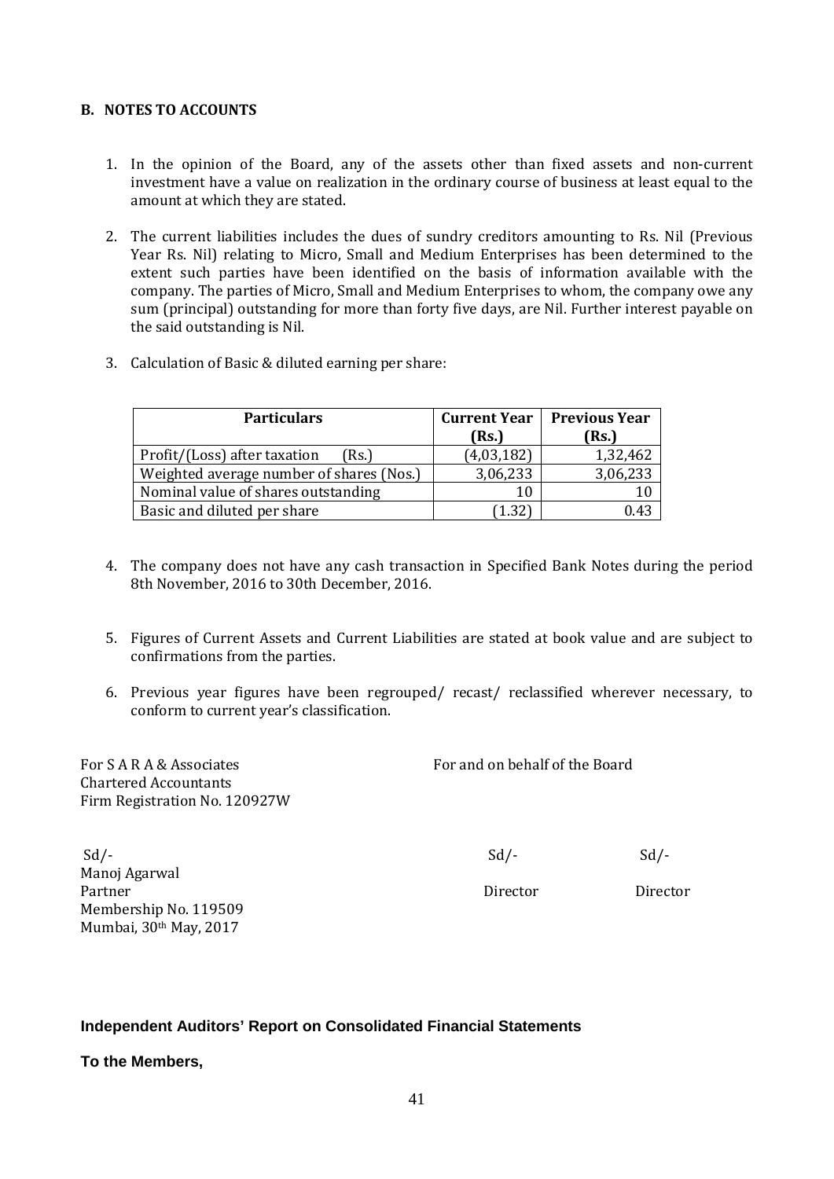## B. NOTES TO ACCOUNTS

1. In the opinion of the Board, any of the assets other than fixed assets and non-current investment have a value on realization in the ordinary course of business at least equal to the amount at which they are stated.

2. The current liabilities includes the dues of sundry creditors amounting to Rs. Nil (Previous Year Rs. Nil) relating to Micro, Small and Medium Enterprises has been determined to the extent such parties have been identified on the basis of information available with the company. The parties of Micro, Small and Medium Enterprises to whom, the company owe any sum (principal) outstanding for more than forty five days, are Nil. Further interest payable on the said outstanding is Nil.

3. Calculation of Basic & diluted earning per share:

| Particulars | Current Year (Rs.) | Previous Year (Rs.) |
|---|---|---|
| Profit/(Loss) after taxation (Rs.) | (4,03,182) | 1,32,462 |
| Weighted average number of shares (Nos.) | 3,06,233 | 3,06,233 |
| Nominal value of shares outstanding | 10 | 10 |
| Basic and diluted per share | (1.32) | 0.43 |

4. The company does not have any cash transaction in Specified Bank Notes during the period 8th November, 2016 to 30th December, 2016.

5. Figures of Current Assets and Current Liabilities are stated at book value and are subject to confirmations from the parties.

6. Previous year figures have been regrouped/ recast/ reclassified wherever necessary, to conform to current year's classification.

For S A R A & Associates
Chartered Accountants
Firm Registration No. 120927W

For and on behalf of the Board

Sd/-
Manoj Agarwal
Partner
Membership No. 119509
Mumbai, 30th May, 2017

Sd/-
Director

Sd/-
Director

**Independent Auditors' Report on Consolidated Financial Statements**

**To the Members,**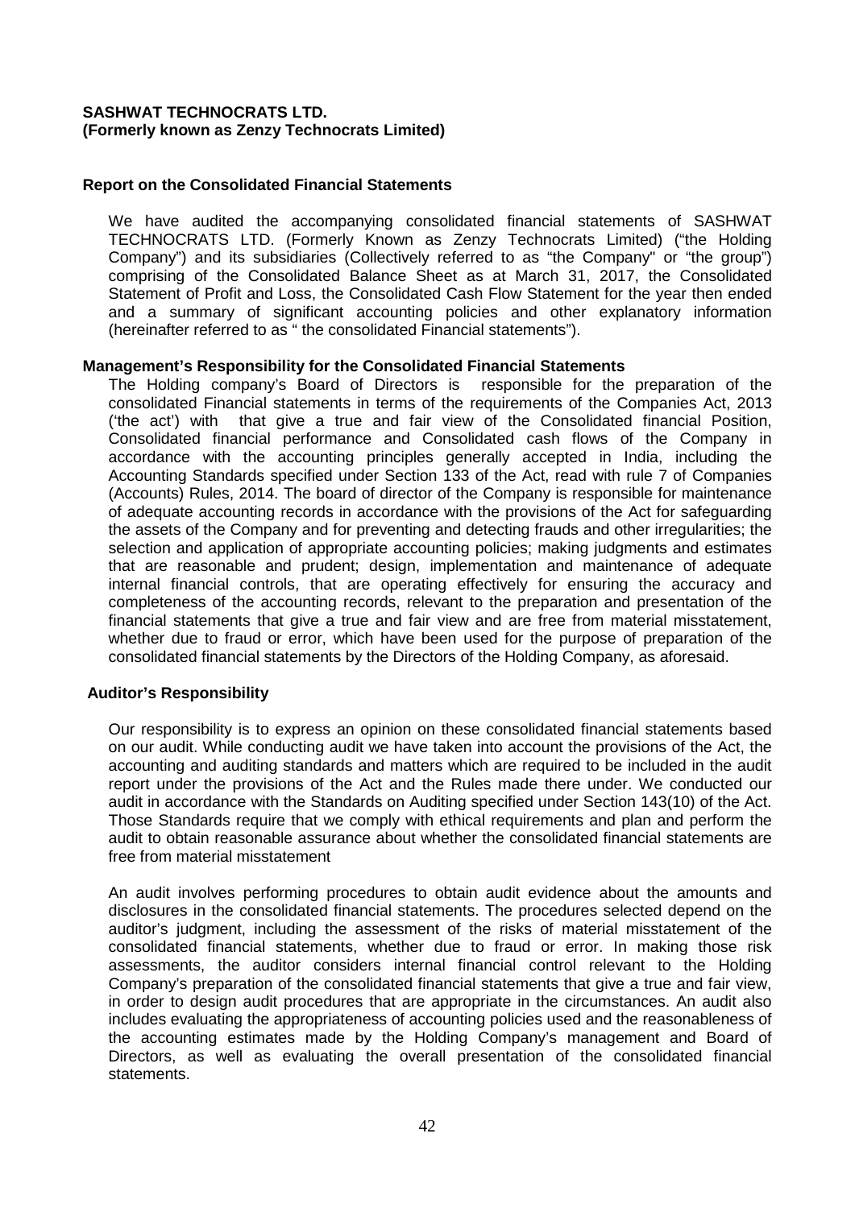**SASHWAT TECHNOCRATS LTD.**
**(Formerly known as Zenzy Technocrats Limited)**

## Report on the Consolidated Financial Statements

We have audited the accompanying consolidated financial statements of SASHWAT TECHNOCRATS LTD. (Formerly Known as Zenzy Technocrats Limited) ("the Holding Company") and its subsidiaries (Collectively referred to as "the Company" or "the group") comprising of the Consolidated Balance Sheet as at March 31, 2017, the Consolidated Statement of Profit and Loss, the Consolidated Cash Flow Statement for the year then ended and a summary of significant accounting policies and other explanatory information (hereinafter referred to as " the consolidated Financial statements").

## Management's Responsibility for the Consolidated Financial Statements

The Holding company's Board of Directors is responsible for the preparation of the consolidated Financial statements in terms of the requirements of the Companies Act, 2013 ('the act') with that give a true and fair view of the Consolidated financial Position, Consolidated financial performance and Consolidated cash flows of the Company in accordance with the accounting principles generally accepted in India, including the Accounting Standards specified under Section 133 of the Act, read with rule 7 of Companies (Accounts) Rules, 2014. The board of director of the Company is responsible for maintenance of adequate accounting records in accordance with the provisions of the Act for safeguarding the assets of the Company and for preventing and detecting frauds and other irregularities; the selection and application of appropriate accounting policies; making judgments and estimates that are reasonable and prudent; design, implementation and maintenance of adequate internal financial controls, that are operating effectively for ensuring the accuracy and completeness of the accounting records, relevant to the preparation and presentation of the financial statements that give a true and fair view and are free from material misstatement, whether due to fraud or error, which have been used for the purpose of preparation of the consolidated financial statements by the Directors of the Holding Company, as aforesaid.

## Auditor's Responsibility

Our responsibility is to express an opinion on these consolidated financial statements based on our audit. While conducting audit we have taken into account the provisions of the Act, the accounting and auditing standards and matters which are required to be included in the audit report under the provisions of the Act and the Rules made there under. We conducted our audit in accordance with the Standards on Auditing specified under Section 143(10) of the Act. Those Standards require that we comply with ethical requirements and plan and perform the audit to obtain reasonable assurance about whether the consolidated financial statements are free from material misstatement

An audit involves performing procedures to obtain audit evidence about the amounts and disclosures in the consolidated financial statements. The procedures selected depend on the auditor's judgment, including the assessment of the risks of material misstatement of the consolidated financial statements, whether due to fraud or error. In making those risk assessments, the auditor considers internal financial control relevant to the Holding Company's preparation of the consolidated financial statements that give a true and fair view, in order to design audit procedures that are appropriate in the circumstances. An audit also includes evaluating the appropriateness of accounting policies used and the reasonableness of the accounting estimates made by the Holding Company's management and Board of Directors, as well as evaluating the overall presentation of the consolidated financial statements.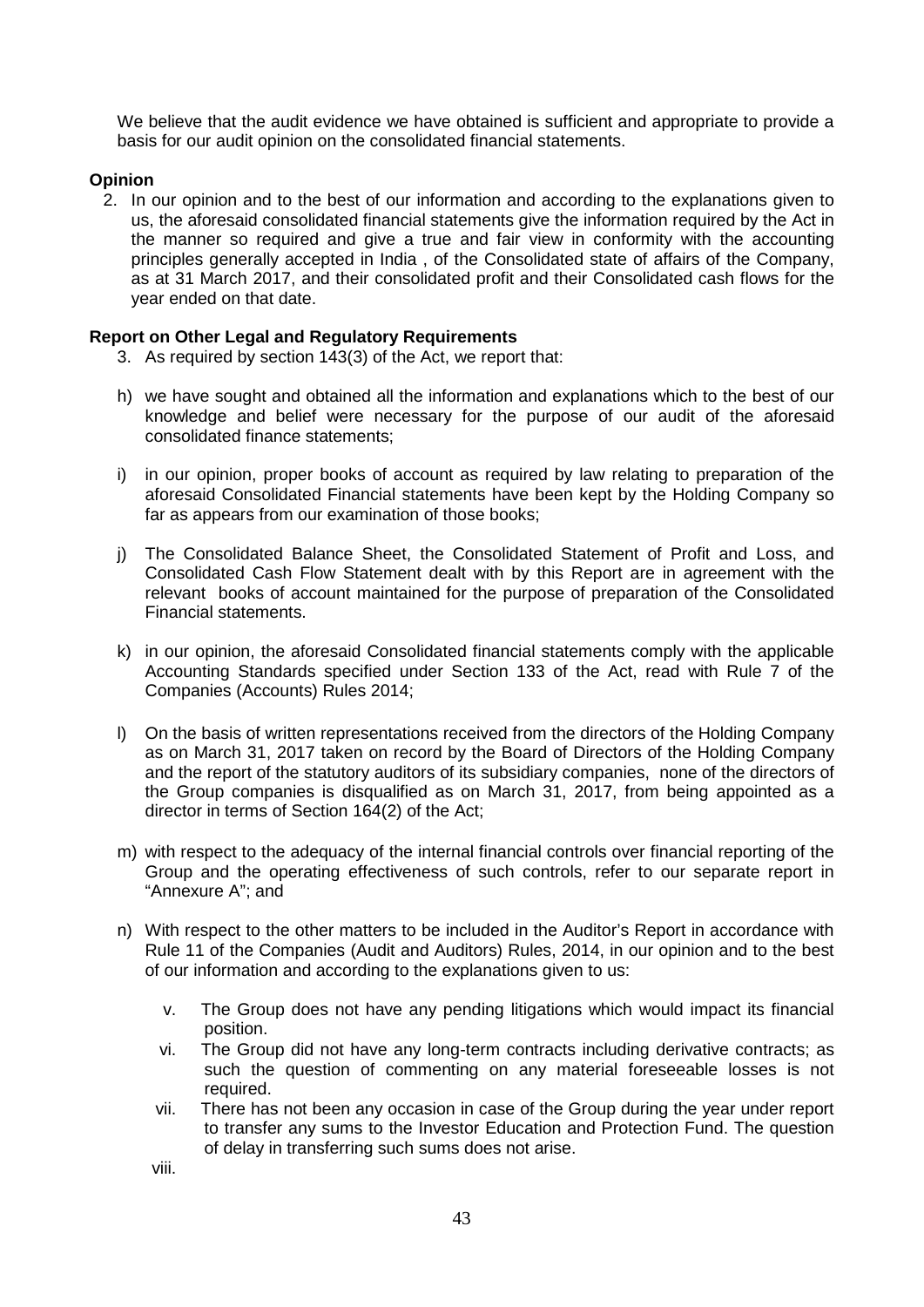We believe that the audit evidence we have obtained is sufficient and appropriate to provide a basis for our audit opinion on the consolidated financial statements.

**Opinion**

2. In our opinion and to the best of our information and according to the explanations given to us, the aforesaid consolidated financial statements give the information required by the Act in the manner so required and give a true and fair view in conformity with the accounting principles generally accepted in India , of the Consolidated state of affairs of the Company, as at 31 March 2017, and their consolidated profit and their Consolidated cash flows for the year ended on that date.

**Report on Other Legal and Regulatory Requirements**

3. As required by section 143(3) of the Act, we report that:

h) we have sought and obtained all the information and explanations which to the best of our knowledge and belief were necessary for the purpose of our audit of the aforesaid consolidated finance statements;

i) in our opinion, proper books of account as required by law relating to preparation of the aforesaid Consolidated Financial statements have been kept by the Holding Company so far as appears from our examination of those books;

j) The Consolidated Balance Sheet, the Consolidated Statement of Profit and Loss, and Consolidated Cash Flow Statement dealt with by this Report are in agreement with the relevant books of account maintained for the purpose of preparation of the Consolidated Financial statements.

k) in our opinion, the aforesaid Consolidated financial statements comply with the applicable Accounting Standards specified under Section 133 of the Act, read with Rule 7 of the Companies (Accounts) Rules 2014;

l) On the basis of written representations received from the directors of the Holding Company as on March 31, 2017 taken on record by the Board of Directors of the Holding Company and the report of the statutory auditors of its subsidiary companies, none of the directors of the Group companies is disqualified as on March 31, 2017, from being appointed as a director in terms of Section 164(2) of the Act;

m) with respect to the adequacy of the internal financial controls over financial reporting of the Group and the operating effectiveness of such controls, refer to our separate report in "Annexure A"; and

n) With respect to the other matters to be included in the Auditor's Report in accordance with Rule 11 of the Companies (Audit and Auditors) Rules, 2014, in our opinion and to the best of our information and according to the explanations given to us:

   v. The Group does not have any pending litigations which would impact its financial position.

   vi. The Group did not have any long-term contracts including derivative contracts; as such the question of commenting on any material foreseeable losses is not required.

   vii. There has not been any occasion in case of the Group during the year under report to transfer any sums to the Investor Education and Protection Fund. The question of delay in transferring such sums does not arise.

   viii.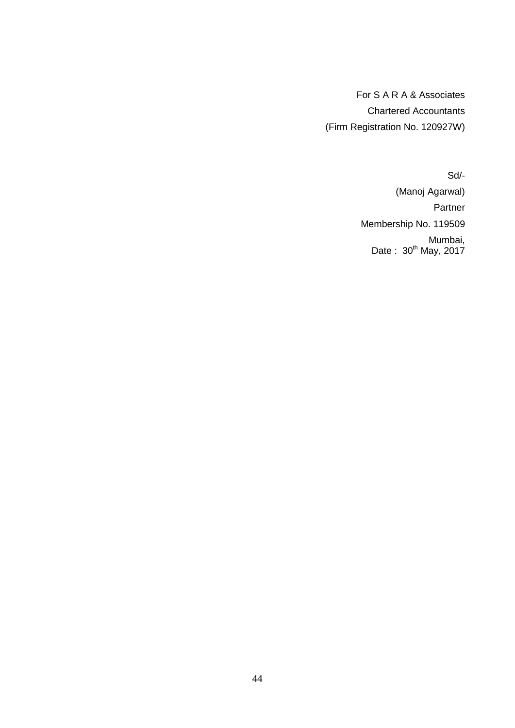For S A R A & Associates
Chartered Accountants
(Firm Registration No. 120927W)

Sd/-
(Manoj Agarwal)
Partner
Membership No. 119509
Mumbai,
Date : 30th May, 2017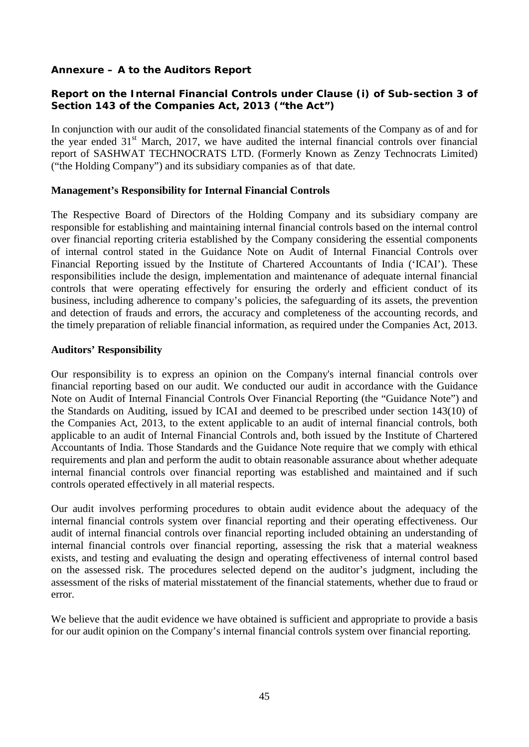**Annexure – A to the Auditors Report**

**Report on the Internal Financial Controls under Clause (i) of Sub-section 3 of Section 143 of the Companies Act, 2013 ("the Act")**

In conjunction with our audit of the consolidated financial statements of the Company as of and for the year ended 31st March, 2017, we have audited the internal financial controls over financial report of SASHWAT TECHNOCRATS LTD. (Formerly Known as Zenzy Technocrats Limited) ("the Holding Company") and its subsidiary companies as of that date.

**Management's Responsibility for Internal Financial Controls**

The Respective Board of Directors of the Holding Company and its subsidiary company are responsible for establishing and maintaining internal financial controls based on the internal control over financial reporting criteria established by the Company considering the essential components of internal control stated in the Guidance Note on Audit of Internal Financial Controls over Financial Reporting issued by the Institute of Chartered Accountants of India ('ICAI'). These responsibilities include the design, implementation and maintenance of adequate internal financial controls that were operating effectively for ensuring the orderly and efficient conduct of its business, including adherence to company's policies, the safeguarding of its assets, the prevention and detection of frauds and errors, the accuracy and completeness of the accounting records, and the timely preparation of reliable financial information, as required under the Companies Act, 2013.

**Auditors' Responsibility**

Our responsibility is to express an opinion on the Company's internal financial controls over financial reporting based on our audit. We conducted our audit in accordance with the Guidance Note on Audit of Internal Financial Controls Over Financial Reporting (the "Guidance Note") and the Standards on Auditing, issued by ICAI and deemed to be prescribed under section 143(10) of the Companies Act, 2013, to the extent applicable to an audit of internal financial controls, both applicable to an audit of Internal Financial Controls and, both issued by the Institute of Chartered Accountants of India. Those Standards and the Guidance Note require that we comply with ethical requirements and plan and perform the audit to obtain reasonable assurance about whether adequate internal financial controls over financial reporting was established and maintained and if such controls operated effectively in all material respects.

Our audit involves performing procedures to obtain audit evidence about the adequacy of the internal financial controls system over financial reporting and their operating effectiveness. Our audit of internal financial controls over financial reporting included obtaining an understanding of internal financial controls over financial reporting, assessing the risk that a material weakness exists, and testing and evaluating the design and operating effectiveness of internal control based on the assessed risk. The procedures selected depend on the auditor's judgment, including the assessment of the risks of material misstatement of the financial statements, whether due to fraud or error.

We believe that the audit evidence we have obtained is sufficient and appropriate to provide a basis for our audit opinion on the Company's internal financial controls system over financial reporting.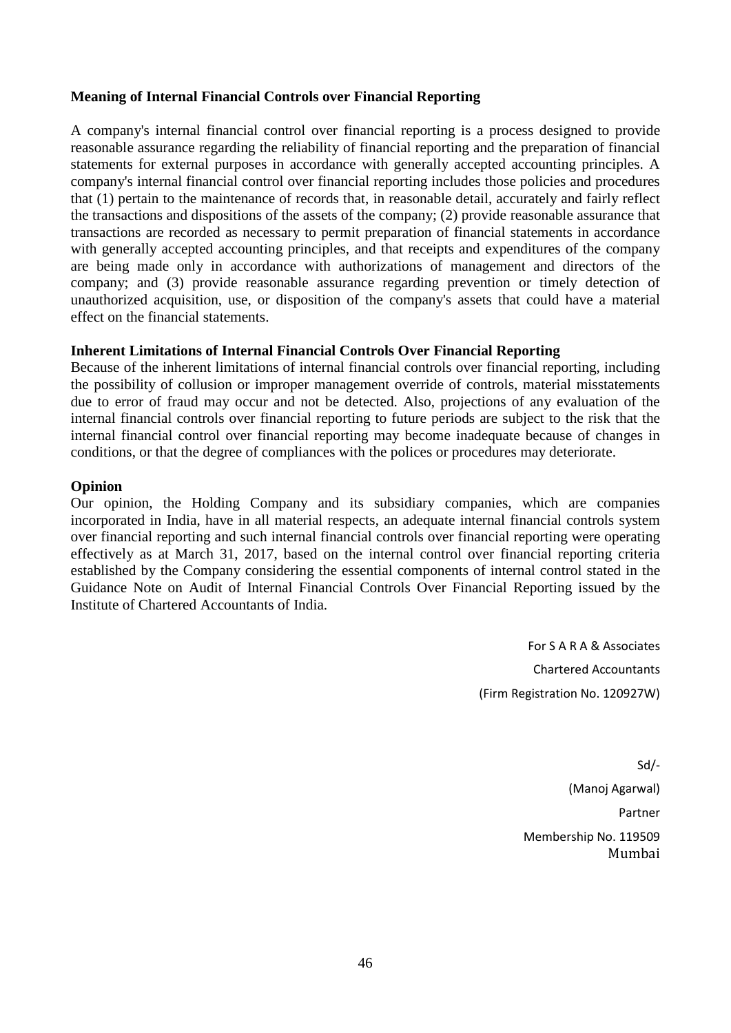**Meaning of Internal Financial Controls over Financial Reporting**

A company's internal financial control over financial reporting is a process designed to provide reasonable assurance regarding the reliability of financial reporting and the preparation of financial statements for external purposes in accordance with generally accepted accounting principles. A company's internal financial control over financial reporting includes those policies and procedures that (1) pertain to the maintenance of records that, in reasonable detail, accurately and fairly reflect the transactions and dispositions of the assets of the company; (2) provide reasonable assurance that transactions are recorded as necessary to permit preparation of financial statements in accordance with generally accepted accounting principles, and that receipts and expenditures of the company are being made only in accordance with authorizations of management and directors of the company; and (3) provide reasonable assurance regarding prevention or timely detection of unauthorized acquisition, use, or disposition of the company's assets that could have a material effect on the financial statements.

**Inherent Limitations of Internal Financial Controls Over Financial Reporting**

Because of the inherent limitations of internal financial controls over financial reporting, including the possibility of collusion or improper management override of controls, material misstatements due to error of fraud may occur and not be detected. Also, projections of any evaluation of the internal financial controls over financial reporting to future periods are subject to the risk that the internal financial control over financial reporting may become inadequate because of changes in conditions, or that the degree of compliances with the polices or procedures may deteriorate.

**Opinion**

Our opinion, the Holding Company and its subsidiary companies, which are companies incorporated in India, have in all material respects, an adequate internal financial controls system over financial reporting and such internal financial controls over financial reporting were operating effectively as at March 31, 2017, based on the internal control over financial reporting criteria established by the Company considering the essential components of internal control stated in the Guidance Note on Audit of Internal Financial Controls Over Financial Reporting issued by the Institute of Chartered Accountants of India.

For S A R A & Associates

Chartered Accountants

(Firm Registration No. 120927W)

Sd/-

(Manoj Agarwal)

Partner

Membership No. 119509

Mumbai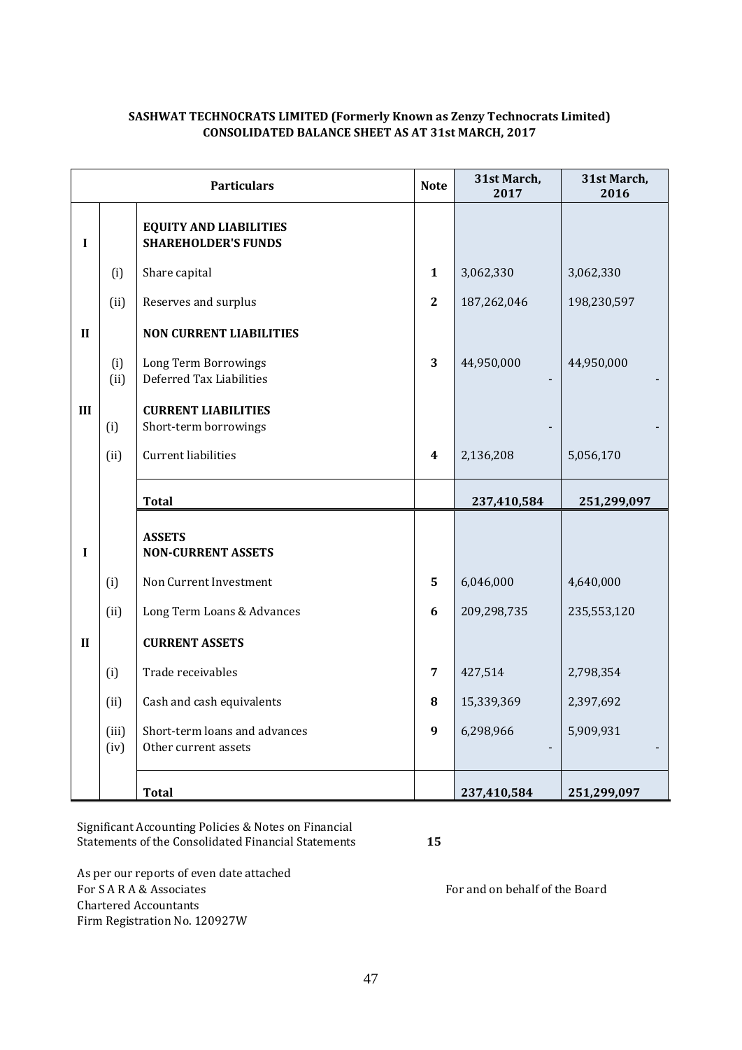**SASHWAT TECHNOCRATS LIMITED (Formerly Known as Zenzy Technocrats Limited)**
**CONSOLIDATED BALANCE SHEET AS AT 31st MARCH, 2017**

| | | Particulars | Note | 31st March, 2017 | 31st March, 2016 |
|---|---|---|---|---|---|
| I | | **EQUITY AND LIABILITIES** **SHAREHOLDER'S FUNDS** | | | |
| | (i) | Share capital | 1 | 3,062,330 | 3,062,330 |
| | (ii) | Reserves and surplus | 2 | 187,262,046 | 198,230,597 |
| II | | **NON CURRENT LIABILITIES** | | | |
| | (i) | Long Term Borrowings | 3 | 44,950,000 | 44,950,000 |
| | (ii) | Deferred Tax Liabilities | | - | - |
| III | | **CURRENT LIABILITIES** | | | |
| | (i) | Short-term borrowings | | - | - |
| | (ii) | Current liabilities | 4 | 2,136,208 | 5,056,170 |
| | | **Total** | | **237,410,584** | **251,299,097** |
| I | | **ASSETS** **NON-CURRENT ASSETS** | | | |
| | (i) | Non Current Investment | 5 | 6,046,000 | 4,640,000 |
| | (ii) | Long Term Loans & Advances | 6 | 209,298,735 | 235,553,120 |
| II | | **CURRENT ASSETS** | | | |
| | (i) | Trade receivables | 7 | 427,514 | 2,798,354 |
| | (ii) | Cash and cash equivalents | 8 | 15,339,369 | 2,397,692 |
| | (iii) | Short-term loans and advances | 9 | 6,298,966 | 5,909,931 |
| | (iv) | Other current assets | | - | - |
| | | **Total** | | **237,410,584** | **251,299,097** |

Significant Accounting Policies & Notes on Financial Statements of the Consolidated Financial Statements **15**

As per our reports of even date attached
For S A R A & Associates
Chartered Accountants
Firm Registration No. 120927W

For and on behalf of the Board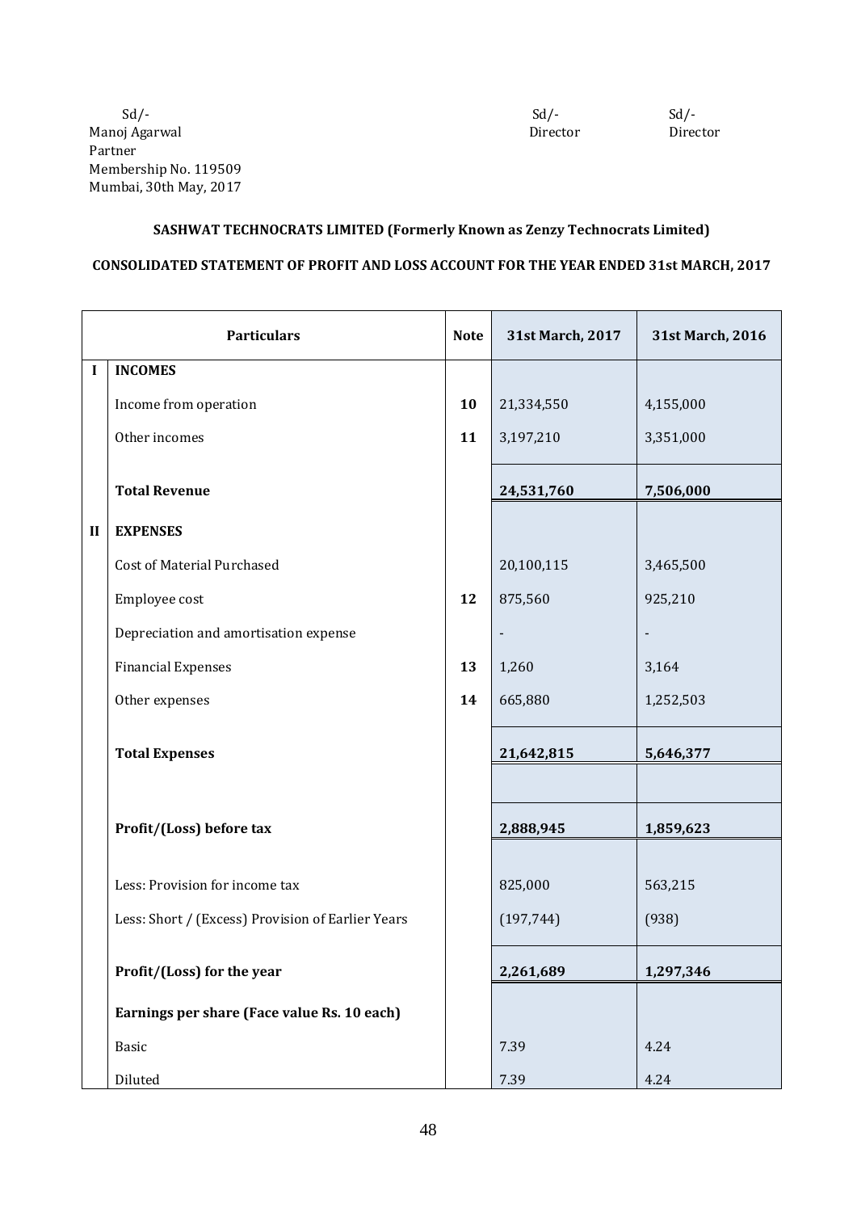Sd/-
Manoj Agarwal
Partner
Membership No. 119509
Mumbai, 30th May, 2017

Sd/-
Director

Sd/-
Director

**SASHWAT TECHNOCRATS LIMITED (Formerly Known as Zenzy Technocrats Limited)**

**CONSOLIDATED STATEMENT OF PROFIT AND LOSS ACCOUNT FOR THE YEAR ENDED 31st MARCH, 2017**

| | Particulars | Note | 31st March, 2017 | 31st March, 2016 |
|---|---|---|---|---|
| I | **INCOMES** | | | |
| | Income from operation | 10 | 21,334,550 | 4,155,000 |
| | Other incomes | 11 | 3,197,210 | 3,351,000 |
| | **Total Revenue** | | **24,531,760** | **7,506,000** |
| II | **EXPENSES** | | | |
| | Cost of Material Purchased | | 20,100,115 | 3,465,500 |
| | Employee cost | 12 | 875,560 | 925,210 |
| | Depreciation and amortisation expense | | - | - |
| | Financial Expenses | 13 | 1,260 | 3,164 |
| | Other expenses | 14 | 665,880 | 1,252,503 |
| | **Total Expenses** | | **21,642,815** | **5,646,377** |
| | **Profit/(Loss) before tax** | | **2,888,945** | **1,859,623** |
| | Less: Provision for income tax | | 825,000 | 563,215 |
| | Less: Short / (Excess) Provision of Earlier Years | | (197,744) | (938) |
| | **Profit/(Loss) for the year** | | **2,261,689** | **1,297,346** |
| | **Earnings per share (Face value Rs. 10 each)** | | | |
| | Basic | | 7.39 | 4.24 |
| | Diluted | | 7.39 | 4.24 |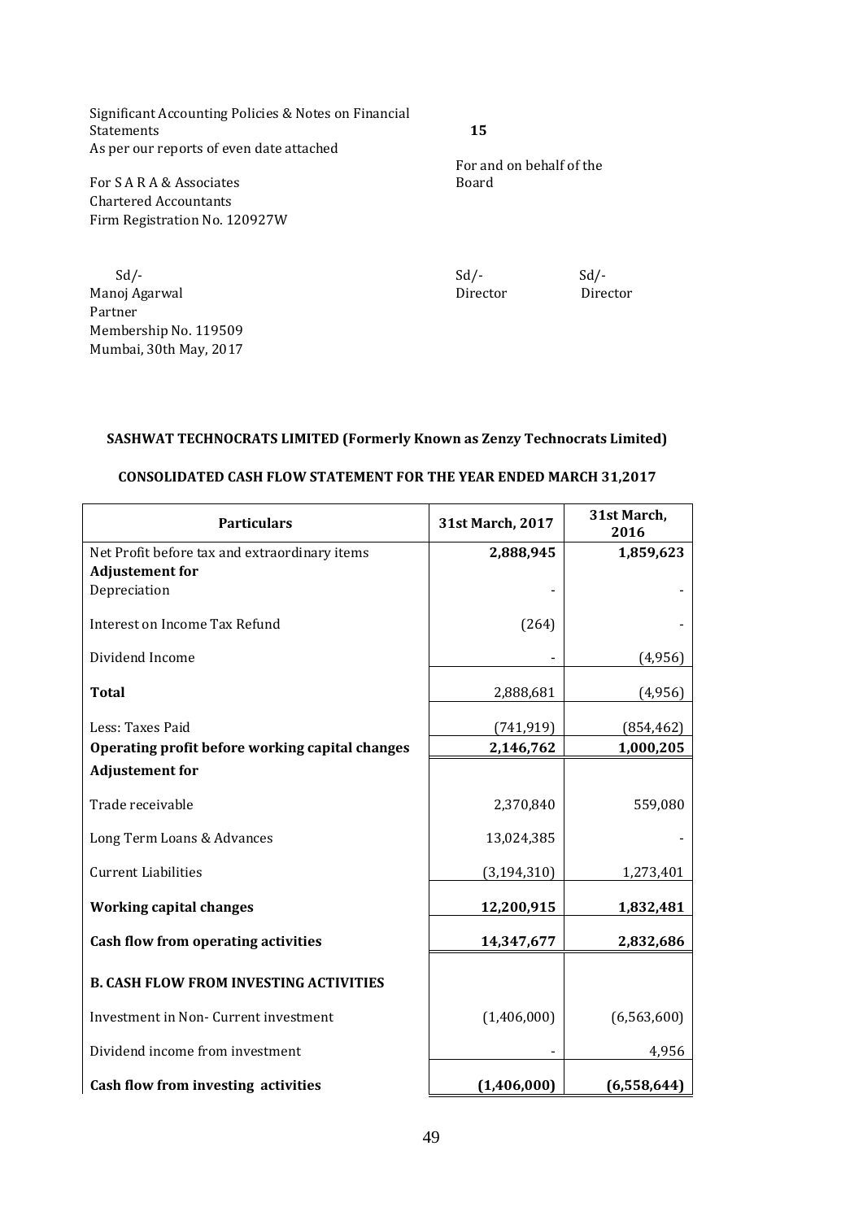Significant Accounting Policies & Notes on Financial Statements **15**

As per our reports of even date attached

For S A R A & Associates
Chartered Accountants
Firm Registration No. 120927W

For and on behalf of the Board

Sd/-
Manoj Agarwal
Partner
Membership No. 119509
Mumbai, 30th May, 2017

Sd/- Director

Sd/- Director

**SASHWAT TECHNOCRATS LIMITED (Formerly Known as Zenzy Technocrats Limited)**

**CONSOLIDATED CASH FLOW STATEMENT FOR THE YEAR ENDED MARCH 31,2017**

| Particulars | 31st March, 2017 | 31st March, 2016 |
|---|---|---|
| Net Profit before tax and extraordinary items | **2,888,945** | **1,859,623** |
| **Adjustement for** | | |
| Depreciation | - | - |
| Interest on Income Tax Refund | (264) | - |
| Dividend Income | - | (4,956) |
| **Total** | 2,888,681 | (4,956) |
| Less: Taxes Paid | (741,919) | (854,462) |
| **Operating profit before working capital changes** | **2,146,762** | **1,000,205** |
| **Adjustement for** | | |
| Trade receivable | 2,370,840 | 559,080 |
| Long Term Loans & Advances | 13,024,385 | - |
| Current Liabilities | (3,194,310) | 1,273,401 |
| **Working capital changes** | **12,200,915** | **1,832,481** |
| **Cash flow from operating activities** | **14,347,677** | **2,832,686** |
| **B. CASH FLOW FROM INVESTING ACTIVITIES** | | |
| Investment in Non- Current investment | (1,406,000) | (6,563,600) |
| Dividend income from investment | - | 4,956 |
| **Cash flow from investing activities** | **(1,406,000)** | **(6,558,644)** |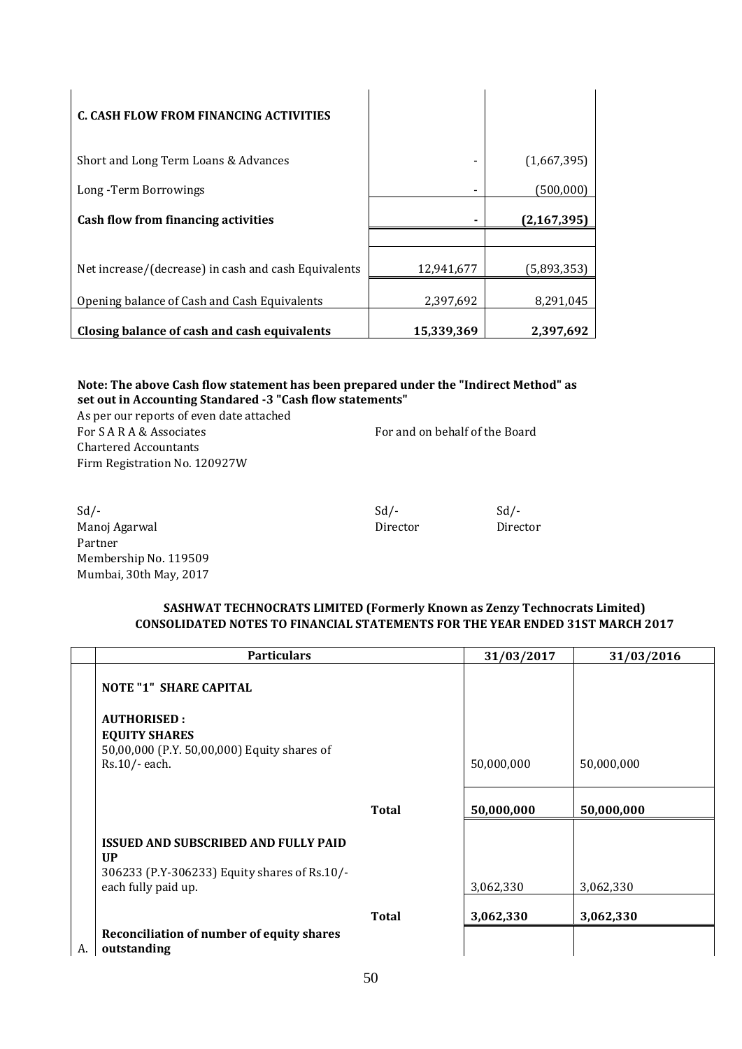| C. CASH FLOW FROM FINANCING ACTIVITIES | | |
|---|---|---|
| Short and Long Term Loans & Advances | - | (1,667,395) |
| Long -Term Borrowings | - | (500,000) |
| **Cash flow from financing activities** | **-** | **(2,167,395)** |
| | | |
| Net increase/(decrease) in cash and cash Equivalents | 12,941,677 | (5,893,353) |
| Opening balance of Cash and Cash Equivalents | 2,397,692 | 8,291,045 |
| **Closing balance of cash and cash equivalents** | **15,339,369** | **2,397,692** |

**Note: The above Cash flow statement has been prepared under the "Indirect Method" as set out in Accounting Standared -3 "Cash flow statements"**

As per our reports of even date attached
For S A R A & Associates
Chartered Accountants
Firm Registration No. 120927W

For and on behalf of the Board

Sd/-
Manoj Agarwal
Partner
Membership No. 119509
Mumbai, 30th May, 2017

Sd/-
Director

Sd/-
Director

**SASHWAT TECHNOCRATS LIMITED (Formerly Known as Zenzy Technocrats Limited)**
**CONSOLIDATED NOTES TO FINANCIAL STATEMENTS FOR THE YEAR ENDED 31ST MARCH 2017**

| | Particulars | | 31/03/2017 | 31/03/2016 |
|---|---|---|---|---|
| | **NOTE "1" SHARE CAPITAL** | | | |
| | **AUTHORISED :** **EQUITY SHARES** 50,00,000 (P.Y. 50,00,000) Equity shares of Rs.10/- each. | | 50,000,000 | 50,000,000 |
| | | **Total** | **50,000,000** | **50,000,000** |
| | **ISSUED AND SUBSCRIBED AND FULLY PAID UP** 306233 (P.Y-306233) Equity shares of Rs.10/- each fully paid up. | | 3,062,330 | 3,062,330 |
| | | **Total** | **3,062,330** | **3,062,330** |
| A. | **Reconciliation of number of equity shares outstanding** | | | |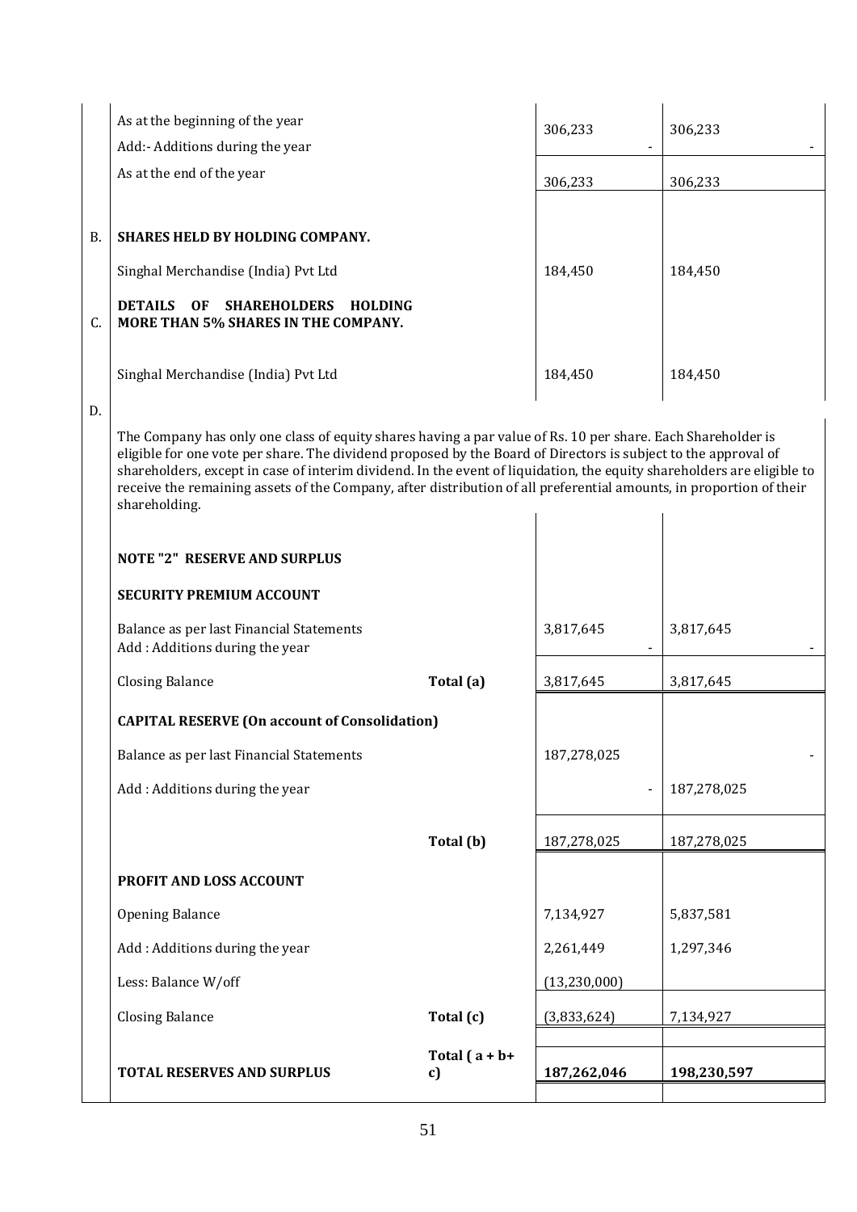| | | | | |
|---|---|---|---|---|
| | As at the beginning of the year | | 306,233 | 306,233 |
| | Add:- Additions during the year | | - | - |
| | As at the end of the year | | 306,233 | 306,233 |
| B. | **SHARES HELD BY HOLDING COMPANY.** | | | |
| | Singhal Merchandise (India) Pvt Ltd | | 184,450 | 184,450 |
| C. | **DETAILS OF SHAREHOLDERS HOLDING MORE THAN 5% SHARES IN THE COMPANY.** | | | |
| | Singhal Merchandise (India) Pvt Ltd | | 184,450 | 184,450 |
| D. | | | | |

The Company has only one class of equity shares having a par value of Rs. 10 per share. Each Shareholder is eligible for one vote per share. The dividend proposed by the Board of Directors is subject to the approval of shareholders, except in case of interim dividend. In the event of liquidation, the equity shareholders are eligible to receive the remaining assets of the Company, after distribution of all preferential amounts, in proportion of their shareholding.

| | | | |
|---|---|---|---|
| **NOTE "2" RESERVE AND SURPLUS** | | | |
| **SECURITY PREMIUM ACCOUNT** | | | |
| Balance as per last Financial Statements | | 3,817,645 | 3,817,645 |
| Add : Additions during the year | | - | - |
| Closing Balance | **Total (a)** | 3,817,645 | 3,817,645 |
| **CAPITAL RESERVE (On account of Consolidation)** | | | |
| Balance as per last Financial Statements | | 187,278,025 | - |
| Add : Additions during the year | | - | 187,278,025 |
| | **Total (b)** | 187,278,025 | 187,278,025 |
| **PROFIT AND LOSS ACCOUNT** | | | |
| Opening Balance | | 7,134,927 | 5,837,581 |
| Add : Additions during the year | | 2,261,449 | 1,297,346 |
| Less: Balance W/off | | (13,230,000) | |
| Closing Balance | **Total (c)** | (3,833,624) | 7,134,927 |
| **TOTAL RESERVES AND SURPLUS** | **Total ( a + b+ c)** | **187,262,046** | **198,230,597** |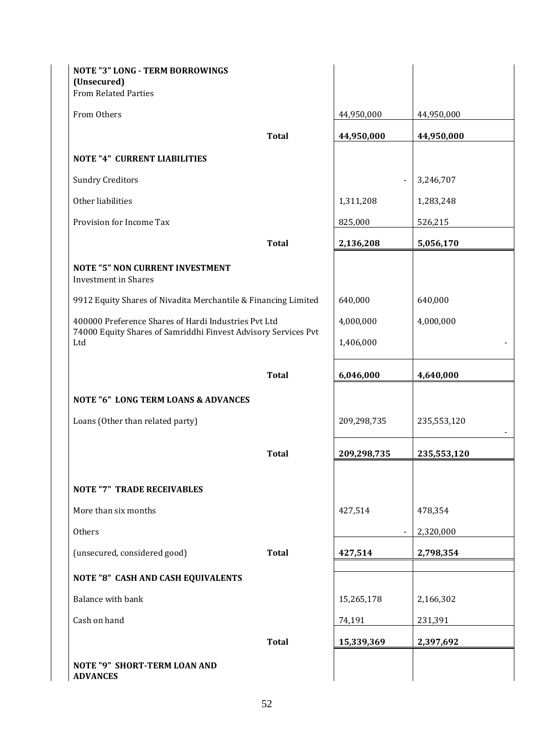| | | |
|---|---|---|
| **NOTE "3" LONG - TERM BORROWINGS** | | |
| **(Unsecured)** | | |
| From Related Parties | | |
| From Others | 44,950,000 | 44,950,000 |
| **Total** | **44,950,000** | **44,950,000** |
| **NOTE "4" CURRENT LIABILITIES** | | |
| Sundry Creditors | - | 3,246,707 |
| Other liabilities | 1,311,208 | 1,283,248 |
| Provision for Income Tax | 825,000 | 526,215 |
| **Total** | **2,136,208** | **5,056,170** |
| **NOTE "5" NON CURRENT INVESTMENT** | | |
| Investment in Shares | | |
| 9912 Equity Shares of Nivadita Merchantile & Financing Limited | 640,000 | 640,000 |
| 400000 Preference Shares of Hardi Industries Pvt Ltd | 4,000,000 | 4,000,000 |
| 74000 Equity Shares of Samriddhi Finvest Advisory Services Pvt Ltd | 1,406,000 | - |
| **Total** | **6,046,000** | **4,640,000** |
| **NOTE "6" LONG TERM LOANS & ADVANCES** | | |
| Loans (Other than related party) | 209,298,735 | 235,553,120 |
| | | - |
| **Total** | **209,298,735** | **235,553,120** |
| **NOTE "7" TRADE RECEIVABLES** | | |
| More than six months | 427,514 | 478,354 |
| Others | - | 2,320,000 |
| (unsecured, considered good) **Total** | **427,514** | **2,798,354** |
| **NOTE "8" CASH AND CASH EQUIVALENTS** | | |
| Balance with bank | 15,265,178 | 2,166,302 |
| Cash on hand | 74,191 | 231,391 |
| **Total** | **15,339,369** | **2,397,692** |
| **NOTE "9" SHORT-TERM LOAN AND ADVANCES** | | |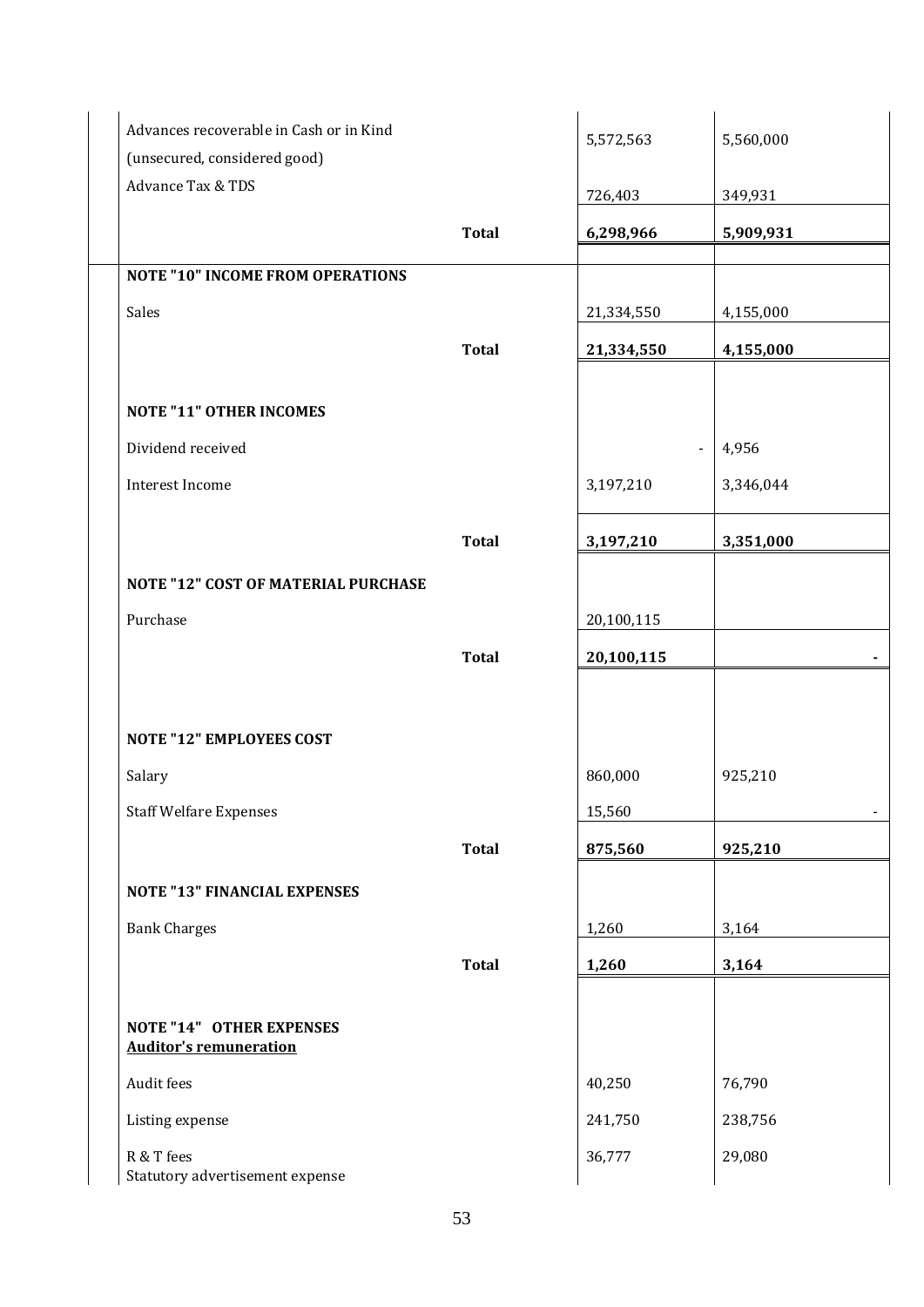| | | | |
|---|---|---|---|
| Advances recoverable in Cash or in Kind (unsecured, considered good) | | 5,572,563 | 5,560,000 |
| Advance Tax & TDS | | 726,403 | 349,931 |
| | **Total** | **6,298,966** | **5,909,931** |
| **NOTE "10" INCOME FROM OPERATIONS** | | | |
| Sales | | 21,334,550 | 4,155,000 |
| | **Total** | **21,334,550** | **4,155,000** |
| **NOTE "11" OTHER INCOMES** | | | |
| Dividend received | | - | 4,956 |
| Interest Income | | 3,197,210 | 3,346,044 |
| | **Total** | **3,197,210** | **3,351,000** |
| **NOTE "12" COST OF MATERIAL PURCHASE** | | | |
| Purchase | | 20,100,115 | |
| | **Total** | **20,100,115** | **-** |
| **NOTE "12" EMPLOYEES COST** | | | |
| Salary | | 860,000 | 925,210 |
| Staff Welfare Expenses | | 15,560 | - |
| | **Total** | **875,560** | **925,210** |
| **NOTE "13" FINANCIAL EXPENSES** | | | |
| Bank Charges | | 1,260 | 3,164 |
| | **Total** | **1,260** | **3,164** |
| **NOTE "14" OTHER EXPENSES** **Auditor's remuneration** | | | |
| Audit fees | | 40,250 | 76,790 |
| Listing expense | | 241,750 | 238,756 |
| R & T fees | | 36,777 | 29,080 |
| Statutory advertisement expense | | | |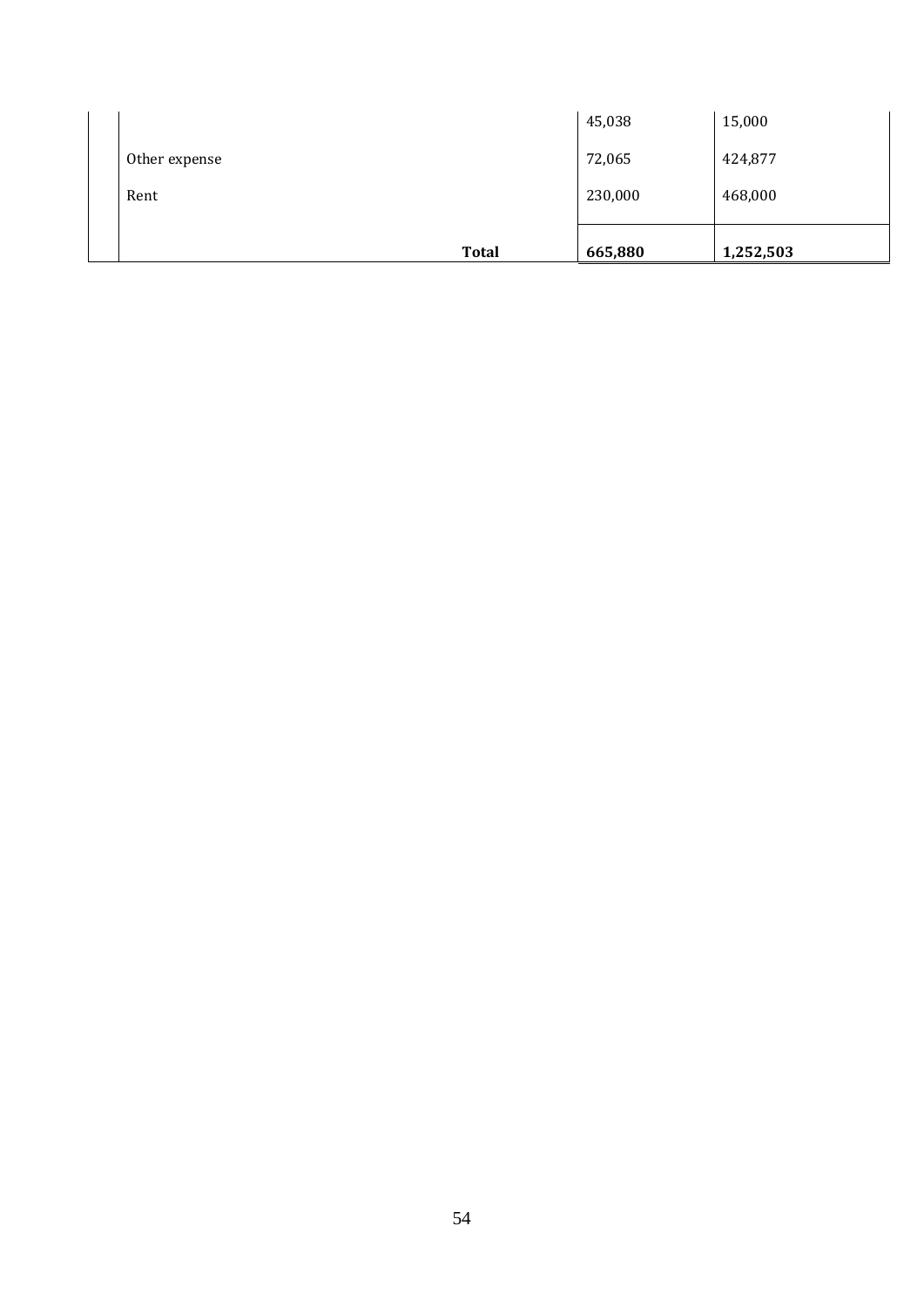| | | | |
|---|---|---|---|
| | | 45,038 | 15,000 |
| | Other expense | 72,065 | 424,877 |
| | Rent | 230,000 | 468,000 |
| | **Total** | **665,880** | **1,252,503** |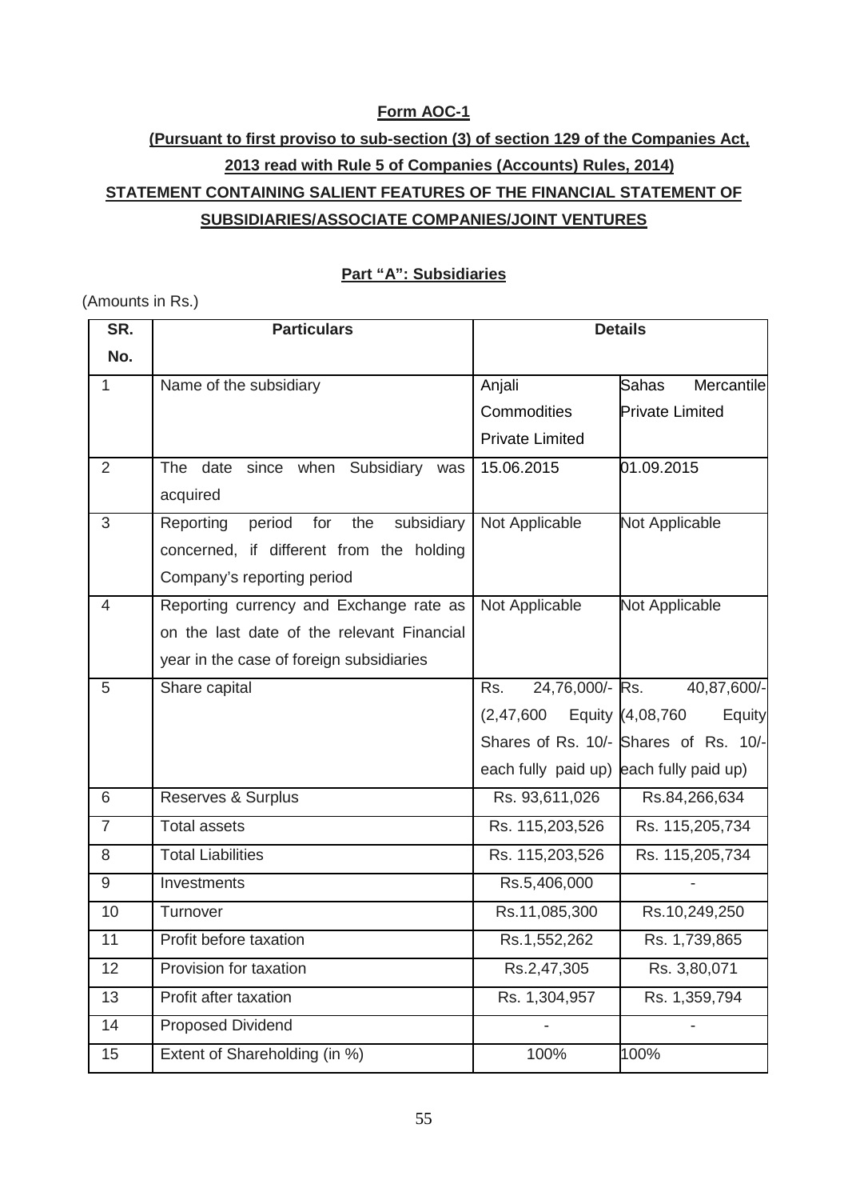**Form AOC-1**

**(Pursuant to first proviso to sub-section (3) of section 129 of the Companies Act, 2013 read with Rule 5 of Companies (Accounts) Rules, 2014)**

**STATEMENT CONTAINING SALIENT FEATURES OF THE FINANCIAL STATEMENT OF SUBSIDIARIES/ASSOCIATE COMPANIES/JOINT VENTURES**

**Part "A": Subsidiaries**

(Amounts in Rs.)

| SR. No. | Particulars | Details | |
|---|---|---|---|
| 1 | Name of the subsidiary | Anjali Commodities Private Limited | Sahas Mercantile Private Limited |
| 2 | The date since when Subsidiary was acquired | 15.06.2015 | 01.09.2015 |
| 3 | Reporting period for the subsidiary concerned, if different from the holding Company's reporting period | Not Applicable | Not Applicable |
| 4 | Reporting currency and Exchange rate as on the last date of the relevant Financial year in the case of foreign subsidiaries | Not Applicable | Not Applicable |
| 5 | Share capital | Rs. 24,76,000/- (2,47,600 Equity Shares of Rs. 10/- each fully paid up) | Rs. 40,87,600/- (4,08,760 Equity Shares of Rs. 10/- each fully paid up) |
| 6 | Reserves & Surplus | Rs. 93,611,026 | Rs.84,266,634 |
| 7 | Total assets | Rs. 115,203,526 | Rs. 115,205,734 |
| 8 | Total Liabilities | Rs. 115,203,526 | Rs. 115,205,734 |
| 9 | Investments | Rs.5,406,000 | - |
| 10 | Turnover | Rs.11,085,300 | Rs.10,249,250 |
| 11 | Profit before taxation | Rs.1,552,262 | Rs. 1,739,865 |
| 12 | Provision for taxation | Rs.2,47,305 | Rs. 3,80,071 |
| 13 | Profit after taxation | Rs. 1,304,957 | Rs. 1,359,794 |
| 14 | Proposed Dividend | - | - |
| 15 | Extent of Shareholding (in %) | 100% | 100% |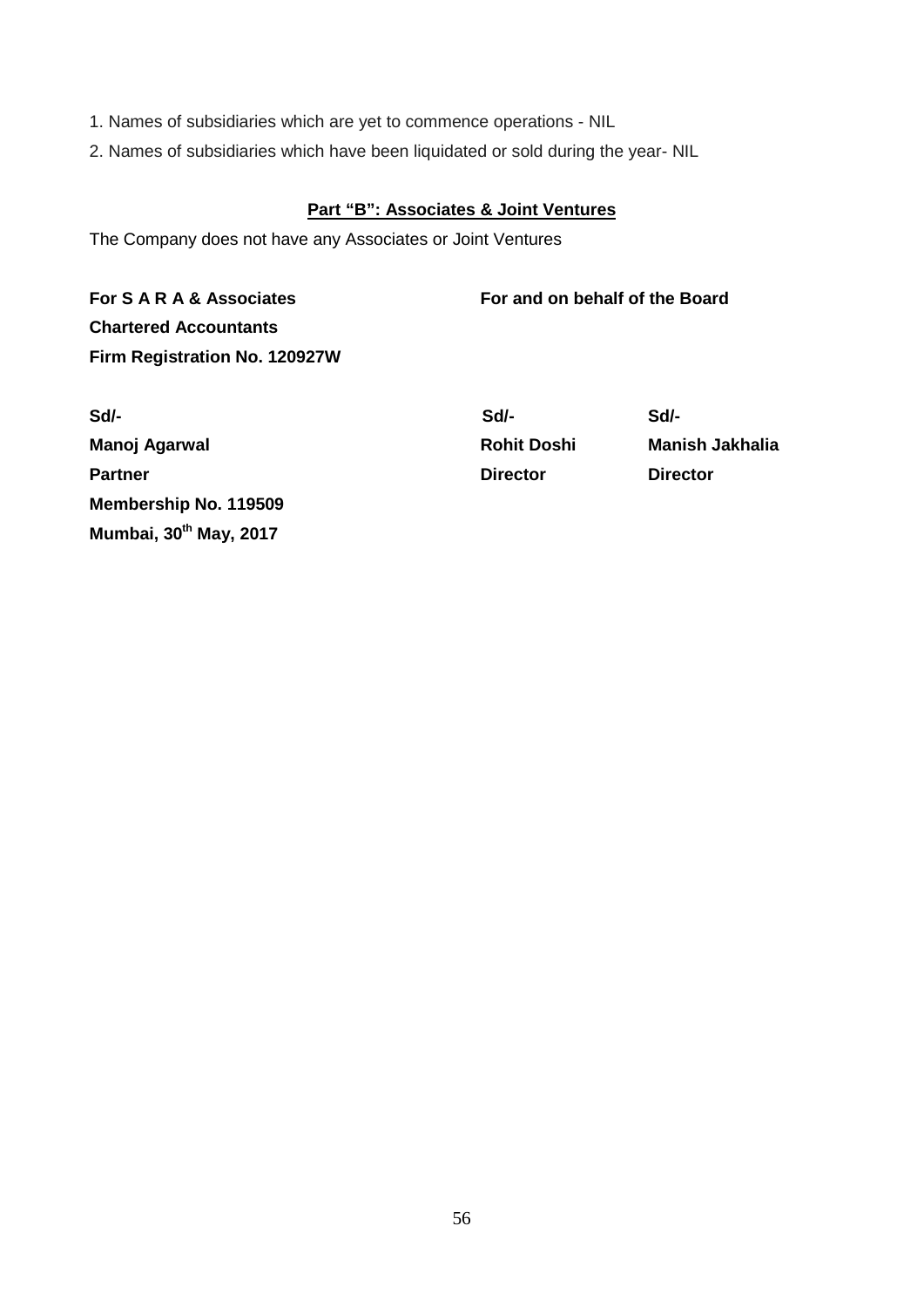1. Names of subsidiaries which are yet to commence operations - NIL

2. Names of subsidiaries which have been liquidated or sold during the year- NIL

**Part "B": Associates & Joint Ventures**

The Company does not have any Associates or Joint Ventures

| **For S A R A & Associates** | **For and on behalf of the Board** | |
|---|---|---|
| **Chartered Accountants** | | |
| **Firm Registration No. 120927W** | | |
| | | |
| **Sd/-** | **Sd/-** | **Sd/-** |
| **Manoj Agarwal** | **Rohit Doshi** | **Manish Jakhalia** |
| **Partner** | **Director** | **Director** |
| **Membership No. 119509** | | |
| **Mumbai, 30th May, 2017** | | |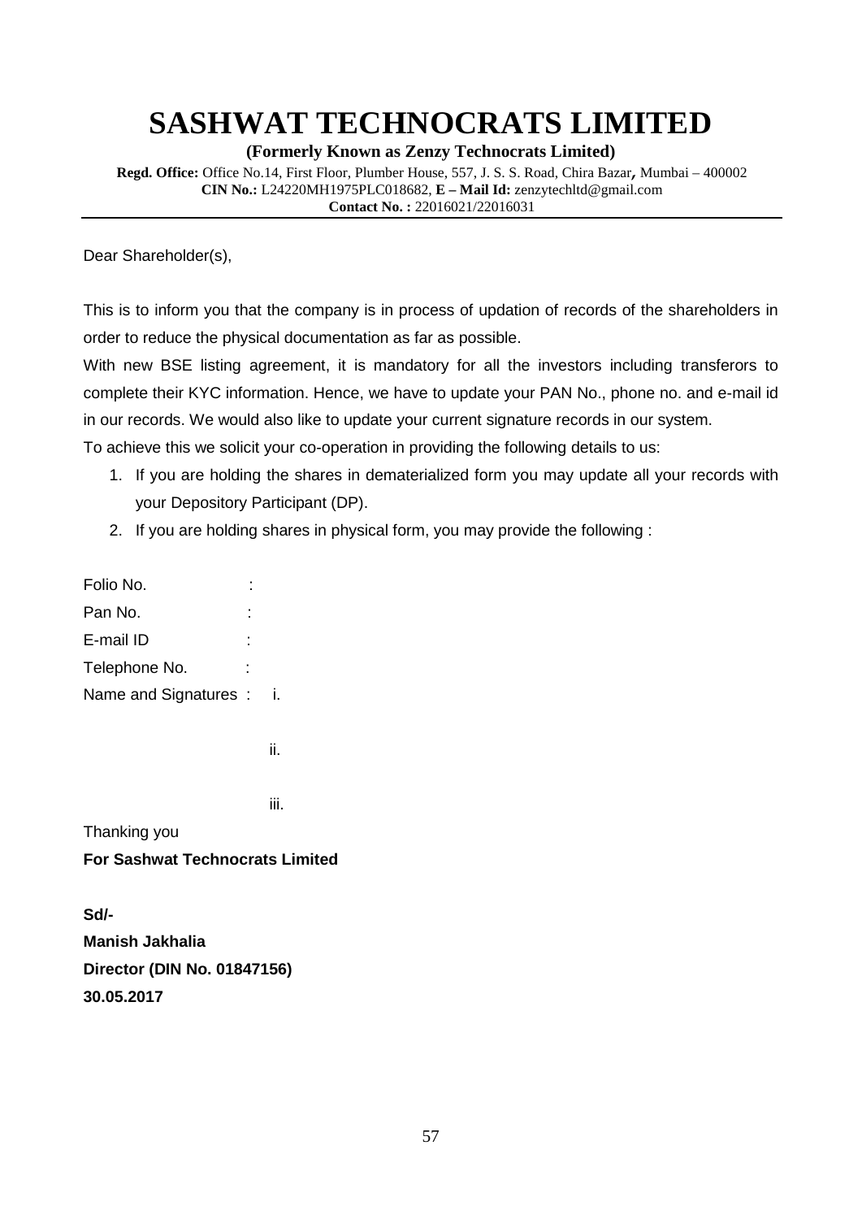# SASHWAT TECHNOCRATS LIMITED

**(Formerly Known as Zenzy Technocrats Limited)**

**Regd. Office:** Office No.14, First Floor, Plumber House, 557, J. S. S. Road, Chira Bazar, Mumbai – 400002
**CIN No.:** L24220MH1975PLC018682, **E – Mail Id:** zenzytechltd@gmail.com
**Contact No. :** 22016021/22016031

---

Dear Shareholder(s),

This is to inform you that the company is in process of updation of records of the shareholders in order to reduce the physical documentation as far as possible.

With new BSE listing agreement, it is mandatory for all the investors including transferors to complete their KYC information. Hence, we have to update your PAN No., phone no. and e-mail id in our records. We would also like to update your current signature records in our system.

To achieve this we solicit your co-operation in providing the following details to us:

1. If you are holding the shares in dematerialized form you may update all your records with your Depository Participant (DP).
2. If you are holding shares in physical form, you may provide the following :

Folio No. :

Pan No. :

E-mail ID :

Telephone No. :

Name and Signatures : i.

ii.

iii.

Thanking you

**For Sashwat Technocrats Limited**

**Sd/-**
**Manish Jakhalia**
**Director (DIN No. 01847156)**
**30.05.2017**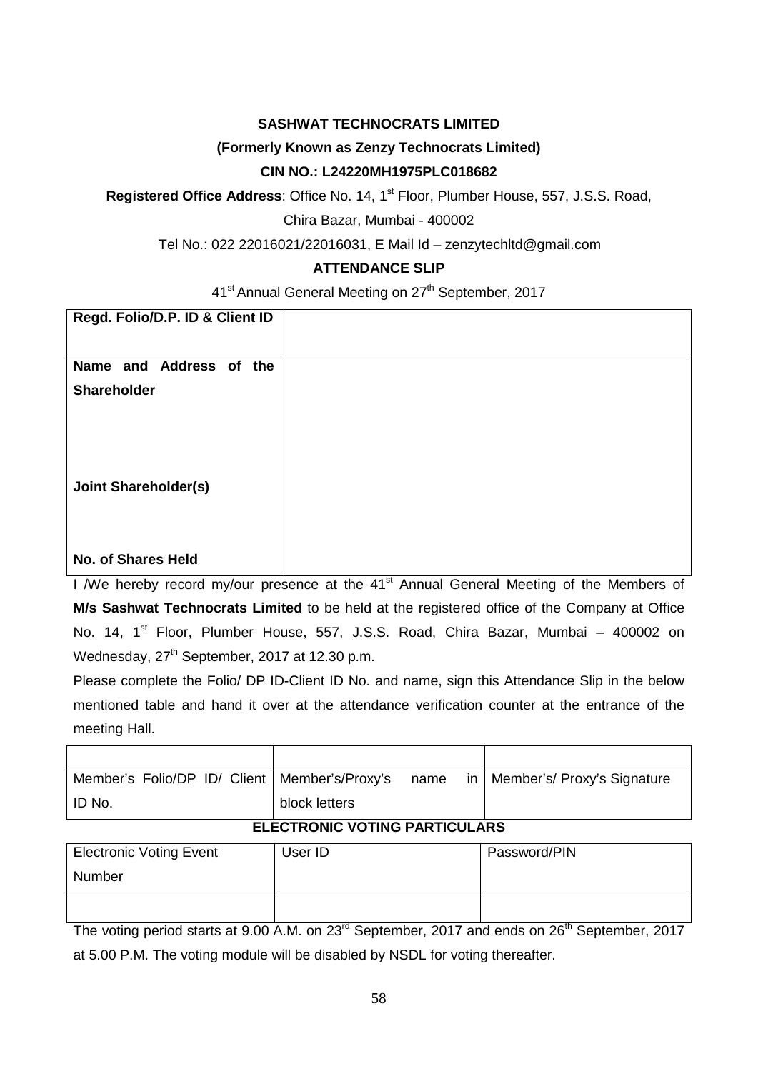**SASHWAT TECHNOCRATS LIMITED**

**(Formerly Known as Zenzy Technocrats Limited)**

**CIN NO.: L24220MH1975PLC018682**

**Registered Office Address**: Office No. 14, 1st Floor, Plumber House, 557, J.S.S. Road, Chira Bazar, Mumbai - 400002

Tel No.: 022 22016021/22016031, E Mail Id – zenzytechltd@gmail.com

**ATTENDANCE SLIP**

41st Annual General Meeting on 27th September, 2017

| **Regd. Folio/D.P. ID & Client ID** | |
|---|---|
| **Name and Address of the Shareholder** | |
| **Joint Shareholder(s)** | |
| **No. of Shares Held** | |

I /We hereby record my/our presence at the 41st Annual General Meeting of the Members of **M/s Sashwat Technocrats Limited** to be held at the registered office of the Company at Office No. 14, 1st Floor, Plumber House, 557, J.S.S. Road, Chira Bazar, Mumbai – 400002 on Wednesday, 27th September, 2017 at 12.30 p.m.

Please complete the Folio/ DP ID-Client ID No. and name, sign this Attendance Slip in the below mentioned table and hand it over at the attendance verification counter at the entrance of the meeting Hall.

| | | |
|---|---|---|
| Member's Folio/DP ID/ Client ID No. | Member's/Proxy's name in block letters | Member's/ Proxy's Signature |

**ELECTRONIC VOTING PARTICULARS**

| Electronic Voting Event Number | User ID | Password/PIN |
|---|---|---|
| | | |

The voting period starts at 9.00 A.M. on 23rd September, 2017 and ends on 26th September, 2017 at 5.00 P.M. The voting module will be disabled by NSDL for voting thereafter.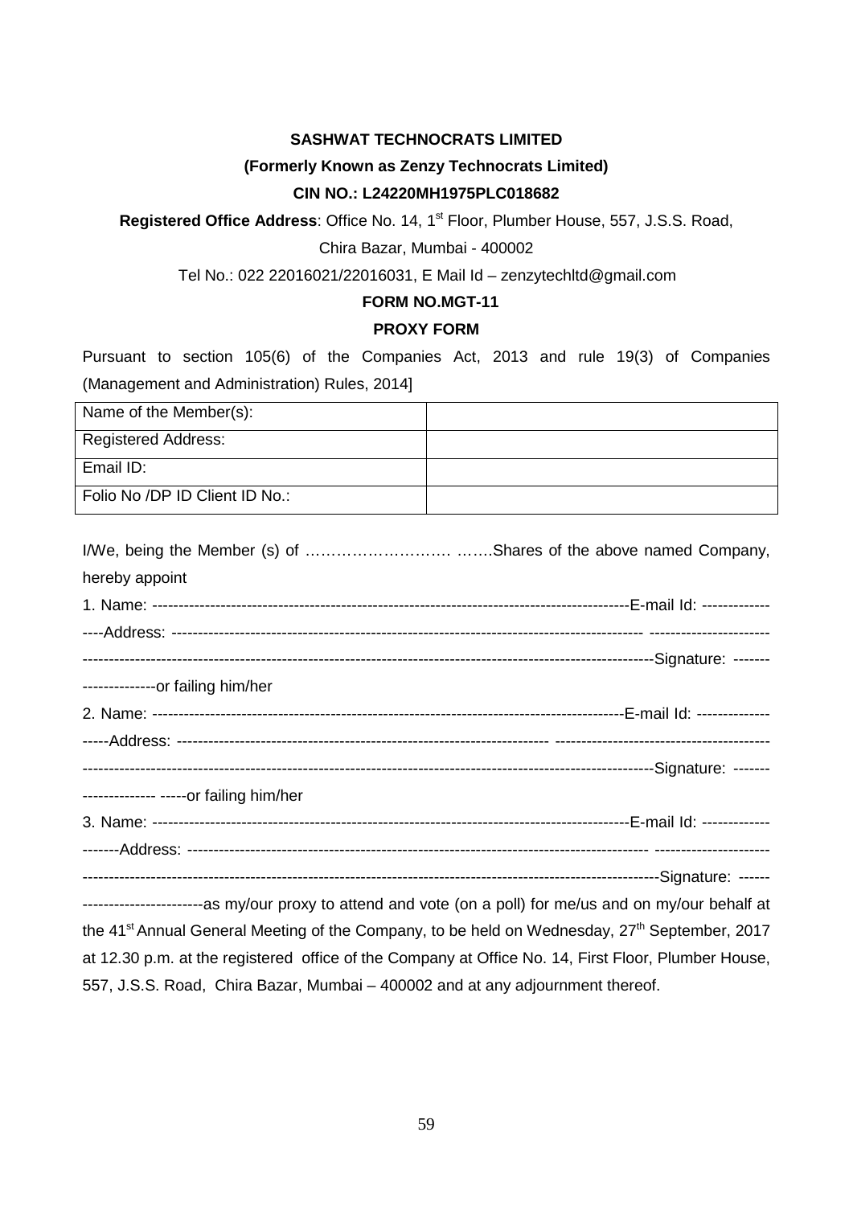**SASHWAT TECHNOCRATS LIMITED**

**(Formerly Known as Zenzy Technocrats Limited)**

**CIN NO.: L24220MH1975PLC018682**

**Registered Office Address**: Office No. 14, 1st Floor, Plumber House, 557, J.S.S. Road, Chira Bazar, Mumbai - 400002

Tel No.: 022 22016021/22016031, E Mail Id – zenzytechltd@gmail.com

**FORM NO.MGT-11**

**PROXY FORM**

Pursuant to section 105(6) of the Companies Act, 2013 and rule 19(3) of Companies (Management and Administration) Rules, 2014]

| Name of the Member(s): | |
|---|---|
| Registered Address: | |
| Email ID: | |
| Folio No /DP ID Client ID No.: | |

I/We, being the Member (s) of ………………………. …….Shares of the above named Company, hereby appoint

1. Name: -------------------------------------------------------------------------------------------E-mail Id: -----------------Address: ---------------------------------------------------------------------------------------- -----------------------------------------------------------------------------------------------------------------------Signature: --------------------or failing him/her

2. Name: -----------------------------------------------------------------------------------------E-mail Id: ------------------Address: --------------------------------------------------------------------- ------------------------------------------------------------------------------------------------------------------------------------Signature: --------------------- -----or failing him/her

3. Name: ------------------------------------------------------------------------------------------E-mail Id: --------------------Address: -------------------------------------------------------------------------------------- ---------------------------------------------------------------------------------------------------------------------------------Signature: ---------------------------------as my/our proxy to attend and vote (on a poll) for me/us and on my/our behalf at the 41st Annual General Meeting of the Company, to be held on Wednesday, 27th September, 2017 at 12.30 p.m. at the registered office of the Company at Office No. 14, First Floor, Plumber House, 557, J.S.S. Road, Chira Bazar, Mumbai – 400002 and at any adjournment thereof.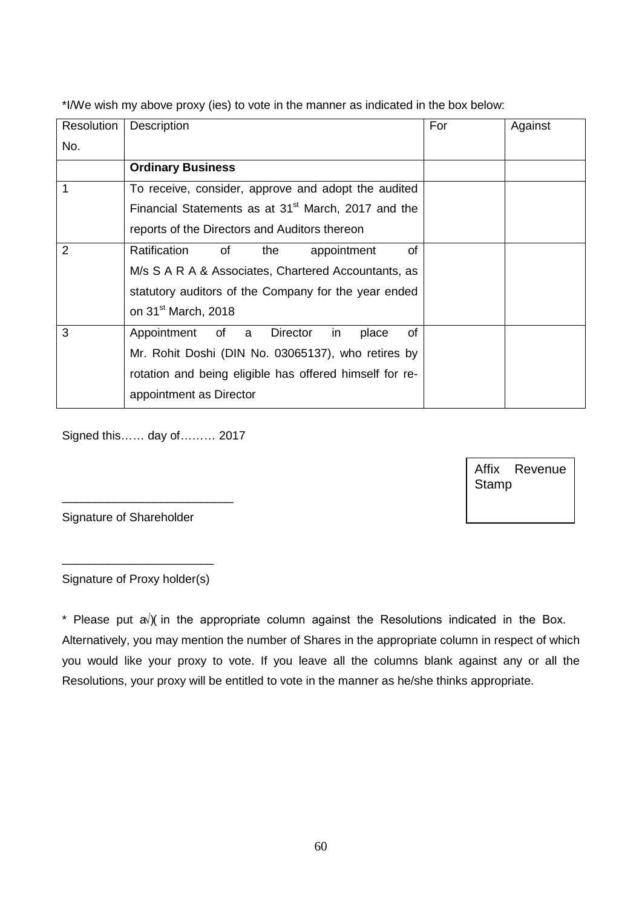*I/We wish my above proxy (ies) to vote in the manner as indicated in the box below:

| Resolution No. | Description | For | Against |
|---|---|---|---|
| | **Ordinary Business** | | |
| 1 | To receive, consider, approve and adopt the audited Financial Statements as at 31st March, 2017 and the reports of the Directors and Auditors thereon | | |
| 2 | Ratification of the appointment of M/s S A R A & Associates, Chartered Accountants, as statutory auditors of the Company for the year ended on 31st March, 2018 | | |
| 3 | Appointment of a Director in place of Mr. Rohit Doshi (DIN No. 03065137), who retires by rotation and being eligible has offered himself for re-appointment as Director | | |

Signed this…… day of……… 2017

Affix Revenue Stamp

___________________________

Signature of Shareholder

________________________

Signature of Proxy holder(s)

\* Please put a√)( in the appropriate column against the Resolutions indicated in the Box. Alternatively, you may mention the number of Shares in the appropriate column in respect of which you would like your proxy to vote. If you leave all the columns blank against any or all the Resolutions, your proxy will be entitled to vote in the manner as he/she thinks appropriate.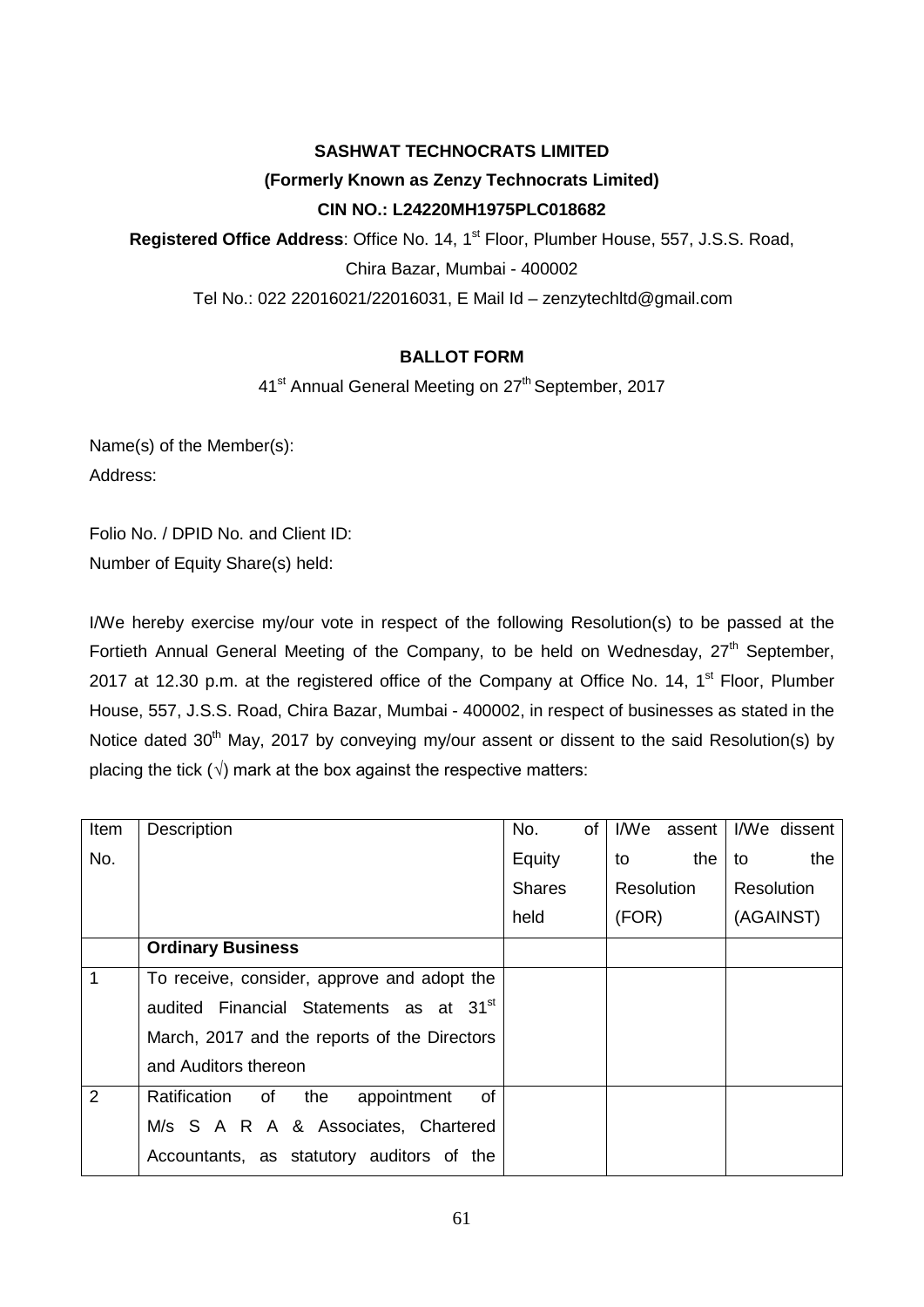**SASHWAT TECHNOCRATS LIMITED**

**(Formerly Known as Zenzy Technocrats Limited)**

**CIN NO.: L24220MH1975PLC018682**

**Registered Office Address**: Office No. 14, 1st Floor, Plumber House, 557, J.S.S. Road, Chira Bazar, Mumbai - 400002

Tel No.: 022 22016021/22016031, E Mail Id – zenzytechltd@gmail.com

**BALLOT FORM**

41st Annual General Meeting on 27th September, 2017

Name(s) of the Member(s):

Address:

Folio No. / DPID No. and Client ID:

Number of Equity Share(s) held:

I/We hereby exercise my/our vote in respect of the following Resolution(s) to be passed at the Fortieth Annual General Meeting of the Company, to be held on Wednesday, 27th September, 2017 at 12.30 p.m. at the registered office of the Company at Office No. 14, 1st Floor, Plumber House, 557, J.S.S. Road, Chira Bazar, Mumbai - 400002, in respect of businesses as stated in the Notice dated 30th May, 2017 by conveying my/our assent or dissent to the said Resolution(s) by placing the tick (√) mark at the box against the respective matters:

| Item No. | Description | No. of Equity Shares held | I/We assent to the Resolution (FOR) | I/We dissent to the Resolution (AGAINST) |
|---|---|---|---|---|
| | **Ordinary Business** | | | |
| 1 | To receive, consider, approve and adopt the audited Financial Statements as at 31st March, 2017 and the reports of the Directors and Auditors thereon | | | |
| 2 | Ratification of the appointment of M/s S A R A & Associates, Chartered Accountants, as statutory auditors of the | | | |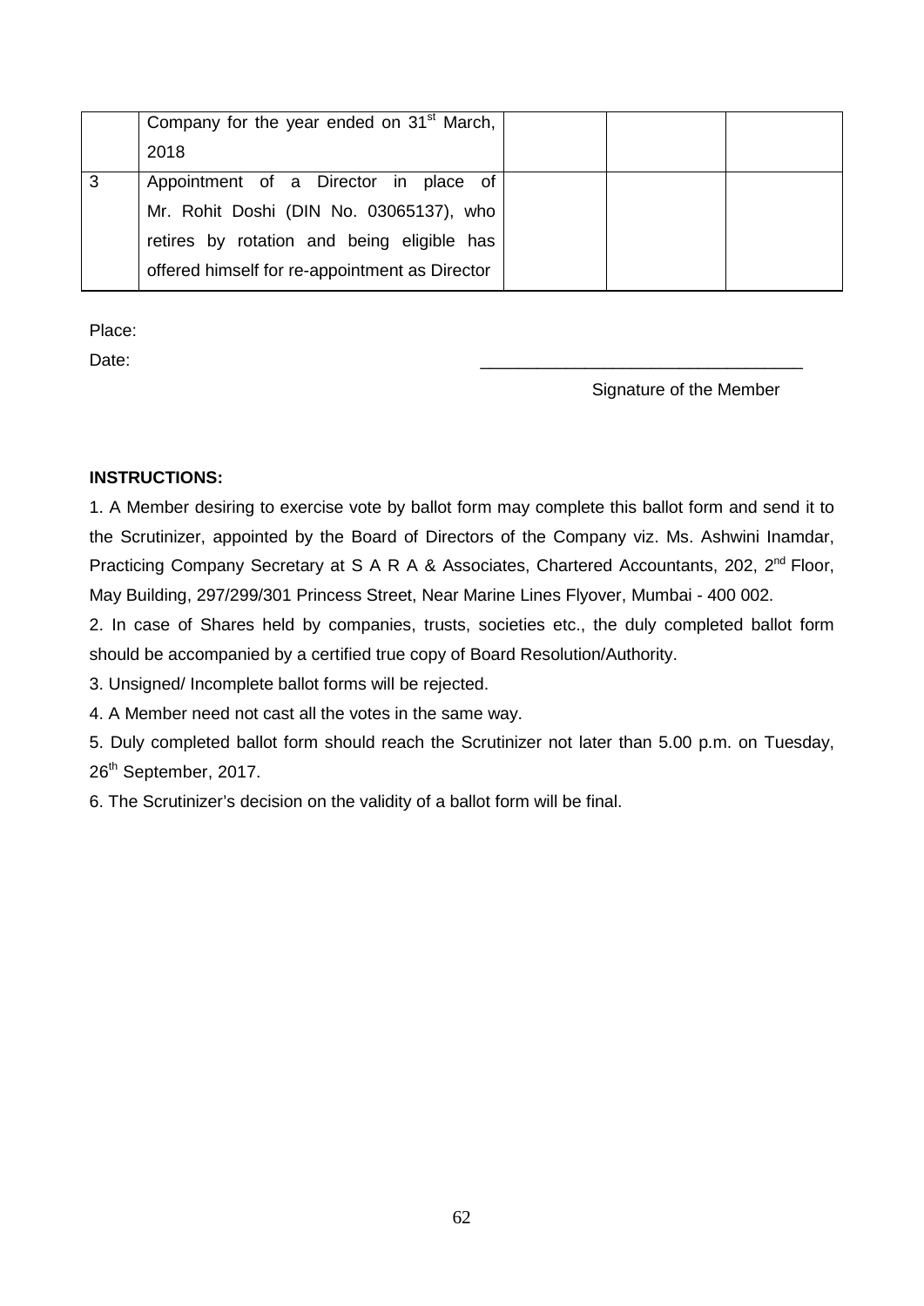|   | Company for the year ended on 31st March, 2018 |   |   |   |
|---|---|---|---|---|
| 3 | Appointment of a Director in place of Mr. Rohit Doshi (DIN No. 03065137), who retires by rotation and being eligible has offered himself for re-appointment as Director |   |   |   |

Place:

Date: \_\_\_\_\_\_\_\_\_\_\_\_\_\_\_\_\_\_\_\_\_\_\_\_\_\_\_\_\_\_\_\_\_\_

Signature of the Member

**INSTRUCTIONS:**

1. A Member desiring to exercise vote by ballot form may complete this ballot form and send it to the Scrutinizer, appointed by the Board of Directors of the Company viz. Ms. Ashwini Inamdar, Practicing Company Secretary at S A R A & Associates, Chartered Accountants, 202, 2nd Floor, May Building, 297/299/301 Princess Street, Near Marine Lines Flyover, Mumbai - 400 002.

2. In case of Shares held by companies, trusts, societies etc., the duly completed ballot form should be accompanied by a certified true copy of Board Resolution/Authority.

3. Unsigned/ Incomplete ballot forms will be rejected.

4. A Member need not cast all the votes in the same way.

5. Duly completed ballot form should reach the Scrutinizer not later than 5.00 p.m. on Tuesday, 26th September, 2017.

6. The Scrutinizer's decision on the validity of a ballot form will be final.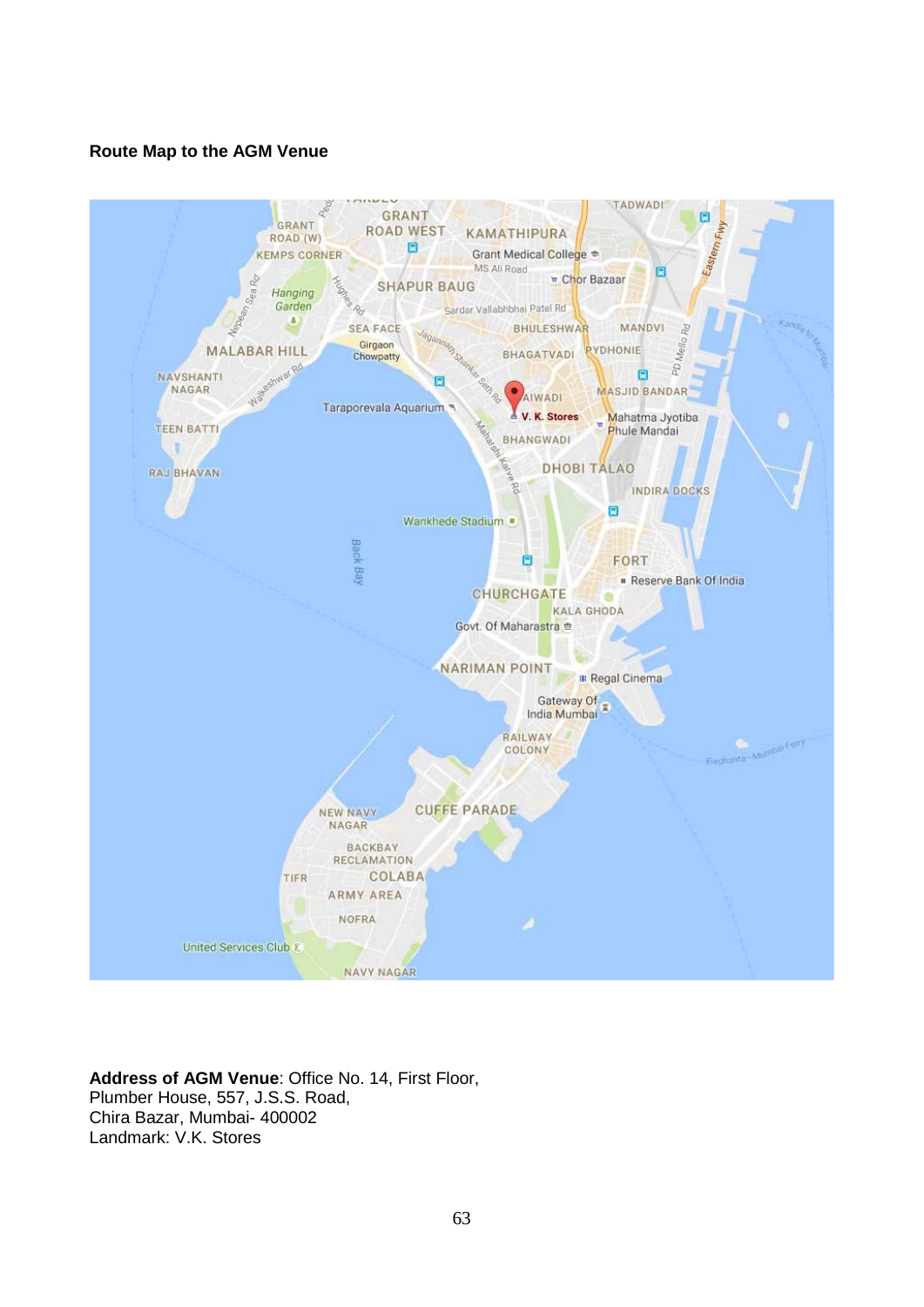**Route Map to the AGM Venue**

**Address of AGM Venue**: Office No. 14, First Floor,
Plumber House, 557, J.S.S. Road,
Chira Bazar, Mumbai- 400002
Landmark: V.K. Stores